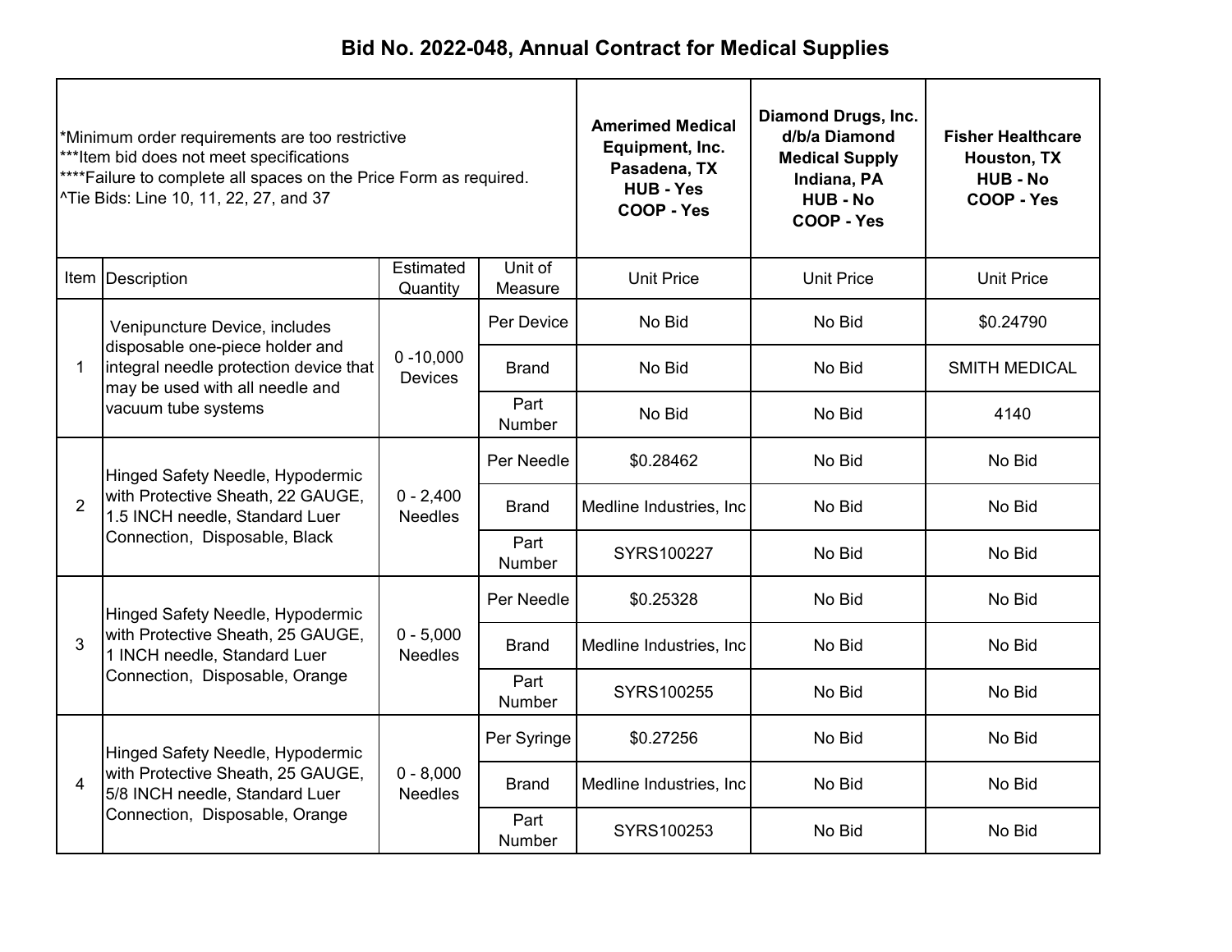# Bid No. 2022-048, Annual Contract for Medical Supplies

*Minimum order requirements are too restrictive
***Item bid does not meet specifications
****Failure to complete all spaces on the Price Form as required.
^Tie Bids: Line 10, 11, 22, 27, and 37

| Item | Description | Estimated Quantity | Unit of Measure | Amerimed Medical Equipment, Inc. Pasadena, TX HUB - Yes COOP - Yes | Diamond Drugs, Inc. d/b/a Diamond Medical Supply Indiana, PA HUB - No COOP - Yes | Fisher Healthcare Houston, TX HUB - No COOP - Yes |
|---|---|---|---|---|---|---|
| | | | | Unit Price | Unit Price | Unit Price |
| 1 | Venipuncture Device, includes disposable one-piece holder and integral needle protection device that may be used with all needle and vacuum tube systems | 0 -10,000 Devices | Per Device | No Bid | No Bid | $0.24790 |
| | | | Brand | No Bid | No Bid | SMITH MEDICAL |
| | | | Part Number | No Bid | No Bid | 4140 |
| 2 | Hinged Safety Needle, Hypodermic with Protective Sheath, 22 GAUGE, 1.5 INCH needle, Standard Luer Connection, Disposable, Black | 0 - 2,400 Needles | Per Needle | $0.28462 | No Bid | No Bid |
| | | | Brand | Medline Industries, Inc | No Bid | No Bid |
| | | | Part Number | SYRS100227 | No Bid | No Bid |
| 3 | Hinged Safety Needle, Hypodermic with Protective Sheath, 25 GAUGE, 1 INCH needle, Standard Luer Connection, Disposable, Orange | 0 - 5,000 Needles | Per Needle | $0.25328 | No Bid | No Bid |
| | | | Brand | Medline Industries, Inc | No Bid | No Bid |
| | | | Part Number | SYRS100255 | No Bid | No Bid |
| 4 | Hinged Safety Needle, Hypodermic with Protective Sheath, 25 GAUGE, 5/8 INCH needle, Standard Luer Connection, Disposable, Orange | 0 - 8,000 Needles | Per Syringe | $0.27256 | No Bid | No Bid |
| | | | Brand | Medline Industries, Inc | No Bid | No Bid |
| | | | Part Number | SYRS100253 | No Bid | No Bid |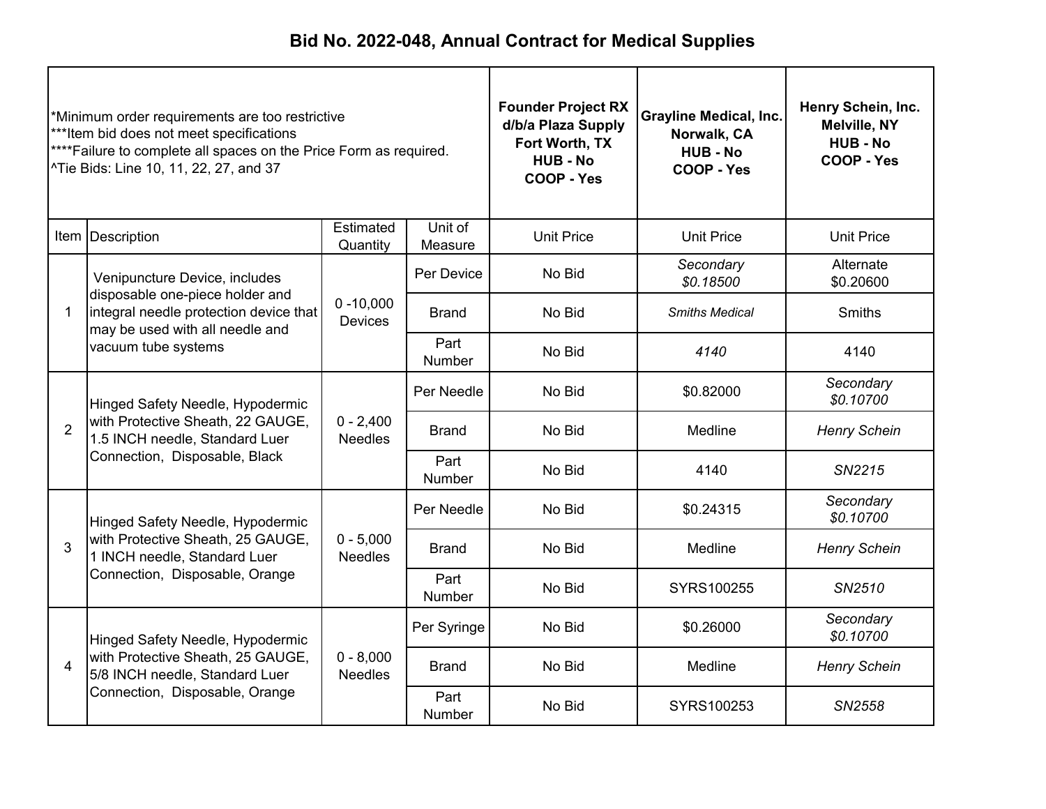# Bid No. 2022-048, Annual Contract for Medical Supplies

*Minimum order requirements are too restrictive
***Item bid does not meet specifications
****Failure to complete all spaces on the Price Form as required.
^Tie Bids: Line 10, 11, 22, 27, and 37

| Item | Description | Estimated Quantity | Unit of Measure | **Founder Project RX d/b/a Plaza Supply Fort Worth, TX HUB - No COOP - Yes** | **Grayline Medical, Inc. Norwalk, CA HUB - No COOP - Yes** | **Henry Schein, Inc. Melville, NY HUB - No COOP - Yes** |
|---|---|---|---|---|---|---|
| | | | | Unit Price | Unit Price | Unit Price |
| 1 | Venipuncture Device, includes disposable one-piece holder and integral needle protection device that may be used with all needle and vacuum tube systems | 0 -10,000 Devices | Per Device | No Bid | *Secondary $0.18500* | Alternate $0.20600 |
| | | | Brand | No Bid | *Smiths Medical* | Smiths |
| | | | Part Number | No Bid | *4140* | 4140 |
| 2 | Hinged Safety Needle, Hypodermic with Protective Sheath, 22 GAUGE, 1.5 INCH needle, Standard Luer Connection, Disposable, Black | 0 - 2,400 Needles | Per Needle | No Bid | $0.82000 | *Secondary $0.10700* |
| | | | Brand | No Bid | Medline | *Henry Schein* |
| | | | Part Number | No Bid | 4140 | *SN2215* |
| 3 | Hinged Safety Needle, Hypodermic with Protective Sheath, 25 GAUGE, 1 INCH needle, Standard Luer Connection, Disposable, Orange | 0 - 5,000 Needles | Per Needle | No Bid | $0.24315 | *Secondary $0.10700* |
| | | | Brand | No Bid | Medline | *Henry Schein* |
| | | | Part Number | No Bid | SYRS100255 | *SN2510* |
| 4 | Hinged Safety Needle, Hypodermic with Protective Sheath, 25 GAUGE, 5/8 INCH needle, Standard Luer Connection, Disposable, Orange | 0 - 8,000 Needles | Per Syringe | No Bid | $0.26000 | *Secondary $0.10700* |
| | | | Brand | No Bid | Medline | *Henry Schein* |
| | | | Part Number | No Bid | SYRS100253 | *SN2558* |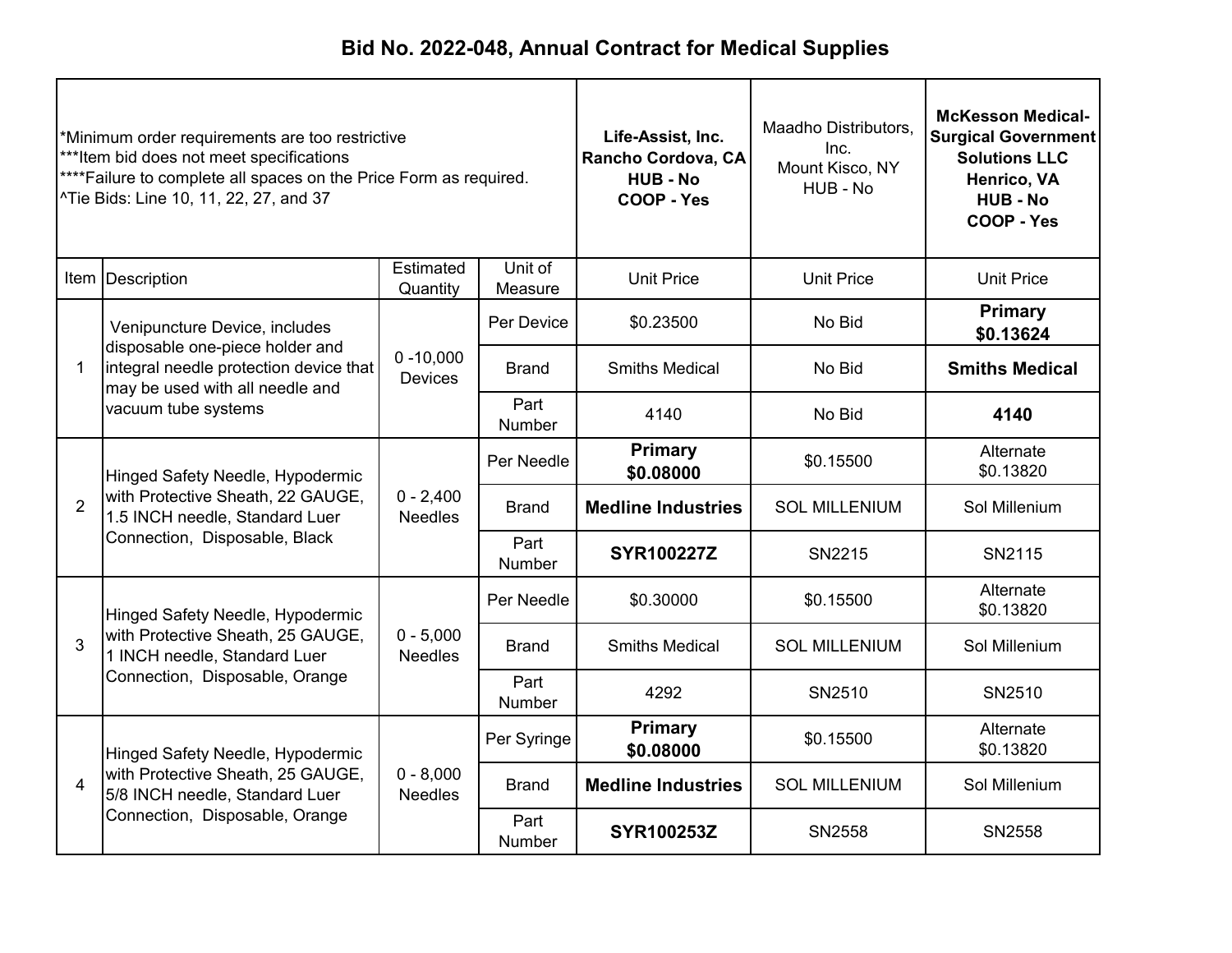# Bid No. 2022-048, Annual Contract for Medical Supplies

| *Minimum order requirements are too restrictive<br>***Item bid does not meet specifications<br>****Failure to complete all spaces on the Price Form as required.<br>^Tie Bids: Line 10, 11, 22, 27, and 37 | | | | **Life-Assist, Inc.<br>Rancho Cordova, CA<br>HUB - No<br>COOP - Yes** | Maadho Distributors, Inc.<br>Mount Kisco, NY<br>HUB - No | **McKesson Medical-Surgical Government Solutions LLC<br>Henrico, VA<br>HUB - No<br>COOP - Yes** |
|---|---|---|---|---|---|---|
| Item | Description | Estimated Quantity | Unit of Measure | Unit Price | Unit Price | Unit Price |
| 1 | Venipuncture Device, includes disposable one-piece holder and integral needle protection device that may be used with all needle and vacuum tube systems | 0 -10,000 Devices | Per Device | $0.23500 | No Bid | **Primary<br>$0.13624** |
| | | | Brand | Smiths Medical | No Bid | **Smiths Medical** |
| | | | Part Number | 4140 | No Bid | **4140** |
| 2 | Hinged Safety Needle, Hypodermic with Protective Sheath, 22 GAUGE, 1.5 INCH needle, Standard Luer Connection, Disposable, Black | 0 - 2,400 Needles | Per Needle | **Primary<br>$0.08000** | $0.15500 | Alternate<br>$0.13820 |
| | | | Brand | **Medline Industries** | SOL MILLENIUM | Sol Millenium |
| | | | Part Number | **SYR100227Z** | SN2215 | SN2115 |
| 3 | Hinged Safety Needle, Hypodermic with Protective Sheath, 25 GAUGE, 1 INCH needle, Standard Luer Connection, Disposable, Orange | 0 - 5,000 Needles | Per Needle | $0.30000 | $0.15500 | Alternate<br>$0.13820 |
| | | | Brand | Smiths Medical | SOL MILLENIUM | Sol Millenium |
| | | | Part Number | 4292 | SN2510 | SN2510 |
| 4 | Hinged Safety Needle, Hypodermic with Protective Sheath, 25 GAUGE, 5/8 INCH needle, Standard Luer Connection, Disposable, Orange | 0 - 8,000 Needles | Per Syringe | **Primary<br>$0.08000** | $0.15500 | Alternate<br>$0.13820 |
| | | | Brand | **Medline Industries** | SOL MILLENIUM | Sol Millenium |
| | | | Part Number | **SYR100253Z** | SN2558 | SN2558 |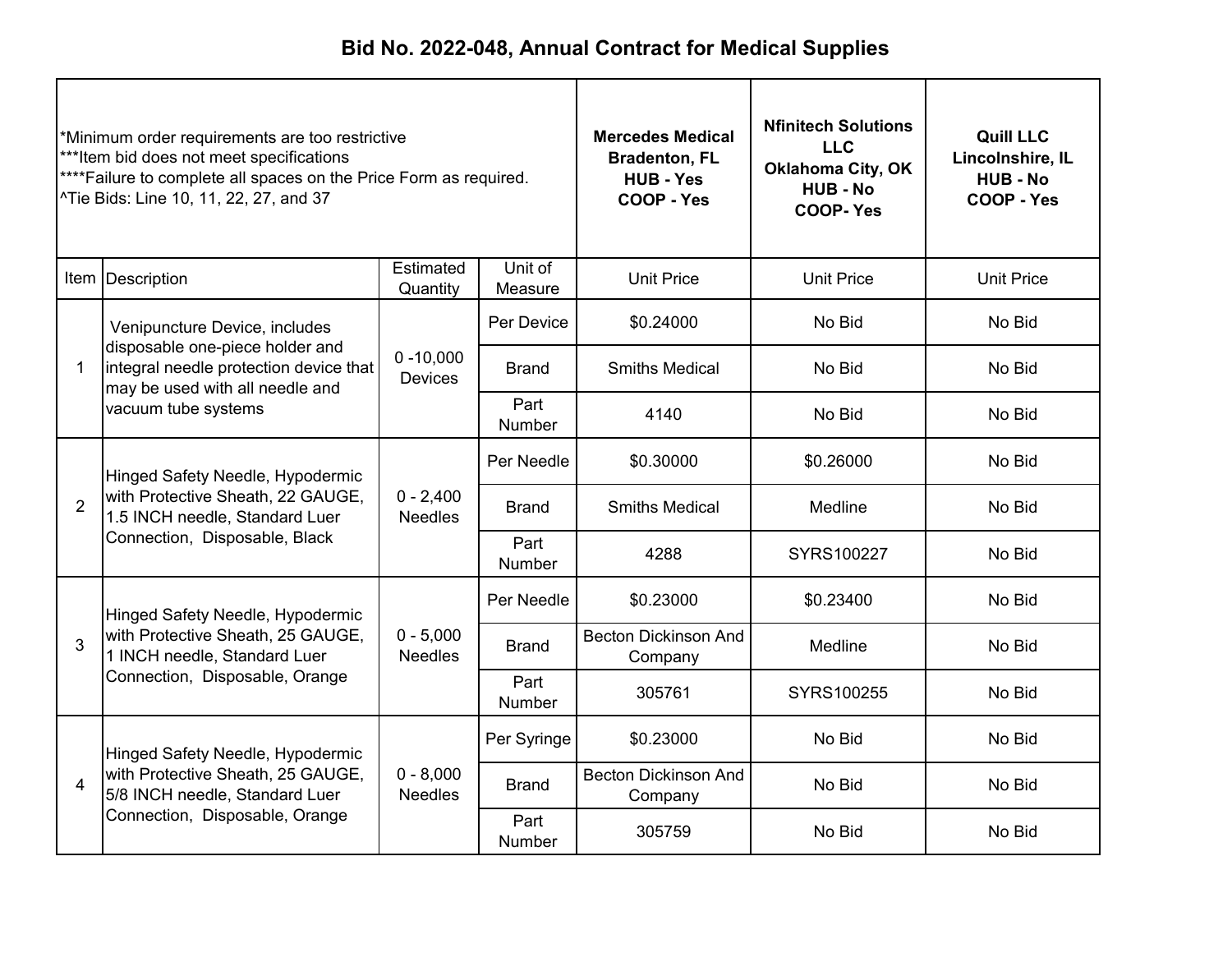# Bid No. 2022-048, Annual Contract for Medical Supplies

| *Minimum order requirements are too restrictive<br>***Item bid does not meet specifications<br>****Failure to complete all spaces on the Price Form as required.<br>^Tie Bids: Line 10, 11, 22, 27, and 37 | | | | **Mercedes Medical<br>Bradenton, FL<br>HUB - Yes<br>COOP - Yes** | **Nfinitech Solutions LLC<br>Oklahoma City, OK<br>HUB - No<br>COOP- Yes** | **Quill LLC<br>Lincolnshire, IL<br>HUB - No<br>COOP - Yes** |
|---|---|---|---|---|---|---|
| Item | Description | Estimated Quantity | Unit of Measure | Unit Price | Unit Price | Unit Price |
| 1 | Venipuncture Device, includes disposable one-piece holder and integral needle protection device that may be used with all needle and vacuum tube systems | 0 -10,000 Devices | Per Device | $0.24000 | No Bid | No Bid |
| | | | Brand | Smiths Medical | No Bid | No Bid |
| | | | Part Number | 4140 | No Bid | No Bid |
| 2 | Hinged Safety Needle, Hypodermic with Protective Sheath, 22 GAUGE, 1.5 INCH needle, Standard Luer Connection, Disposable, Black | 0 - 2,400 Needles | Per Needle | $0.30000 | $0.26000 | No Bid |
| | | | Brand | Smiths Medical | Medline | No Bid |
| | | | Part Number | 4288 | SYRS100227 | No Bid |
| 3 | Hinged Safety Needle, Hypodermic with Protective Sheath, 25 GAUGE, 1 INCH needle, Standard Luer Connection, Disposable, Orange | 0 - 5,000 Needles | Per Needle | $0.23000 | $0.23400 | No Bid |
| | | | Brand | Becton Dickinson And Company | Medline | No Bid |
| | | | Part Number | 305761 | SYRS100255 | No Bid |
| 4 | Hinged Safety Needle, Hypodermic with Protective Sheath, 25 GAUGE, 5/8 INCH needle, Standard Luer Connection, Disposable, Orange | 0 - 8,000 Needles | Per Syringe | $0.23000 | No Bid | No Bid |
| | | | Brand | Becton Dickinson And Company | No Bid | No Bid |
| | | | Part Number | 305759 | No Bid | No Bid |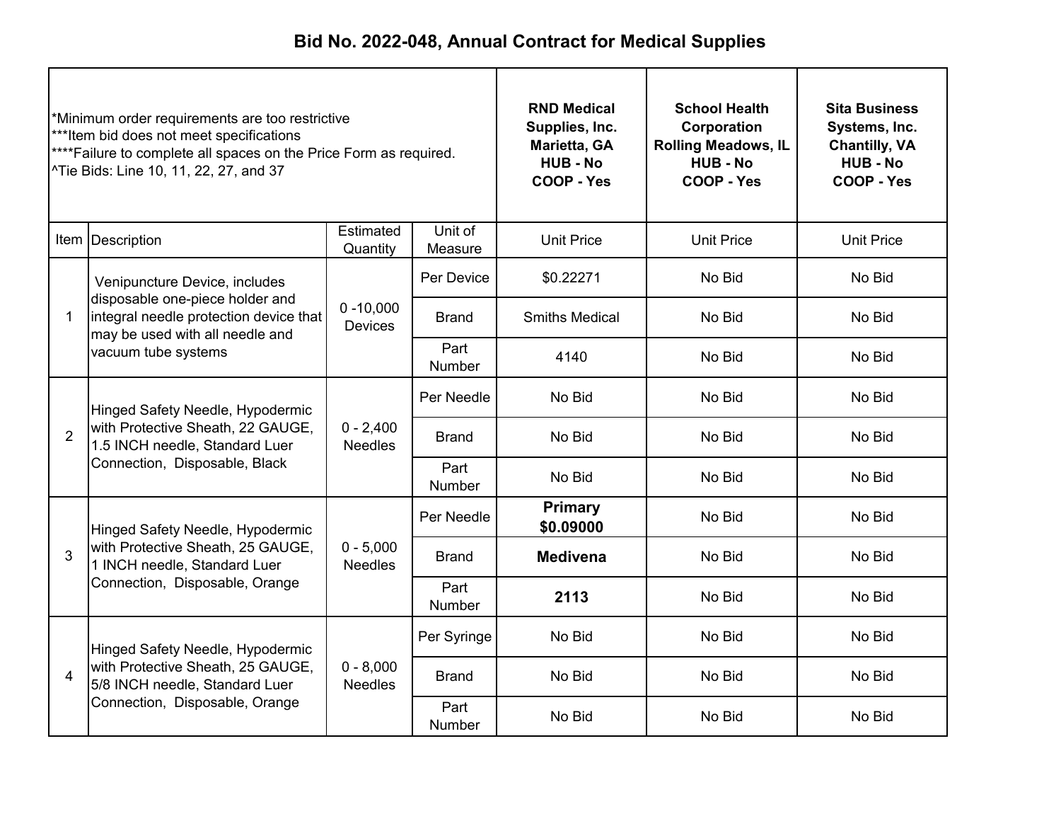# Bid No. 2022-048, Annual Contract for Medical Supplies

*Minimum order requirements are too restrictive
***Item bid does not meet specifications
****Failure to complete all spaces on the Price Form as required.
^Tie Bids: Line 10, 11, 22, 27, and 37

| Item | Description | Estimated Quantity | Unit of Measure | RND Medical Supplies, Inc. Marietta, GA HUB - No COOP - Yes | School Health Corporation Rolling Meadows, IL HUB - No COOP - Yes | Sita Business Systems, Inc. Chantilly, VA HUB - No COOP - Yes |
|---|---|---|---|---|---|---|
| | | | | Unit Price | Unit Price | Unit Price |
| 1 | Venipuncture Device, includes disposable one-piece holder and integral needle protection device that may be used with all needle and vacuum tube systems | 0 -10,000 Devices | Per Device | $0.22271 | No Bid | No Bid |
| | | | Brand | Smiths Medical | No Bid | No Bid |
| | | | Part Number | 4140 | No Bid | No Bid |
| 2 | Hinged Safety Needle, Hypodermic with Protective Sheath, 22 GAUGE, 1.5 INCH needle, Standard Luer Connection, Disposable, Black | 0 - 2,400 Needles | Per Needle | No Bid | No Bid | No Bid |
| | | | Brand | No Bid | No Bid | No Bid |
| | | | Part Number | No Bid | No Bid | No Bid |
| 3 | Hinged Safety Needle, Hypodermic with Protective Sheath, 25 GAUGE, 1 INCH needle, Standard Luer Connection, Disposable, Orange | 0 - 5,000 Needles | Per Needle | **Primary $0.09000** | No Bid | No Bid |
| | | | Brand | **Medivena** | No Bid | No Bid |
| | | | Part Number | **2113** | No Bid | No Bid |
| 4 | Hinged Safety Needle, Hypodermic with Protective Sheath, 25 GAUGE, 5/8 INCH needle, Standard Luer Connection, Disposable, Orange | 0 - 8,000 Needles | Per Syringe | No Bid | No Bid | No Bid |
| | | | Brand | No Bid | No Bid | No Bid |
| | | | Part Number | No Bid | No Bid | No Bid |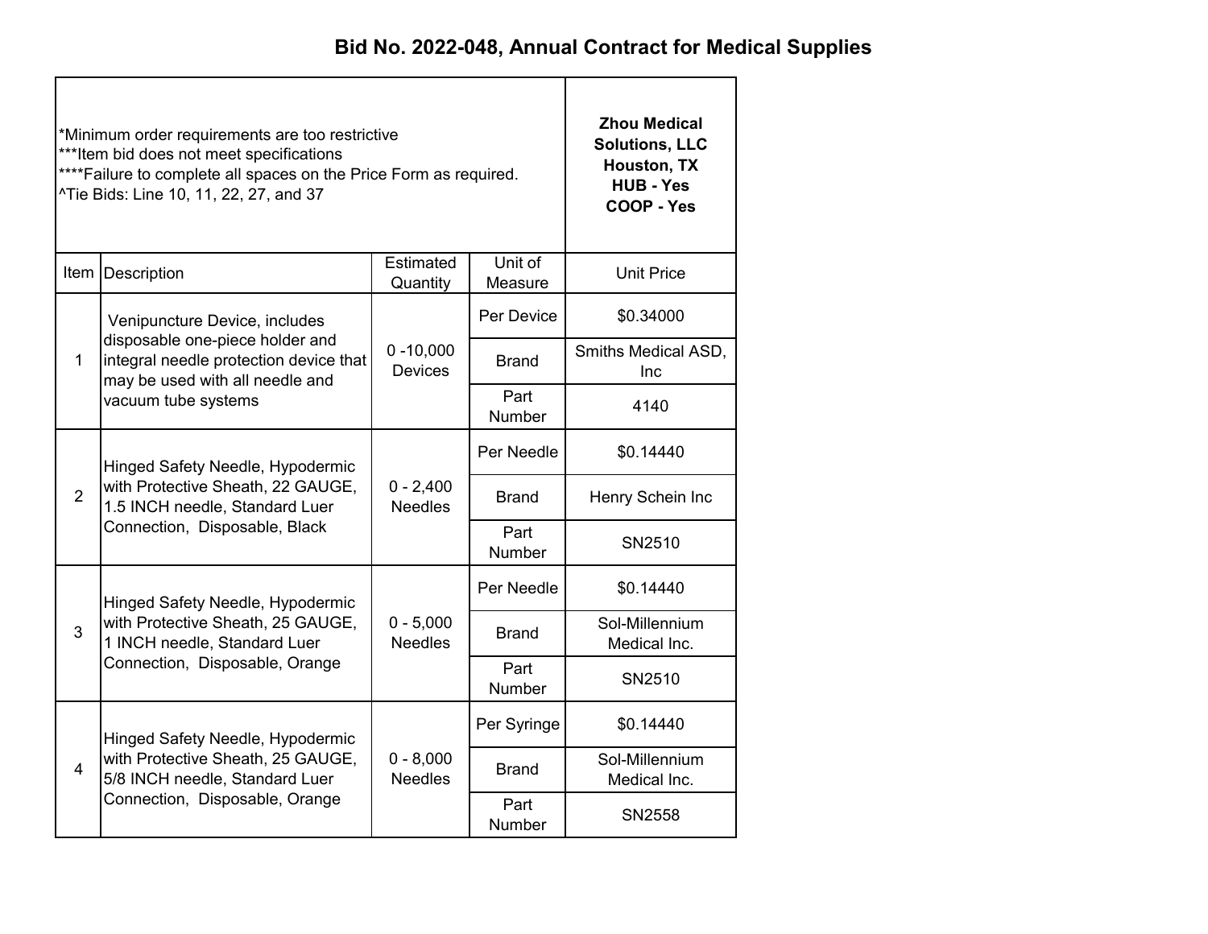# Bid No. 2022-048, Annual Contract for Medical Supplies

| *Minimum order requirements are too restrictive<br>***Item bid does not meet specifications<br>****Failure to complete all spaces on the Price Form as required.<br>^Tie Bids: Line 10, 11, 22, 27, and 37 | | | | **Zhou Medical Solutions, LLC Houston, TX HUB - Yes COOP - Yes** |
|---|---|---|---|---|
| Item | Description | Estimated Quantity | Unit of Measure | Unit Price |
| 1 | Venipuncture Device, includes disposable one-piece holder and integral needle protection device that may be used with all needle and vacuum tube systems | 0 -10,000 Devices | Per Device | $0.34000 |
| | | | Brand | Smiths Medical ASD, Inc |
| | | | Part Number | 4140 |
| 2 | Hinged Safety Needle, Hypodermic with Protective Sheath, 22 GAUGE, 1.5 INCH needle, Standard Luer Connection, Disposable, Black | 0 - 2,400 Needles | Per Needle | $0.14440 |
| | | | Brand | Henry Schein Inc |
| | | | Part Number | SN2510 |
| 3 | Hinged Safety Needle, Hypodermic with Protective Sheath, 25 GAUGE, 1 INCH needle, Standard Luer Connection, Disposable, Orange | 0 - 5,000 Needles | Per Needle | $0.14440 |
| | | | Brand | Sol-Millennium Medical Inc. |
| | | | Part Number | SN2510 |
| 4 | Hinged Safety Needle, Hypodermic with Protective Sheath, 25 GAUGE, 5/8 INCH needle, Standard Luer Connection, Disposable, Orange | 0 - 8,000 Needles | Per Syringe | $0.14440 |
| | | | Brand | Sol-Millennium Medical Inc. |
| | | | Part Number | SN2558 |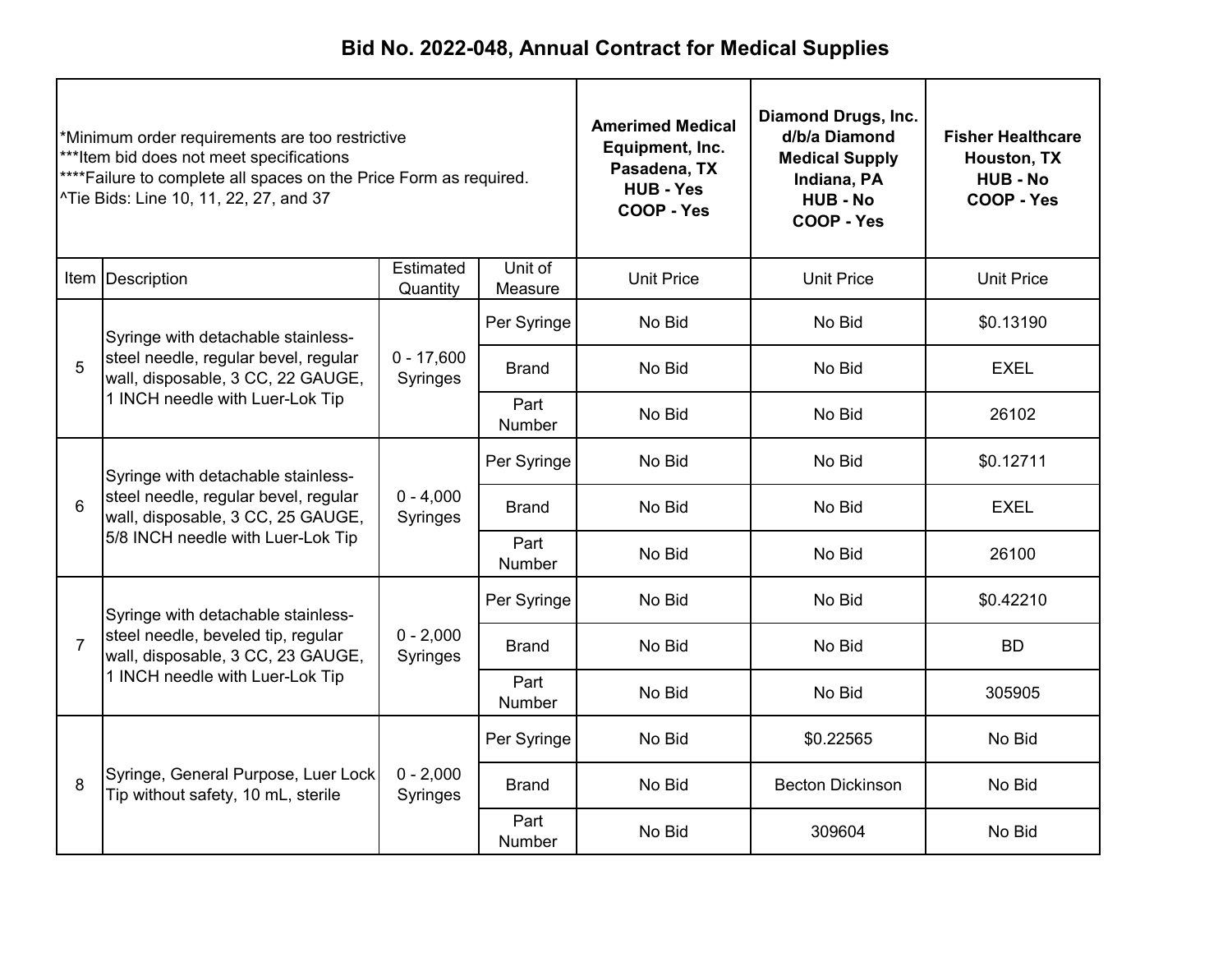# Bid No. 2022-048, Annual Contract for Medical Supplies

| *Minimum order requirements are too restrictive<br>***Item bid does not meet specifications<br>****Failure to complete all spaces on the Price Form as required.<br>^Tie Bids: Line 10, 11, 22, 27, and 37 | | | | **Amerimed Medical Equipment, Inc.<br>Pasadena, TX<br>HUB - Yes<br>COOP - Yes** | **Diamond Drugs, Inc. d/b/a Diamond Medical Supply<br>Indiana, PA<br>HUB - No<br>COOP - Yes** | **Fisher Healthcare<br>Houston, TX<br>HUB - No<br>COOP - Yes** |
|---|---|---|---|---|---|---|
| Item | Description | Estimated Quantity | Unit of Measure | Unit Price | Unit Price | Unit Price |
| 5 | Syringe with detachable stainless-steel needle, regular bevel, regular wall, disposable, 3 CC, 22 GAUGE, 1 INCH needle with Luer-Lok Tip | 0 - 17,600 Syringes | Per Syringe | No Bid | No Bid | $0.13190 |
| | | | Brand | No Bid | No Bid | EXEL |
| | | | Part Number | No Bid | No Bid | 26102 |
| 6 | Syringe with detachable stainless-steel needle, regular bevel, regular wall, disposable, 3 CC, 25 GAUGE, 5/8 INCH needle with Luer-Lok Tip | 0 - 4,000 Syringes | Per Syringe | No Bid | No Bid | $0.12711 |
| | | | Brand | No Bid | No Bid | EXEL |
| | | | Part Number | No Bid | No Bid | 26100 |
| 7 | Syringe with detachable stainless-steel needle, beveled tip, regular wall, disposable, 3 CC, 23 GAUGE, 1 INCH needle with Luer-Lok Tip | 0 - 2,000 Syringes | Per Syringe | No Bid | No Bid | $0.42210 |
| | | | Brand | No Bid | No Bid | BD |
| | | | Part Number | No Bid | No Bid | 305905 |
| 8 | Syringe, General Purpose, Luer Lock Tip without safety, 10 mL, sterile | 0 - 2,000 Syringes | Per Syringe | No Bid | $0.22565 | No Bid |
| | | | Brand | No Bid | Becton Dickinson | No Bid |
| | | | Part Number | No Bid | 309604 | No Bid |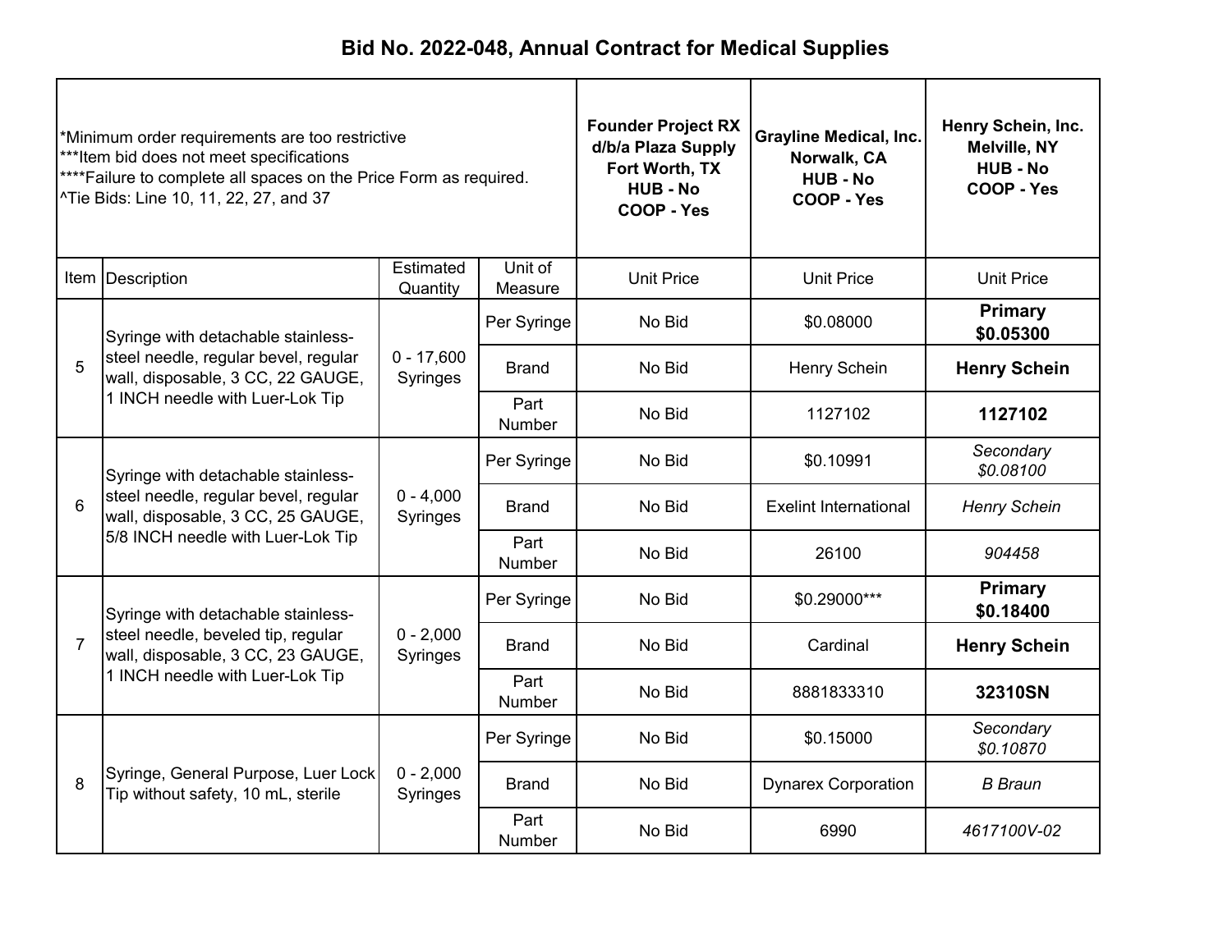# Bid No. 2022-048, Annual Contract for Medical Supplies

*Minimum order requirements are too restrictive
***Item bid does not meet specifications
****Failure to complete all spaces on the Price Form as required.
^Tie Bids: Line 10, 11, 22, 27, and 37

| Item | Description | Estimated Quantity | Unit of Measure | **Founder Project RX d/b/a Plaza Supply Fort Worth, TX HUB - No COOP - Yes** | **Grayline Medical, Inc. Norwalk, CA HUB - No COOP - Yes** | **Henry Schein, Inc. Melville, NY HUB - No COOP - Yes** |
|---|---|---|---|---|---|---|
| | | | | Unit Price | Unit Price | Unit Price |
| 5 | Syringe with detachable stainless-steel needle, regular bevel, regular wall, disposable, 3 CC, 22 GAUGE, 1 INCH needle with Luer-Lok Tip | 0 - 17,600 Syringes | Per Syringe | No Bid | $0.08000 | **Primary $0.05300** |
| | | | Brand | No Bid | Henry Schein | **Henry Schein** |
| | | | Part Number | No Bid | 1127102 | **1127102** |
| 6 | Syringe with detachable stainless-steel needle, regular bevel, regular wall, disposable, 3 CC, 25 GAUGE, 5/8 INCH needle with Luer-Lok Tip | 0 - 4,000 Syringes | Per Syringe | No Bid | $0.10991 | *Secondary $0.08100* |
| | | | Brand | No Bid | Exelint International | *Henry Schein* |
| | | | Part Number | No Bid | 26100 | *904458* |
| 7 | Syringe with detachable stainless-steel needle, beveled tip, regular wall, disposable, 3 CC, 23 GAUGE, 1 INCH needle with Luer-Lok Tip | 0 - 2,000 Syringes | Per Syringe | No Bid | $0.29000*** | **Primary $0.18400** |
| | | | Brand | No Bid | Cardinal | **Henry Schein** |
| | | | Part Number | No Bid | 8881833310 | **32310SN** |
| 8 | Syringe, General Purpose, Luer Lock Tip without safety, 10 mL, sterile | 0 - 2,000 Syringes | Per Syringe | No Bid | $0.15000 | *Secondary $0.10870* |
| | | | Brand | No Bid | Dynarex Corporation | *B Braun* |
| | | | Part Number | No Bid | 6990 | *4617100V-02* |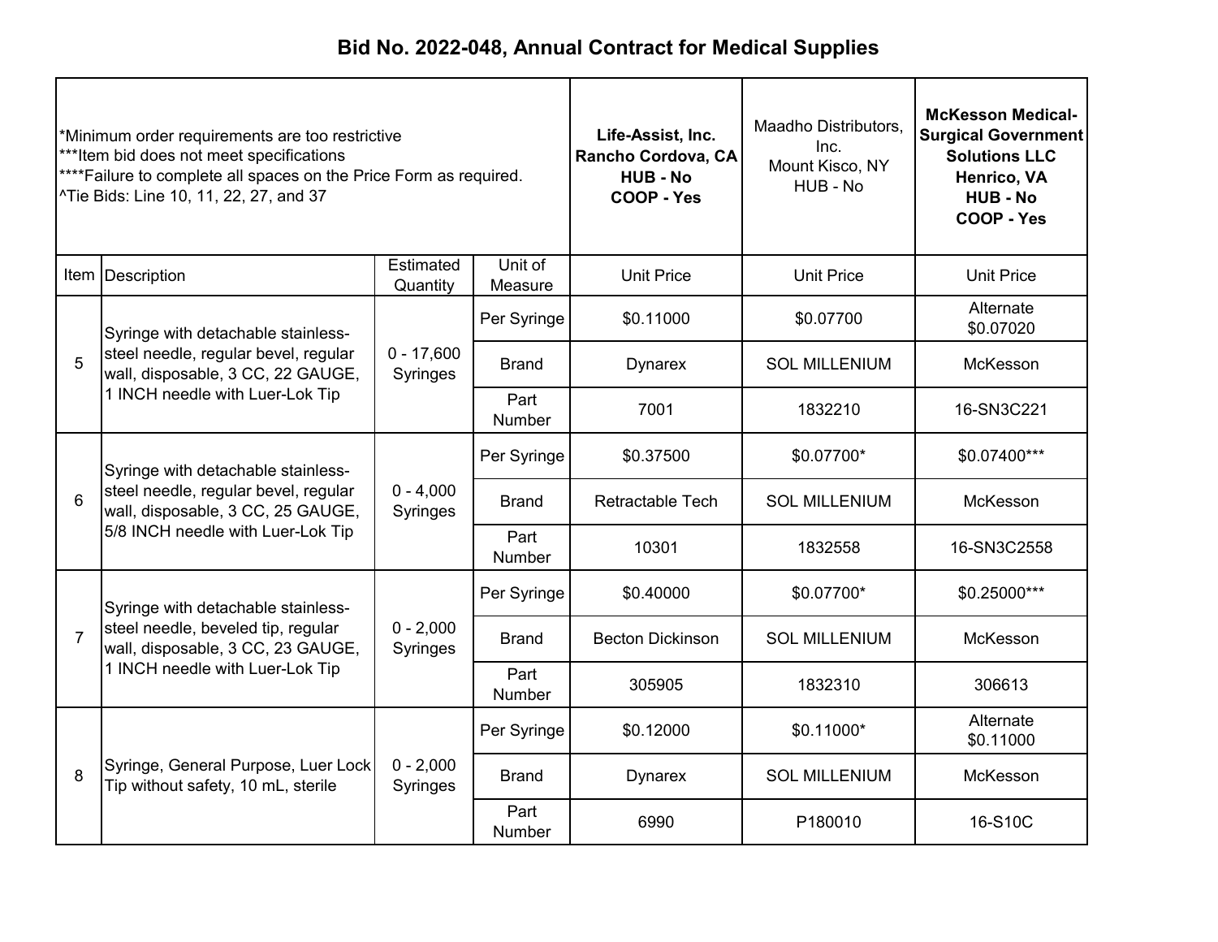# Bid No. 2022-048, Annual Contract for Medical Supplies

| *Minimum order requirements are too restrictive<br>***Item bid does not meet specifications<br>****Failure to complete all spaces on the Price Form as required.<br>^Tie Bids: Line 10, 11, 22, 27, and 37 | | | | **Life-Assist, Inc.<br>Rancho Cordova, CA<br>HUB - No<br>COOP - Yes** | Maadho Distributors, Inc.<br>Mount Kisco, NY<br>HUB - No | **McKesson Medical-Surgical Government Solutions LLC<br>Henrico, VA<br>HUB - No<br>COOP - Yes** |
|---|---|---|---|---|---|---|
| Item | Description | Estimated Quantity | Unit of Measure | Unit Price | Unit Price | Unit Price |
| 5 | Syringe with detachable stainless-steel needle, regular bevel, regular wall, disposable, 3 CC, 22 GAUGE, 1 INCH needle with Luer-Lok Tip | 0 - 17,600 Syringes | Per Syringe | $0.11000 | $0.07700 | Alternate $0.07020 |
| | | | Brand | Dynarex | SOL MILLENIUM | McKesson |
| | | | Part Number | 7001 | 1832210 | 16-SN3C221 |
| 6 | Syringe with detachable stainless-steel needle, regular bevel, regular wall, disposable, 3 CC, 25 GAUGE, 5/8 INCH needle with Luer-Lok Tip | 0 - 4,000 Syringes | Per Syringe | $0.37500 | $0.07700* | $0.07400*** |
| | | | Brand | Retractable Tech | SOL MILLENIUM | McKesson |
| | | | Part Number | 10301 | 1832558 | 16-SN3C2558 |
| 7 | Syringe with detachable stainless-steel needle, beveled tip, regular wall, disposable, 3 CC, 23 GAUGE, 1 INCH needle with Luer-Lok Tip | 0 - 2,000 Syringes | Per Syringe | $0.40000 | $0.07700* | $0.25000*** |
| | | | Brand | Becton Dickinson | SOL MILLENIUM | McKesson |
| | | | Part Number | 305905 | 1832310 | 306613 |
| 8 | Syringe, General Purpose, Luer Lock Tip without safety, 10 mL, sterile | 0 - 2,000 Syringes | Per Syringe | $0.12000 | $0.11000* | Alternate $0.11000 |
| | | | Brand | Dynarex | SOL MILLENIUM | McKesson |
| | | | Part Number | 6990 | P180010 | 16-S10C |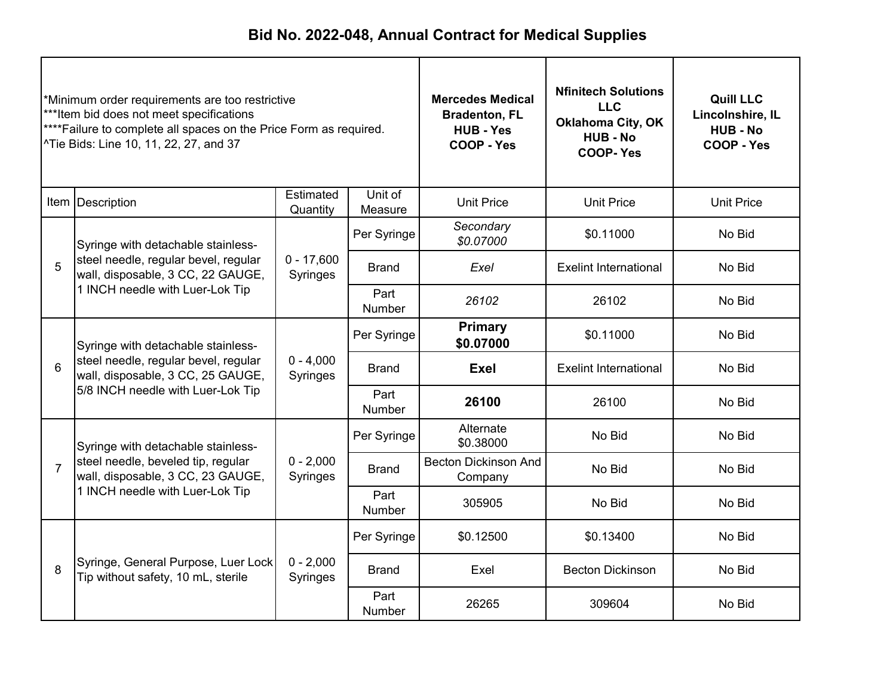# Bid No. 2022-048, Annual Contract for Medical Supplies

*Minimum order requirements are too restrictive
***Item bid does not meet specifications
****Failure to complete all spaces on the Price Form as required.
^Tie Bids: Line 10, 11, 22, 27, and 37

| Item | Description | Estimated Quantity | Unit of Measure | Mercedes Medical Bradenton, FL HUB - Yes COOP - Yes | Nfinitech Solutions LLC Oklahoma City, OK HUB - No COOP- Yes | Quill LLC Lincolnshire, IL HUB - No COOP - Yes |
|---|---|---|---|---|---|---|
| | | | | Unit Price | Unit Price | Unit Price |
| 5 | Syringe with detachable stainless-steel needle, regular bevel, regular wall, disposable, 3 CC, 22 GAUGE, 1 INCH needle with Luer-Lok Tip | 0 - 17,600 Syringes | Per Syringe | *Secondary $0.07000* | $0.11000 | No Bid |
| | | | Brand | *Exel* | Exelint International | No Bid |
| | | | Part Number | *26102* | 26102 | No Bid |
| 6 | Syringe with detachable stainless-steel needle, regular bevel, regular wall, disposable, 3 CC, 25 GAUGE, 5/8 INCH needle with Luer-Lok Tip | 0 - 4,000 Syringes | Per Syringe | **Primary $0.07000** | $0.11000 | No Bid |
| | | | Brand | **Exel** | Exelint International | No Bid |
| | | | Part Number | **26100** | 26100 | No Bid |
| 7 | Syringe with detachable stainless-steel needle, beveled tip, regular wall, disposable, 3 CC, 23 GAUGE, 1 INCH needle with Luer-Lok Tip | 0 - 2,000 Syringes | Per Syringe | Alternate $0.38000 | No Bid | No Bid |
| | | | Brand | Becton Dickinson And Company | No Bid | No Bid |
| | | | Part Number | 305905 | No Bid | No Bid |
| 8 | Syringe, General Purpose, Luer Lock Tip without safety, 10 mL, sterile | 0 - 2,000 Syringes | Per Syringe | $0.12500 | $0.13400 | No Bid |
| | | | Brand | Exel | Becton Dickinson | No Bid |
| | | | Part Number | 26265 | 309604 | No Bid |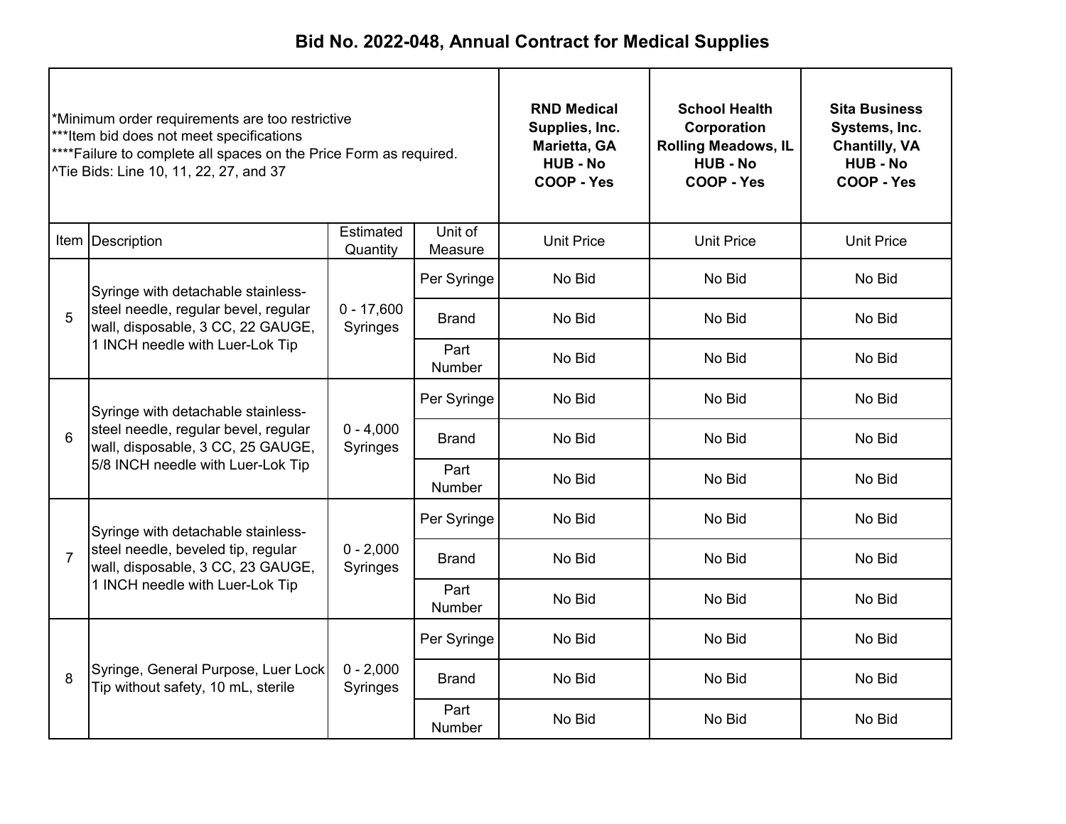# Bid No. 2022-048, Annual Contract for Medical Supplies

| *Minimum order requirements are too restrictive<br>***Item bid does not meet specifications<br>****Failure to complete all spaces on the Price Form as required.<br>^Tie Bids: Line 10, 11, 22, 27, and 37 | | | | RND Medical Supplies, Inc.<br>Marietta, GA<br>HUB - No<br>COOP - Yes | School Health Corporation<br>Rolling Meadows, IL<br>HUB - No<br>COOP - Yes | Sita Business Systems, Inc.<br>Chantilly, VA<br>HUB - No<br>COOP - Yes |
|---|---|---|---|---|---|---|
| Item | Description | Estimated Quantity | Unit of Measure | Unit Price | Unit Price | Unit Price |
| 5 | Syringe with detachable stainless-steel needle, regular bevel, regular wall, disposable, 3 CC, 22 GAUGE, 1 INCH needle with Luer-Lok Tip | 0 - 17,600 Syringes | Per Syringe | No Bid | No Bid | No Bid |
| | | | Brand | No Bid | No Bid | No Bid |
| | | | Part Number | No Bid | No Bid | No Bid |
| 6 | Syringe with detachable stainless-steel needle, regular bevel, regular wall, disposable, 3 CC, 25 GAUGE, 5/8 INCH needle with Luer-Lok Tip | 0 - 4,000 Syringes | Per Syringe | No Bid | No Bid | No Bid |
| | | | Brand | No Bid | No Bid | No Bid |
| | | | Part Number | No Bid | No Bid | No Bid |
| 7 | Syringe with detachable stainless-steel needle, beveled tip, regular wall, disposable, 3 CC, 23 GAUGE, 1 INCH needle with Luer-Lok Tip | 0 - 2,000 Syringes | Per Syringe | No Bid | No Bid | No Bid |
| | | | Brand | No Bid | No Bid | No Bid |
| | | | Part Number | No Bid | No Bid | No Bid |
| 8 | Syringe, General Purpose, Luer Lock Tip without safety, 10 mL, sterile | 0 - 2,000 Syringes | Per Syringe | No Bid | No Bid | No Bid |
| | | | Brand | No Bid | No Bid | No Bid |
| | | | Part Number | No Bid | No Bid | No Bid |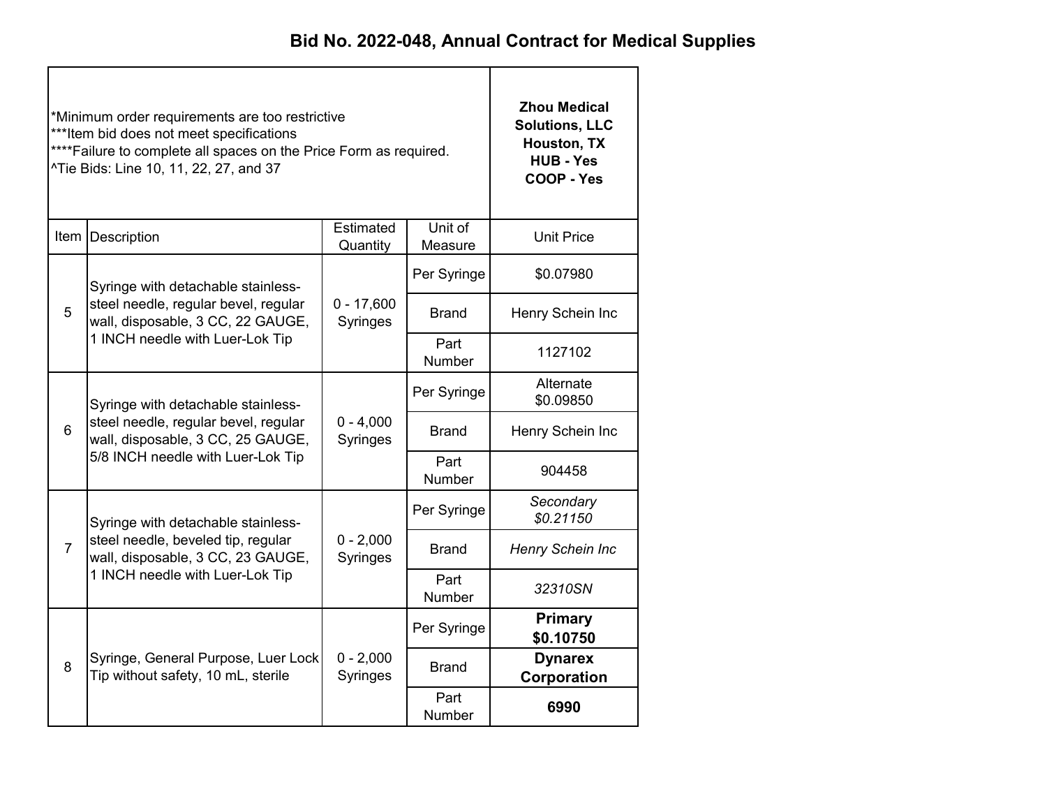# Bid No. 2022-048, Annual Contract for Medical Supplies

| *Minimum order requirements are too restrictive<br>***Item bid does not meet specifications<br>****Failure to complete all spaces on the Price Form as required.<br>^Tie Bids: Line 10, 11, 22, 27, and 37 | | | | **Zhou Medical Solutions, LLC Houston, TX HUB - Yes COOP - Yes** |
|---|---|---|---|---|
| Item | Description | Estimated Quantity | Unit of Measure | Unit Price |
| 5 | Syringe with detachable stainless-steel needle, regular bevel, regular wall, disposable, 3 CC, 22 GAUGE, 1 INCH needle with Luer-Lok Tip | 0 - 17,600 Syringes | Per Syringe | $0.07980 |
| | | | Brand | Henry Schein Inc |
| | | | Part Number | 1127102 |
| 6 | Syringe with detachable stainless-steel needle, regular bevel, regular wall, disposable, 3 CC, 25 GAUGE, 5/8 INCH needle with Luer-Lok Tip | 0 - 4,000 Syringes | Per Syringe | Alternate $0.09850 |
| | | | Brand | Henry Schein Inc |
| | | | Part Number | 904458 |
| 7 | Syringe with detachable stainless-steel needle, beveled tip, regular wall, disposable, 3 CC, 23 GAUGE, 1 INCH needle with Luer-Lok Tip | 0 - 2,000 Syringes | Per Syringe | *Secondary $0.21150* |
| | | | Brand | *Henry Schein Inc* |
| | | | Part Number | *32310SN* |
| 8 | Syringe, General Purpose, Luer Lock Tip without safety, 10 mL, sterile | 0 - 2,000 Syringes | Per Syringe | **Primary $0.10750** |
| | | | Brand | **Dynarex Corporation** |
| | | | Part Number | **6990** |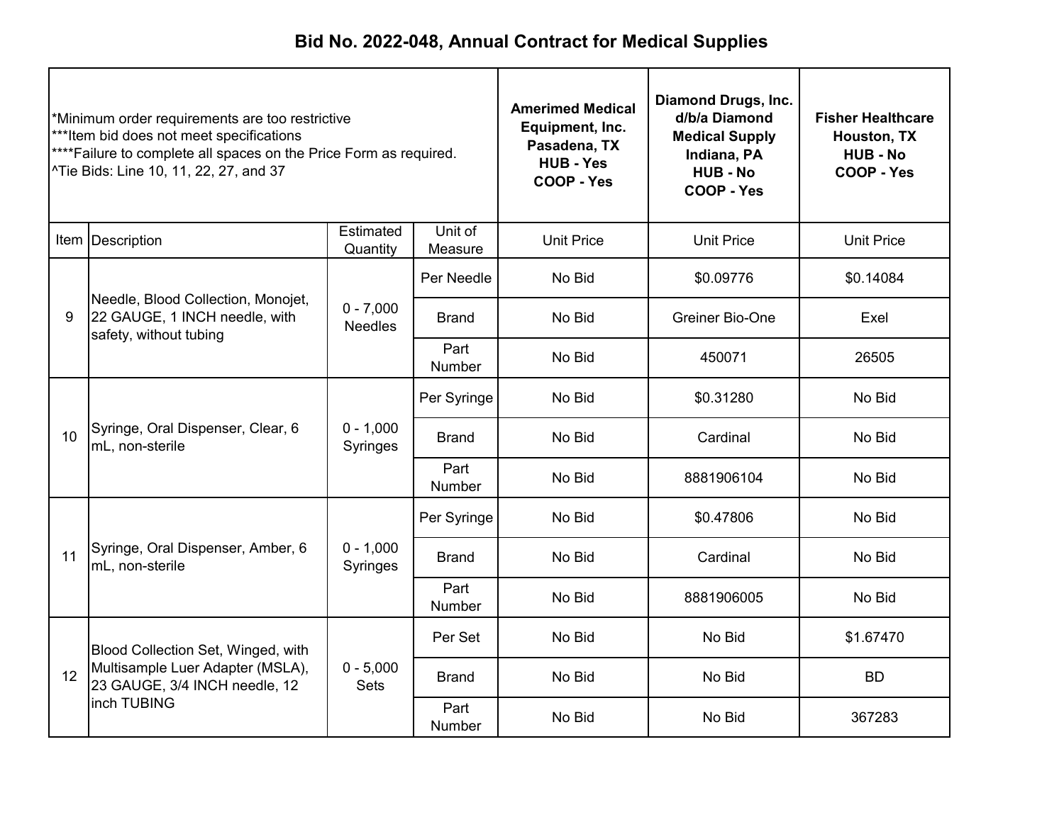# Bid No. 2022-048, Annual Contract for Medical Supplies

| *Minimum order requirements are too restrictive<br>***Item bid does not meet specifications<br>****Failure to complete all spaces on the Price Form as required.<br>^Tie Bids: Line 10, 11, 22, 27, and 37 | | | | Amerimed Medical Equipment, Inc.<br>Pasadena, TX<br>HUB - Yes<br>COOP - Yes | Diamond Drugs, Inc. d/b/a Diamond Medical Supply<br>Indiana, PA<br>HUB - No<br>COOP - Yes | Fisher Healthcare<br>Houston, TX<br>HUB - No<br>COOP - Yes |
|---|---|---|---|---|---|---|
| Item | Description | Estimated Quantity | Unit of Measure | Unit Price | Unit Price | Unit Price |
| 9 | Needle, Blood Collection, Monojet, 22 GAUGE, 1 INCH needle, with safety, without tubing | 0 - 7,000 Needles | Per Needle | No Bid | $0.09776 | $0.14084 |
| | | | Brand | No Bid | Greiner Bio-One | Exel |
| | | | Part Number | No Bid | 450071 | 26505 |
| 10 | Syringe, Oral Dispenser, Clear, 6 mL, non-sterile | 0 - 1,000 Syringes | Per Syringe | No Bid | $0.31280 | No Bid |
| | | | Brand | No Bid | Cardinal | No Bid |
| | | | Part Number | No Bid | 8881906104 | No Bid |
| 11 | Syringe, Oral Dispenser, Amber, 6 mL, non-sterile | 0 - 1,000 Syringes | Per Syringe | No Bid | $0.47806 | No Bid |
| | | | Brand | No Bid | Cardinal | No Bid |
| | | | Part Number | No Bid | 8881906005 | No Bid |
| 12 | Blood Collection Set, Winged, with Multisample Luer Adapter (MSLA), 23 GAUGE, 3/4 INCH needle, 12 inch TUBING | 0 - 5,000 Sets | Per Set | No Bid | No Bid | $1.67470 |
| | | | Brand | No Bid | No Bid | BD |
| | | | Part Number | No Bid | No Bid | 367283 |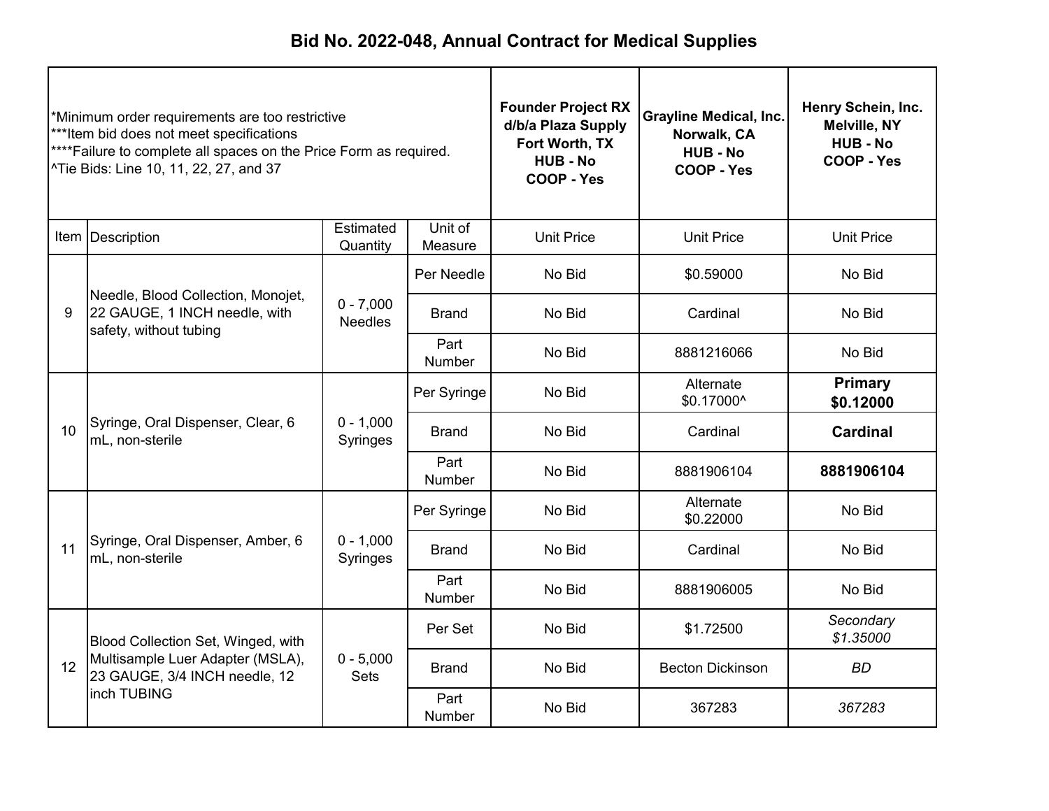# Bid No. 2022-048, Annual Contract for Medical Supplies

| \*Minimum order requirements are too restrictive<br>\*\*\*Item bid does not meet specifications<br>\*\*\*\*Failure to complete all spaces on the Price Form as required.<br>^Tie Bids: Line 10, 11, 22, 27, and 37 | | | | **Founder Project RX d/b/a Plaza Supply<br>Fort Worth, TX<br>HUB - No<br>COOP - Yes** | **Grayline Medical, Inc.<br>Norwalk, CA<br>HUB - No<br>COOP - Yes** | **Henry Schein, Inc.<br>Melville, NY<br>HUB - No<br>COOP - Yes** |
|---|---|---|---|---|---|---|
| Item | Description | Estimated Quantity | Unit of Measure | Unit Price | Unit Price | Unit Price |
| 9 | Needle, Blood Collection, Monojet, 22 GAUGE, 1 INCH needle, with safety, without tubing | 0 - 7,000 Needles | Per Needle | No Bid | $0.59000 | No Bid |
| | | | Brand | No Bid | Cardinal | No Bid |
| | | | Part Number | No Bid | 8881216066 | No Bid |
| 10 | Syringe, Oral Dispenser, Clear, 6 mL, non-sterile | 0 - 1,000 Syringes | Per Syringe | No Bid | Alternate $0.17000^ | **Primary $0.12000** |
| | | | Brand | No Bid | Cardinal | **Cardinal** |
| | | | Part Number | No Bid | 8881906104 | **8881906104** |
| 11 | Syringe, Oral Dispenser, Amber, 6 mL, non-sterile | 0 - 1,000 Syringes | Per Syringe | No Bid | Alternate $0.22000 | No Bid |
| | | | Brand | No Bid | Cardinal | No Bid |
| | | | Part Number | No Bid | 8881906005 | No Bid |
| 12 | Blood Collection Set, Winged, with Multisample Luer Adapter (MSLA), 23 GAUGE, 3/4 INCH needle, 12 inch TUBING | 0 - 5,000 Sets | Per Set | No Bid | $1.72500 | *Secondary $1.35000* |
| | | | Brand | No Bid | Becton Dickinson | *BD* |
| | | | Part Number | No Bid | 367283 | *367283* |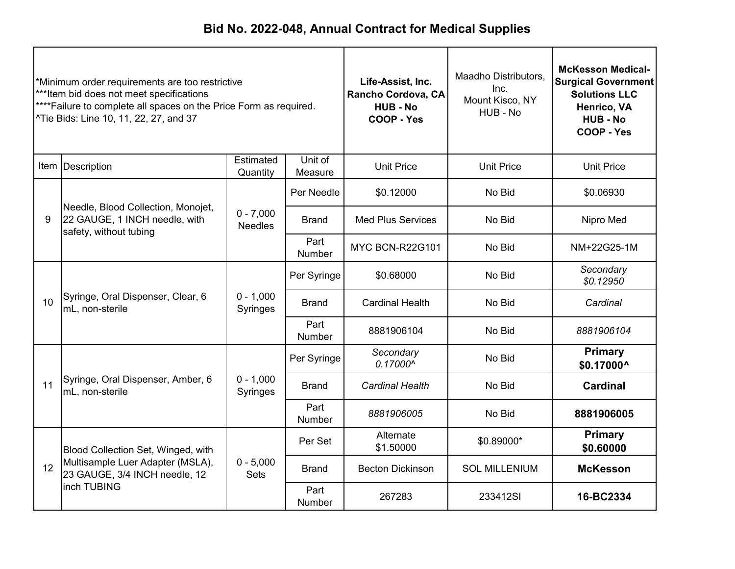# Bid No. 2022-048, Annual Contract for Medical Supplies

| *Minimum order requirements are too restrictive<br>***Item bid does not meet specifications<br>****Failure to complete all spaces on the Price Form as required.<br>^Tie Bids: Line 10, 11, 22, 27, and 37 | | | | **Life-Assist, Inc.<br>Rancho Cordova, CA<br>HUB - No<br>COOP - Yes** | Maadho Distributors, Inc.<br>Mount Kisco, NY<br>HUB - No | **McKesson Medical-Surgical Government Solutions LLC<br>Henrico, VA<br>HUB - No<br>COOP - Yes** |
|---|---|---|---|---|---|---|
| Item | Description | Estimated Quantity | Unit of Measure | Unit Price | Unit Price | Unit Price |
| 9 | Needle, Blood Collection, Monojet, 22 GAUGE, 1 INCH needle, with safety, without tubing | 0 - 7,000 Needles | Per Needle | $0.12000 | No Bid | $0.06930 |
| | | | Brand | Med Plus Services | No Bid | Nipro Med |
| | | | Part Number | MYC BCN-R22G101 | No Bid | NM+22G25-1M |
| 10 | Syringe, Oral Dispenser, Clear, 6 mL, non-sterile | 0 - 1,000 Syringes | Per Syringe | $0.68000 | No Bid | *Secondary $0.12950* |
| | | | Brand | Cardinal Health | No Bid | *Cardinal* |
| | | | Part Number | 8881906104 | No Bid | *8881906104* |
| 11 | Syringe, Oral Dispenser, Amber, 6 mL, non-sterile | 0 - 1,000 Syringes | Per Syringe | *Secondary 0.17000^* | No Bid | **Primary $0.17000^** |
| | | | Brand | *Cardinal Health* | No Bid | **Cardinal** |
| | | | Part Number | *8881906005* | No Bid | **8881906005** |
| 12 | Blood Collection Set, Winged, with Multisample Luer Adapter (MSLA), 23 GAUGE, 3/4 INCH needle, 12 inch TUBING | 0 - 5,000 Sets | Per Set | Alternate $1.50000 | $0.89000* | **Primary $0.60000** |
| | | | Brand | Becton Dickinson | SOL MILLENIUM | **McKesson** |
| | | | Part Number | 267283 | 233412SI | **16-BC2334** |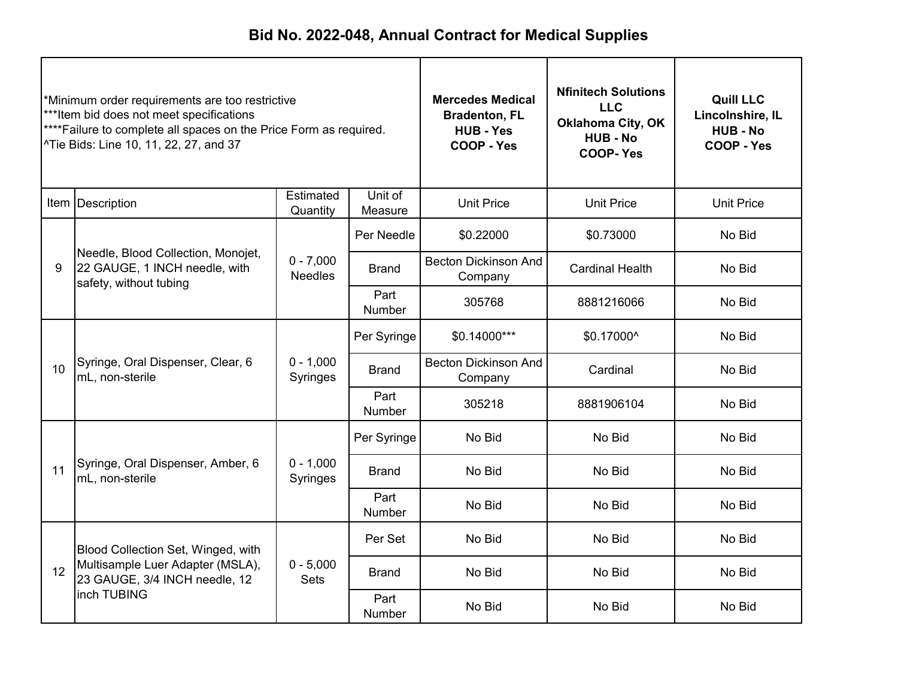# Bid No. 2022-048, Annual Contract for Medical Supplies

| *Minimum order requirements are too restrictive<br>***Item bid does not meet specifications<br>****Failure to complete all spaces on the Price Form as required.<br>^Tie Bids: Line 10, 11, 22, 27, and 37 | | | | **Mercedes Medical<br>Bradenton, FL<br>HUB - Yes<br>COOP - Yes** | **Nfinitech Solutions LLC<br>Oklahoma City, OK<br>HUB - No<br>COOP- Yes** | **Quill LLC<br>Lincolnshire, IL<br>HUB - No<br>COOP - Yes** |
|---|---|---|---|---|---|---|
| Item | Description | Estimated Quantity | Unit of Measure | Unit Price | Unit Price | Unit Price |
| 9 | Needle, Blood Collection, Monojet, 22 GAUGE, 1 INCH needle, with safety, without tubing | 0 - 7,000 Needles | Per Needle | $0.22000 | $0.73000 | No Bid |
| | | | Brand | Becton Dickinson And Company | Cardinal Health | No Bid |
| | | | Part Number | 305768 | 8881216066 | No Bid |
| 10 | Syringe, Oral Dispenser, Clear, 6 mL, non-sterile | 0 - 1,000 Syringes | Per Syringe | $0.14000*** | $0.17000^ | No Bid |
| | | | Brand | Becton Dickinson And Company | Cardinal | No Bid |
| | | | Part Number | 305218 | 8881906104 | No Bid |
| 11 | Syringe, Oral Dispenser, Amber, 6 mL, non-sterile | 0 - 1,000 Syringes | Per Syringe | No Bid | No Bid | No Bid |
| | | | Brand | No Bid | No Bid | No Bid |
| | | | Part Number | No Bid | No Bid | No Bid |
| 12 | Blood Collection Set, Winged, with Multisample Luer Adapter (MSLA), 23 GAUGE, 3/4 INCH needle, 12 inch TUBING | 0 - 5,000 Sets | Per Set | No Bid | No Bid | No Bid |
| | | | Brand | No Bid | No Bid | No Bid |
| | | | Part Number | No Bid | No Bid | No Bid |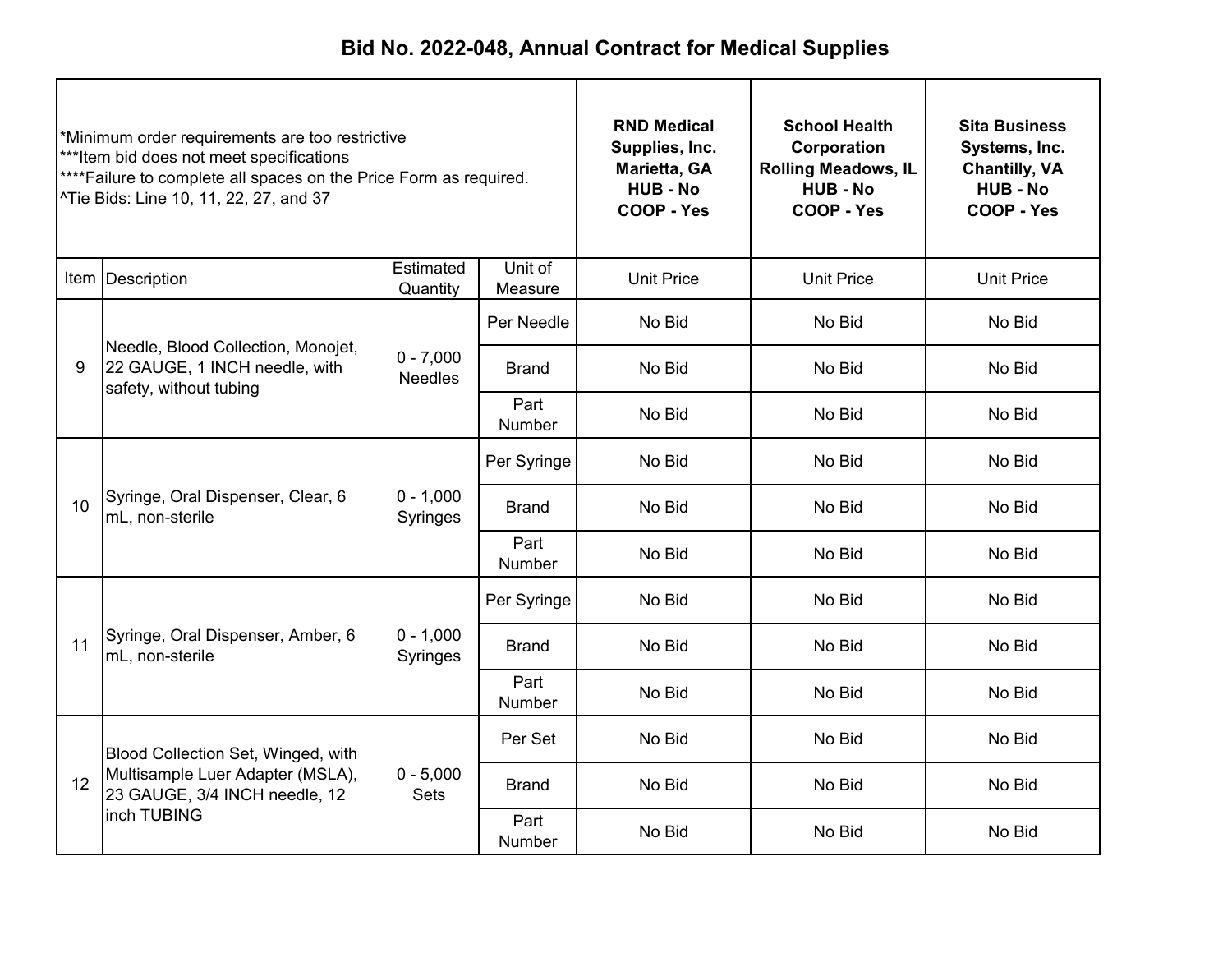# Bid No. 2022-048, Annual Contract for Medical Supplies

| *Minimum order requirements are too restrictive<br>***Item bid does not meet specifications<br>****Failure to complete all spaces on the Price Form as required.<br>^Tie Bids: Line 10, 11, 22, 27, and 37 | | | | **RND Medical Supplies, Inc.<br>Marietta, GA<br>HUB - No<br>COOP - Yes** | **School Health Corporation<br>Rolling Meadows, IL<br>HUB - No<br>COOP - Yes** | **Sita Business Systems, Inc.<br>Chantilly, VA<br>HUB - No<br>COOP - Yes** |
|---|---|---|---|---|---|---|
| Item | Description | Estimated Quantity | Unit of Measure | Unit Price | Unit Price | Unit Price |
| 9 | Needle, Blood Collection, Monojet, 22 GAUGE, 1 INCH needle, with safety, without tubing | 0 - 7,000 Needles | Per Needle | No Bid | No Bid | No Bid |
| | | | Brand | No Bid | No Bid | No Bid |
| | | | Part Number | No Bid | No Bid | No Bid |
| 10 | Syringe, Oral Dispenser, Clear, 6 mL, non-sterile | 0 - 1,000 Syringes | Per Syringe | No Bid | No Bid | No Bid |
| | | | Brand | No Bid | No Bid | No Bid |
| | | | Part Number | No Bid | No Bid | No Bid |
| 11 | Syringe, Oral Dispenser, Amber, 6 mL, non-sterile | 0 - 1,000 Syringes | Per Syringe | No Bid | No Bid | No Bid |
| | | | Brand | No Bid | No Bid | No Bid |
| | | | Part Number | No Bid | No Bid | No Bid |
| 12 | Blood Collection Set, Winged, with Multisample Luer Adapter (MSLA), 23 GAUGE, 3/4 INCH needle, 12 inch TUBING | 0 - 5,000 Sets | Per Set | No Bid | No Bid | No Bid |
| | | | Brand | No Bid | No Bid | No Bid |
| | | | Part Number | No Bid | No Bid | No Bid |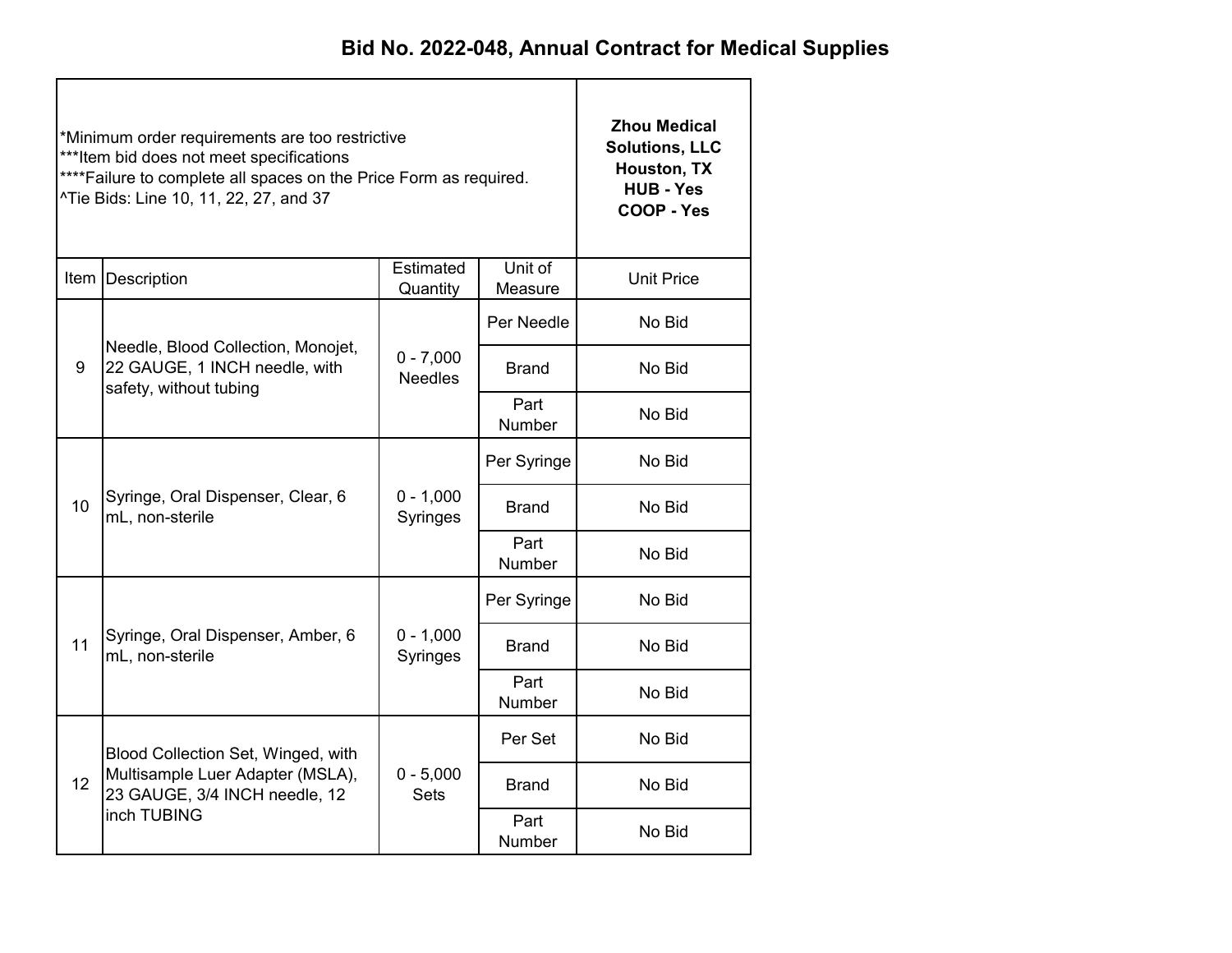# Bid No. 2022-048, Annual Contract for Medical Supplies

*Minimum order requirements are too restrictive
***Item bid does not meet specifications
****Failure to complete all spaces on the Price Form as required.
^Tie Bids: Line 10, 11, 22, 27, and 37

| Item | Description | Estimated Quantity | Unit of Measure | Zhou Medical Solutions, LLC Houston, TX HUB - Yes COOP - Yes Unit Price |
|---|---|---|---|---|
| 9 | Needle, Blood Collection, Monojet, 22 GAUGE, 1 INCH needle, with safety, without tubing | 0 - 7,000 Needles | Per Needle | No Bid |
| | | | Brand | No Bid |
| | | | Part Number | No Bid |
| 10 | Syringe, Oral Dispenser, Clear, 6 mL, non-sterile | 0 - 1,000 Syringes | Per Syringe | No Bid |
| | | | Brand | No Bid |
| | | | Part Number | No Bid |
| 11 | Syringe, Oral Dispenser, Amber, 6 mL, non-sterile | 0 - 1,000 Syringes | Per Syringe | No Bid |
| | | | Brand | No Bid |
| | | | Part Number | No Bid |
| 12 | Blood Collection Set, Winged, with Multisample Luer Adapter (MSLA), 23 GAUGE, 3/4 INCH needle, 12 inch TUBING | 0 - 5,000 Sets | Per Set | No Bid |
| | | | Brand | No Bid |
| | | | Part Number | No Bid |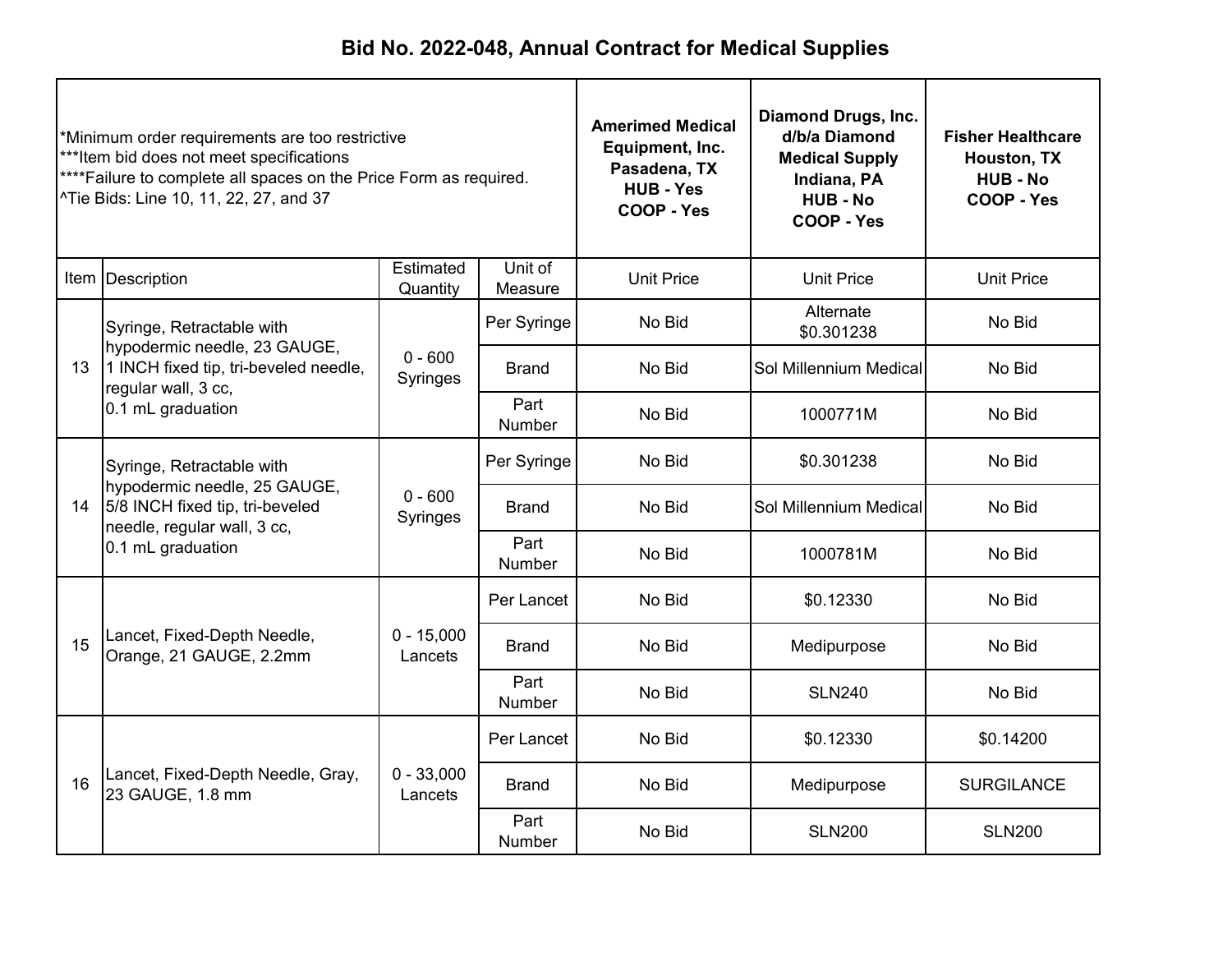# Bid No. 2022-048, Annual Contract for Medical Supplies

*Minimum order requirements are too restrictive
***Item bid does not meet specifications
****Failure to complete all spaces on the Price Form as required.
^Tie Bids: Line 10, 11, 22, 27, and 37

| Item | Description | Estimated Quantity | Unit of Measure | Amerimed Medical Equipment, Inc. Pasadena, TX HUB - Yes COOP - Yes | Diamond Drugs, Inc. d/b/a Diamond Medical Supply Indiana, PA HUB - No COOP - Yes | Fisher Healthcare Houston, TX HUB - No COOP - Yes |
|---|---|---|---|---|---|---|
| | | | | Unit Price | Unit Price | Unit Price |
| 13 | Syringe, Retractable with hypodermic needle, 23 GAUGE, 1 INCH fixed tip, tri-beveled needle, regular wall, 3 cc, 0.1 mL graduation | 0 - 600 Syringes | Per Syringe | No Bid | Alternate $0.301238 | No Bid |
| | | | Brand | No Bid | Sol Millennium Medical | No Bid |
| | | | Part Number | No Bid | 1000771M | No Bid |
| 14 | Syringe, Retractable with hypodermic needle, 25 GAUGE, 5/8 INCH fixed tip, tri-beveled needle, regular wall, 3 cc, 0.1 mL graduation | 0 - 600 Syringes | Per Syringe | No Bid | $0.301238 | No Bid |
| | | | Brand | No Bid | Sol Millennium Medical | No Bid |
| | | | Part Number | No Bid | 1000781M | No Bid |
| 15 | Lancet, Fixed-Depth Needle, Orange, 21 GAUGE, 2.2mm | 0 - 15,000 Lancets | Per Lancet | No Bid | $0.12330 | No Bid |
| | | | Brand | No Bid | Medipurpose | No Bid |
| | | | Part Number | No Bid | SLN240 | No Bid |
| 16 | Lancet, Fixed-Depth Needle, Gray, 23 GAUGE, 1.8 mm | 0 - 33,000 Lancets | Per Lancet | No Bid | $0.12330 | $0.14200 |
| | | | Brand | No Bid | Medipurpose | SURGILANCE |
| | | | Part Number | No Bid | SLN200 | SLN200 |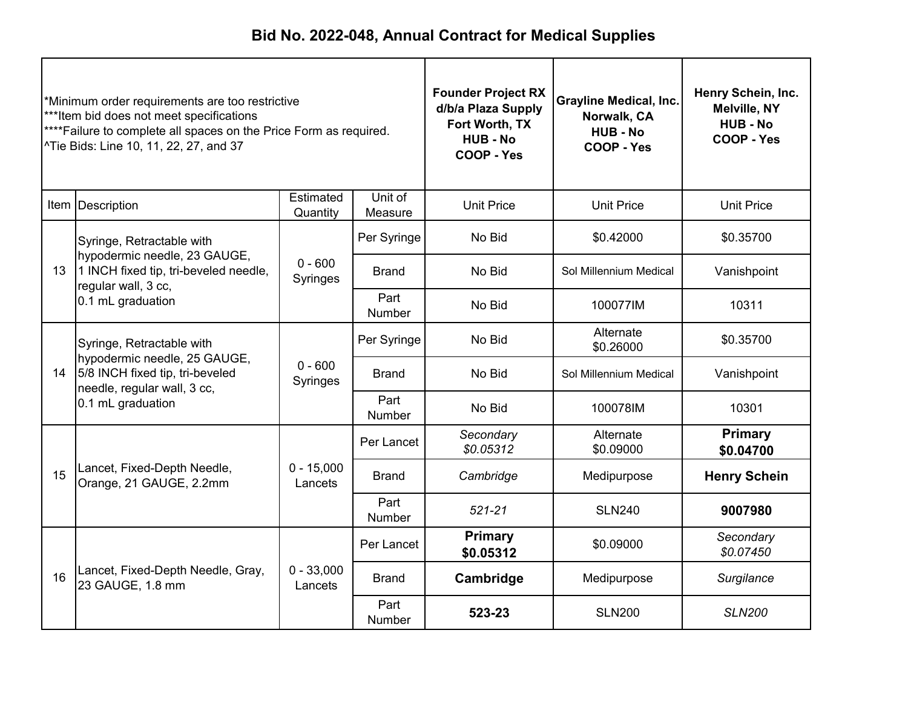# Bid No. 2022-048, Annual Contract for Medical Supplies

| *Minimum order requirements are too restrictive<br>***Item bid does not meet specifications<br>****Failure to complete all spaces on the Price Form as required.<br>^Tie Bids: Line 10, 11, 22, 27, and 37 | | | | **Founder Project RX d/b/a Plaza Supply Fort Worth, TX HUB - No COOP - Yes** | **Grayline Medical, Inc. Norwalk, CA HUB - No COOP - Yes** | **Henry Schein, Inc. Melville, NY HUB - No COOP - Yes** |
|---|---|---|---|---|---|---|
| Item | Description | Estimated Quantity | Unit of Measure | Unit Price | Unit Price | Unit Price |
| 13 | Syringe, Retractable with hypodermic needle, 23 GAUGE, 1 INCH fixed tip, tri-beveled needle, regular wall, 3 cc, 0.1 mL graduation | 0 - 600 Syringes | Per Syringe | No Bid | $0.42000 | $0.35700 |
| | | | Brand | No Bid | Sol Millennium Medical | Vanishpoint |
| | | | Part Number | No Bid | 100077IM | 10311 |
| 14 | Syringe, Retractable with hypodermic needle, 25 GAUGE, 5/8 INCH fixed tip, tri-beveled needle, regular wall, 3 cc, 0.1 mL graduation | 0 - 600 Syringes | Per Syringe | No Bid | Alternate $0.26000 | $0.35700 |
| | | | Brand | No Bid | Sol Millennium Medical | Vanishpoint |
| | | | Part Number | No Bid | 100078IM | 10301 |
| 15 | Lancet, Fixed-Depth Needle, Orange, 21 GAUGE, 2.2mm | 0 - 15,000 Lancets | Per Lancet | *Secondary $0.05312* | Alternate $0.09000 | **Primary $0.04700** |
| | | | Brand | *Cambridge* | Medipurpose | **Henry Schein** |
| | | | Part Number | *521-21* | SLN240 | **9007980** |
| 16 | Lancet, Fixed-Depth Needle, Gray, 23 GAUGE, 1.8 mm | 0 - 33,000 Lancets | Per Lancet | **Primary $0.05312** | $0.09000 | *Secondary $0.07450* |
| | | | Brand | **Cambridge** | Medipurpose | *Surgilance* |
| | | | Part Number | **523-23** | SLN200 | *SLN200* |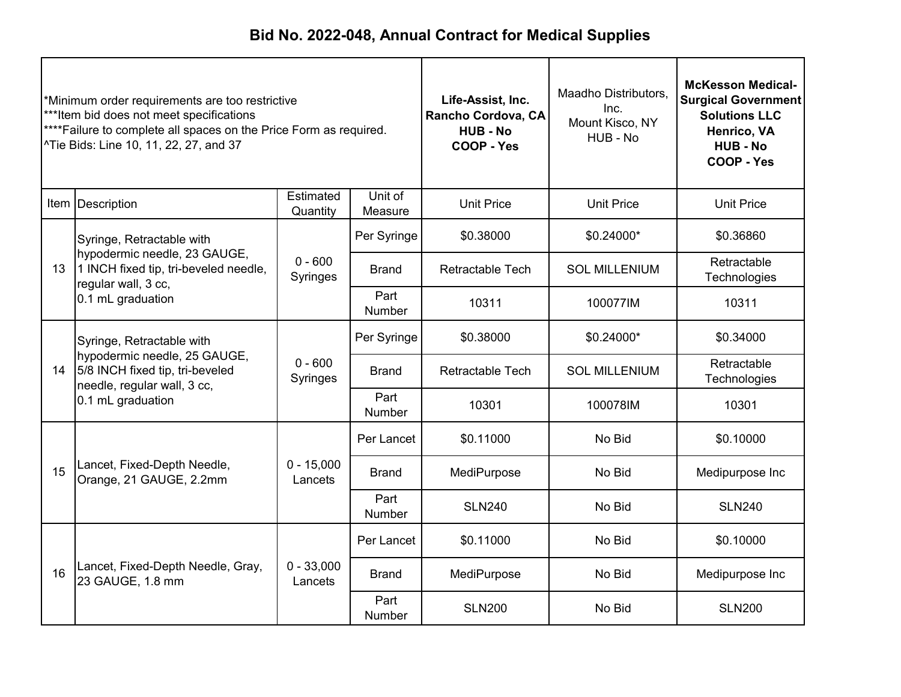# Bid No. 2022-048, Annual Contract for Medical Supplies

| *Minimum order requirements are too restrictive<br>***Item bid does not meet specifications<br>****Failure to complete all spaces on the Price Form as required.<br>^Tie Bids: Line 10, 11, 22, 27, and 37 | | | | **Life-Assist, Inc.<br>Rancho Cordova, CA<br>HUB - No<br>COOP - Yes** | Maadho Distributors, Inc.<br>Mount Kisco, NY<br>HUB - No | **McKesson Medical-Surgical Government Solutions LLC<br>Henrico, VA<br>HUB - No<br>COOP - Yes** |
|---|---|---|---|---|---|---|
| Item | Description | Estimated Quantity | Unit of Measure | Unit Price | Unit Price | Unit Price |
| 13 | Syringe, Retractable with hypodermic needle, 23 GAUGE, 1 INCH fixed tip, tri-beveled needle, regular wall, 3 cc, 0.1 mL graduation | 0 - 600 Syringes | Per Syringe | $0.38000 | $0.24000* | $0.36860 |
| | | | Brand | Retractable Tech | SOL MILLENIUM | Retractable Technologies |
| | | | Part Number | 10311 | 100077IM | 10311 |
| 14 | Syringe, Retractable with hypodermic needle, 25 GAUGE, 5/8 INCH fixed tip, tri-beveled needle, regular wall, 3 cc, 0.1 mL graduation | 0 - 600 Syringes | Per Syringe | $0.38000 | $0.24000* | $0.34000 |
| | | | Brand | Retractable Tech | SOL MILLENIUM | Retractable Technologies |
| | | | Part Number | 10301 | 100078IM | 10301 |
| 15 | Lancet, Fixed-Depth Needle, Orange, 21 GAUGE, 2.2mm | 0 - 15,000 Lancets | Per Lancet | $0.11000 | No Bid | $0.10000 |
| | | | Brand | MediPurpose | No Bid | Medipurpose Inc |
| | | | Part Number | SLN240 | No Bid | SLN240 |
| 16 | Lancet, Fixed-Depth Needle, Gray, 23 GAUGE, 1.8 mm | 0 - 33,000 Lancets | Per Lancet | $0.11000 | No Bid | $0.10000 |
| | | | Brand | MediPurpose | No Bid | Medipurpose Inc |
| | | | Part Number | SLN200 | No Bid | SLN200 |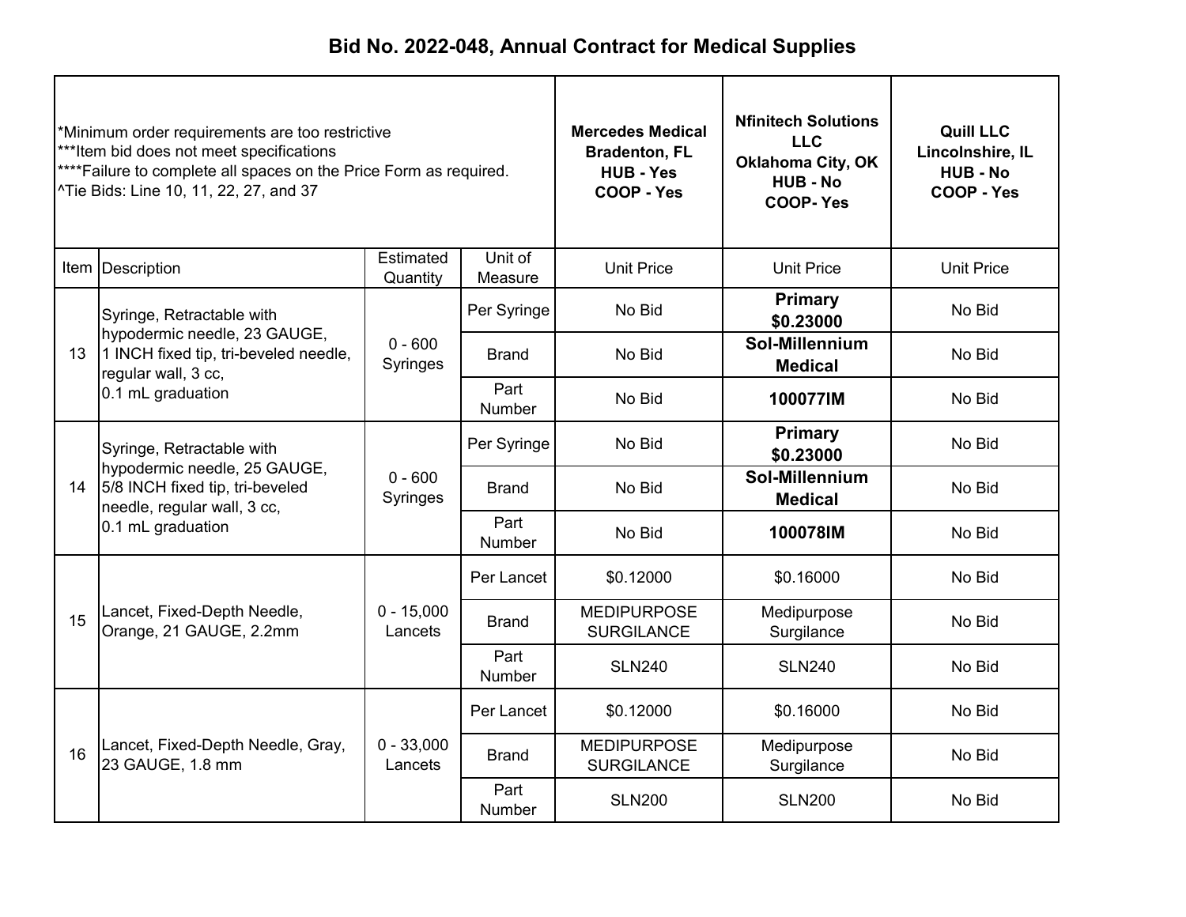# Bid No. 2022-048, Annual Contract for Medical Supplies

| *Minimum order requirements are too restrictive<br>***Item bid does not meet specifications<br>****Failure to complete all spaces on the Price Form as required.<br>^Tie Bids: Line 10, 11, 22, 27, and 37 | | | | **Mercedes Medical<br>Bradenton, FL<br>HUB - Yes<br>COOP - Yes** | **Nfinitech Solutions LLC<br>Oklahoma City, OK<br>HUB - No<br>COOP- Yes** | **Quill LLC<br>Lincolnshire, IL<br>HUB - No<br>COOP - Yes** |
|---|---|---|---|---|---|---|
| Item | Description | Estimated Quantity | Unit of Measure | Unit Price | Unit Price | Unit Price |
| 13 | Syringe, Retractable with hypodermic needle, 23 GAUGE, 1 INCH fixed tip, tri-beveled needle, regular wall, 3 cc, 0.1 mL graduation | 0 - 600 Syringes | Per Syringe | No Bid | **Primary $0.23000** | No Bid |
| | | | Brand | No Bid | **Sol-Millennium Medical** | No Bid |
| | | | Part Number | No Bid | **100077IM** | No Bid |
| 14 | Syringe, Retractable with hypodermic needle, 25 GAUGE, 5/8 INCH fixed tip, tri-beveled needle, regular wall, 3 cc, 0.1 mL graduation | 0 - 600 Syringes | Per Syringe | No Bid | **Primary $0.23000** | No Bid |
| | | | Brand | No Bid | **Sol-Millennium Medical** | No Bid |
| | | | Part Number | No Bid | **100078IM** | No Bid |
| 15 | Lancet, Fixed-Depth Needle, Orange, 21 GAUGE, 2.2mm | 0 - 15,000 Lancets | Per Lancet | $0.12000 | $0.16000 | No Bid |
| | | | Brand | MEDIPURPOSE SURGILANCE | Medipurpose Surgilance | No Bid |
| | | | Part Number | SLN240 | SLN240 | No Bid |
| 16 | Lancet, Fixed-Depth Needle, Gray, 23 GAUGE, 1.8 mm | 0 - 33,000 Lancets | Per Lancet | $0.12000 | $0.16000 | No Bid |
| | | | Brand | MEDIPURPOSE SURGILANCE | Medipurpose Surgilance | No Bid |
| | | | Part Number | SLN200 | SLN200 | No Bid |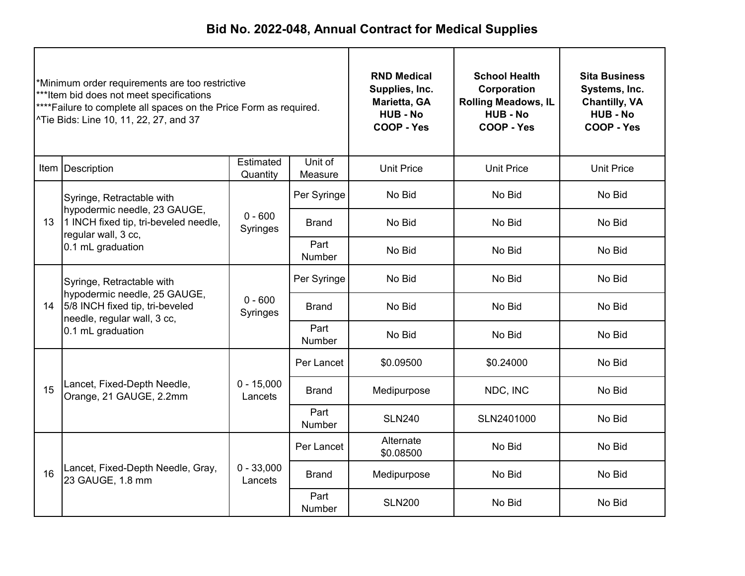# Bid No. 2022-048, Annual Contract for Medical Supplies

*Minimum order requirements are too restrictive
***Item bid does not meet specifications
****Failure to complete all spaces on the Price Form as required.
^Tie Bids: Line 10, 11, 22, 27, and 37

| Item | Description | Estimated Quantity | Unit of Measure | RND Medical Supplies, Inc. Marietta, GA HUB - No COOP - Yes | School Health Corporation Rolling Meadows, IL HUB - No COOP - Yes | Sita Business Systems, Inc. Chantilly, VA HUB - No COOP - Yes |
|---|---|---|---|---|---|---|
| | | | | Unit Price | Unit Price | Unit Price |
| 13 | Syringe, Retractable with hypodermic needle, 23 GAUGE, 1 INCH fixed tip, tri-beveled needle, regular wall, 3 cc, 0.1 mL graduation | 0 - 600 Syringes | Per Syringe | No Bid | No Bid | No Bid |
| | | | Brand | No Bid | No Bid | No Bid |
| | | | Part Number | No Bid | No Bid | No Bid |
| 14 | Syringe, Retractable with hypodermic needle, 25 GAUGE, 5/8 INCH fixed tip, tri-beveled needle, regular wall, 3 cc, 0.1 mL graduation | 0 - 600 Syringes | Per Syringe | No Bid | No Bid | No Bid |
| | | | Brand | No Bid | No Bid | No Bid |
| | | | Part Number | No Bid | No Bid | No Bid |
| 15 | Lancet, Fixed-Depth Needle, Orange, 21 GAUGE, 2.2mm | 0 - 15,000 Lancets | Per Lancet | $0.09500 | $0.24000 | No Bid |
| | | | Brand | Medipurpose | NDC, INC | No Bid |
| | | | Part Number | SLN240 | SLN2401000 | No Bid |
| 16 | Lancet, Fixed-Depth Needle, Gray, 23 GAUGE, 1.8 mm | 0 - 33,000 Lancets | Per Lancet | Alternate $0.08500 | No Bid | No Bid |
| | | | Brand | Medipurpose | No Bid | No Bid |
| | | | Part Number | SLN200 | No Bid | No Bid |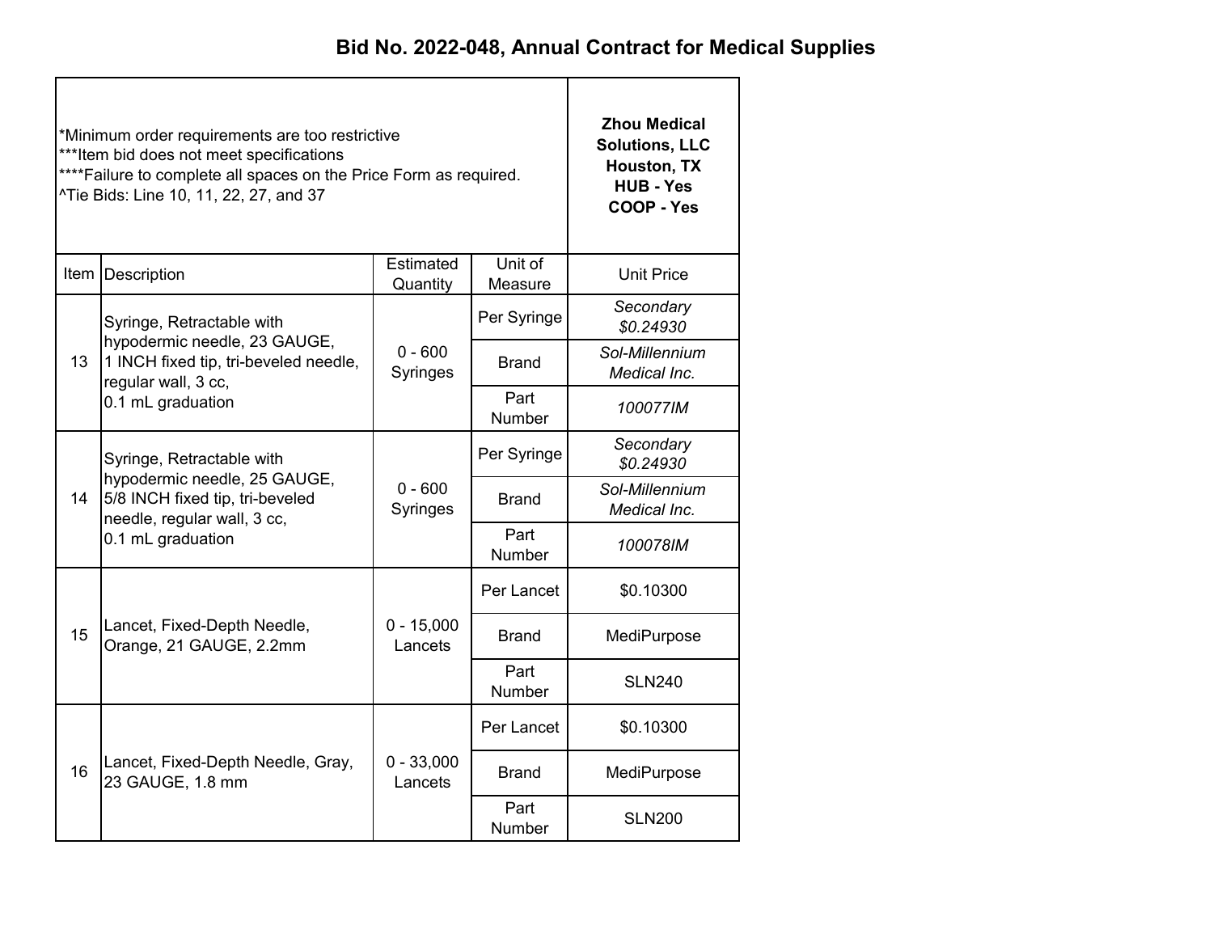# Bid No. 2022-048, Annual Contract for Medical Supplies

| *Minimum order requirements are too restrictive<br>***Item bid does not meet specifications<br>****Failure to complete all spaces on the Price Form as required.<br>^Tie Bids: Line 10, 11, 22, 27, and 37 | | | | **Zhou Medical Solutions, LLC**<br>**Houston, TX**<br>**HUB - Yes**<br>**COOP - Yes** |
|---|---|---|---|---|
| Item | Description | Estimated Quantity | Unit of Measure | Unit Price |
| 13 | Syringe, Retractable with hypodermic needle, 23 GAUGE, 1 INCH fixed tip, tri-beveled needle, regular wall, 3 cc, 0.1 mL graduation | 0 - 600 Syringes | Per Syringe | *Secondary $0.24930* |
| | | | Brand | *Sol-Millennium Medical Inc.* |
| | | | Part Number | *100077IM* |
| 14 | Syringe, Retractable with hypodermic needle, 25 GAUGE, 5/8 INCH fixed tip, tri-beveled needle, regular wall, 3 cc, 0.1 mL graduation | 0 - 600 Syringes | Per Syringe | *Secondary $0.24930* |
| | | | Brand | *Sol-Millennium Medical Inc.* |
| | | | Part Number | *100078IM* |
| 15 | Lancet, Fixed-Depth Needle, Orange, 21 GAUGE, 2.2mm | 0 - 15,000 Lancets | Per Lancet | $0.10300 |
| | | | Brand | MediPurpose |
| | | | Part Number | SLN240 |
| 16 | Lancet, Fixed-Depth Needle, Gray, 23 GAUGE, 1.8 mm | 0 - 33,000 Lancets | Per Lancet | $0.10300 |
| | | | Brand | MediPurpose |
| | | | Part Number | SLN200 |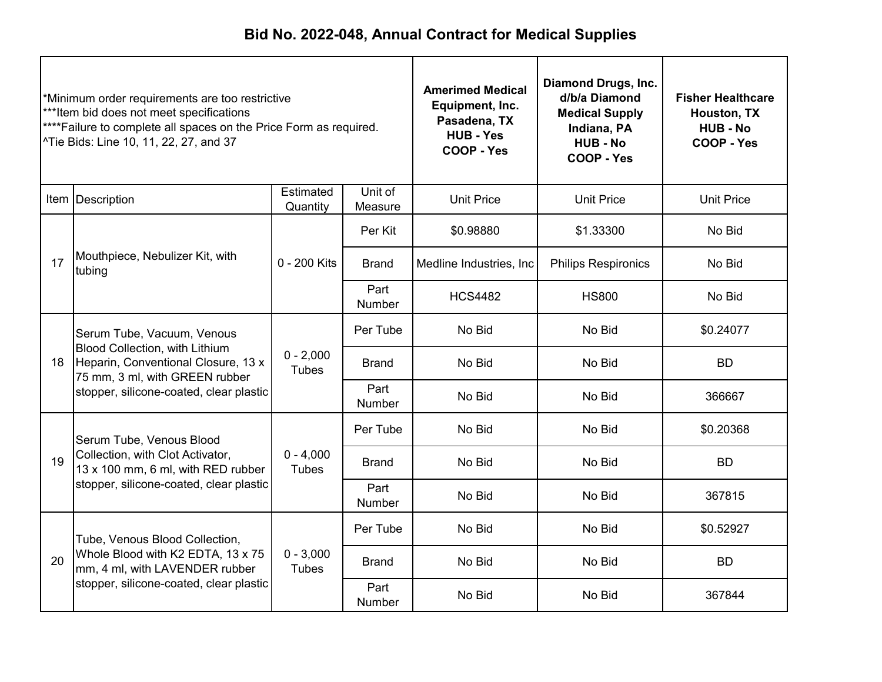# Bid No. 2022-048, Annual Contract for Medical Supplies

*Minimum order requirements are too restrictive
***Item bid does not meet specifications
****Failure to complete all spaces on the Price Form as required.
^Tie Bids: Line 10, 11, 22, 27, and 37

| Item | Description | Estimated Quantity | Unit of Measure | Amerimed Medical Equipment, Inc. Pasadena, TX HUB - Yes COOP - Yes | Diamond Drugs, Inc. d/b/a Diamond Medical Supply Indiana, PA HUB - No COOP - Yes | Fisher Healthcare Houston, TX HUB - No COOP - Yes |
|---|---|---|---|---|---|---|
| | | | | Unit Price | Unit Price | Unit Price |
| 17 | Mouthpiece, Nebulizer Kit, with tubing | 0 - 200 Kits | Per Kit | $0.98880 | $1.33300 | No Bid |
| | | | Brand | Medline Industries, Inc | Philips Respironics | No Bid |
| | | | Part Number | HCS4482 | HS800 | No Bid |
| 18 | Serum Tube, Vacuum, Venous Blood Collection, with Lithium Heparin, Conventional Closure, 13 x 75 mm, 3 ml, with GREEN rubber stopper, silicone-coated, clear plastic | 0 - 2,000 Tubes | Per Tube | No Bid | No Bid | $0.24077 |
| | | | Brand | No Bid | No Bid | BD |
| | | | Part Number | No Bid | No Bid | 366667 |
| 19 | Serum Tube, Venous Blood Collection, with Clot Activator, 13 x 100 mm, 6 ml, with RED rubber stopper, silicone-coated, clear plastic | 0 - 4,000 Tubes | Per Tube | No Bid | No Bid | $0.20368 |
| | | | Brand | No Bid | No Bid | BD |
| | | | Part Number | No Bid | No Bid | 367815 |
| 20 | Tube, Venous Blood Collection, Whole Blood with K2 EDTA, 13 x 75 mm, 4 ml, with LAVENDER rubber stopper, silicone-coated, clear plastic | 0 - 3,000 Tubes | Per Tube | No Bid | No Bid | $0.52927 |
| | | | Brand | No Bid | No Bid | BD |
| | | | Part Number | No Bid | No Bid | 367844 |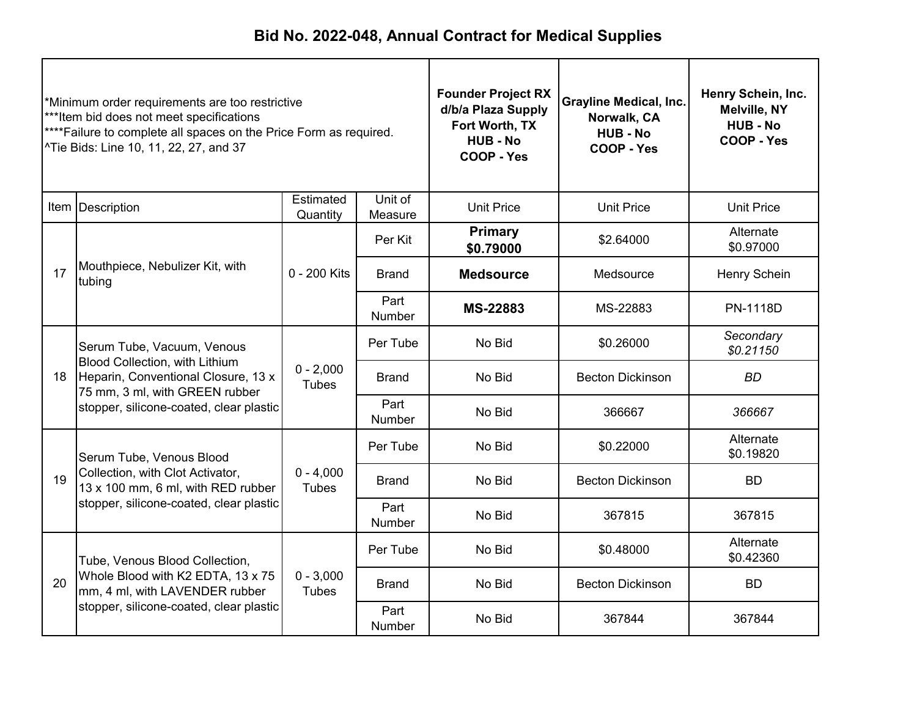# Bid No. 2022-048, Annual Contract for Medical Supplies

*Minimum order requirements are too restrictive
***Item bid does not meet specifications
****Failure to complete all spaces on the Price Form as required.
^Tie Bids: Line 10, 11, 22, 27, and 37

| Item | Description | Estimated Quantity | Unit of Measure | Founder Project RX d/b/a Plaza Supply Fort Worth, TX HUB - No COOP - Yes | Grayline Medical, Inc. Norwalk, CA HUB - No COOP - Yes | Henry Schein, Inc. Melville, NY HUB - No COOP - Yes |
|---|---|---|---|---|---|---|
| | | | | Unit Price | Unit Price | Unit Price |
| 17 | Mouthpiece, Nebulizer Kit, with tubing | 0 - 200 Kits | Per Kit | **Primary $0.79000** | $2.64000 | Alternate $0.97000 |
| | | | Brand | **Medsource** | Medsource | Henry Schein |
| | | | Part Number | **MS-22883** | MS-22883 | PN-1118D |
| 18 | Serum Tube, Vacuum, Venous Blood Collection, with Lithium Heparin, Conventional Closure, 13 x 75 mm, 3 ml, with GREEN rubber stopper, silicone-coated, clear plastic | 0 - 2,000 Tubes | Per Tube | No Bid | $0.26000 | *Secondary $0.21150* |
| | | | Brand | No Bid | Becton Dickinson | *BD* |
| | | | Part Number | No Bid | 366667 | *366667* |
| 19 | Serum Tube, Venous Blood Collection, with Clot Activator, 13 x 100 mm, 6 ml, with RED rubber stopper, silicone-coated, clear plastic | 0 - 4,000 Tubes | Per Tube | No Bid | $0.22000 | Alternate $0.19820 |
| | | | Brand | No Bid | Becton Dickinson | BD |
| | | | Part Number | No Bid | 367815 | 367815 |
| 20 | Tube, Venous Blood Collection, Whole Blood with K2 EDTA, 13 x 75 mm, 4 ml, with LAVENDER rubber stopper, silicone-coated, clear plastic | 0 - 3,000 Tubes | Per Tube | No Bid | $0.48000 | Alternate $0.42360 |
| | | | Brand | No Bid | Becton Dickinson | BD |
| | | | Part Number | No Bid | 367844 | 367844 |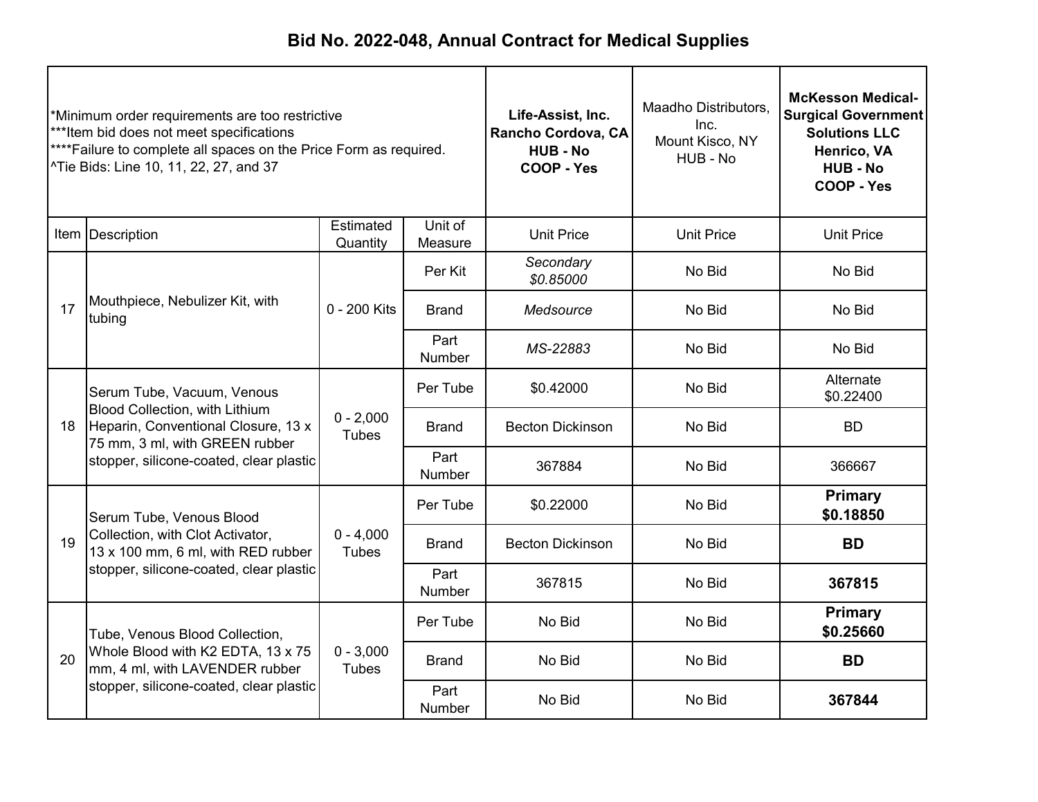# Bid No. 2022-048, Annual Contract for Medical Supplies

| *Minimum order requirements are too restrictive<br>***Item bid does not meet specifications<br>****Failure to complete all spaces on the Price Form as required.<br>^Tie Bids: Line 10, 11, 22, 27, and 37 | | | | **Life-Assist, Inc.<br>Rancho Cordova, CA<br>HUB - No<br>COOP - Yes** | Maadho Distributors, Inc.<br>Mount Kisco, NY<br>HUB - No | **McKesson Medical-Surgical Government Solutions LLC<br>Henrico, VA<br>HUB - No<br>COOP - Yes** |
|---|---|---|---|---|---|---|
| Item | Description | Estimated Quantity | Unit of Measure | Unit Price | Unit Price | Unit Price |
| 17 | Mouthpiece, Nebulizer Kit, with tubing | 0 - 200 Kits | Per Kit | *Secondary $0.85000* | No Bid | No Bid |
| | | | Brand | *Medsource* | No Bid | No Bid |
| | | | Part Number | *MS-22883* | No Bid | No Bid |
| 18 | Serum Tube, Vacuum, Venous Blood Collection, with Lithium Heparin, Conventional Closure, 13 x 75 mm, 3 ml, with GREEN rubber stopper, silicone-coated, clear plastic | 0 - 2,000 Tubes | Per Tube | $0.42000 | No Bid | Alternate $0.22400 |
| | | | Brand | Becton Dickinson | No Bid | BD |
| | | | Part Number | 367884 | No Bid | 366667 |
| 19 | Serum Tube, Venous Blood Collection, with Clot Activator, 13 x 100 mm, 6 ml, with RED rubber stopper, silicone-coated, clear plastic | 0 - 4,000 Tubes | Per Tube | $0.22000 | No Bid | **Primary $0.18850** |
| | | | Brand | Becton Dickinson | No Bid | **BD** |
| | | | Part Number | 367815 | No Bid | **367815** |
| 20 | Tube, Venous Blood Collection, Whole Blood with K2 EDTA, 13 x 75 mm, 4 ml, with LAVENDER rubber stopper, silicone-coated, clear plastic | 0 - 3,000 Tubes | Per Tube | No Bid | No Bid | **Primary $0.25660** |
| | | | Brand | No Bid | No Bid | **BD** |
| | | | Part Number | No Bid | No Bid | **367844** |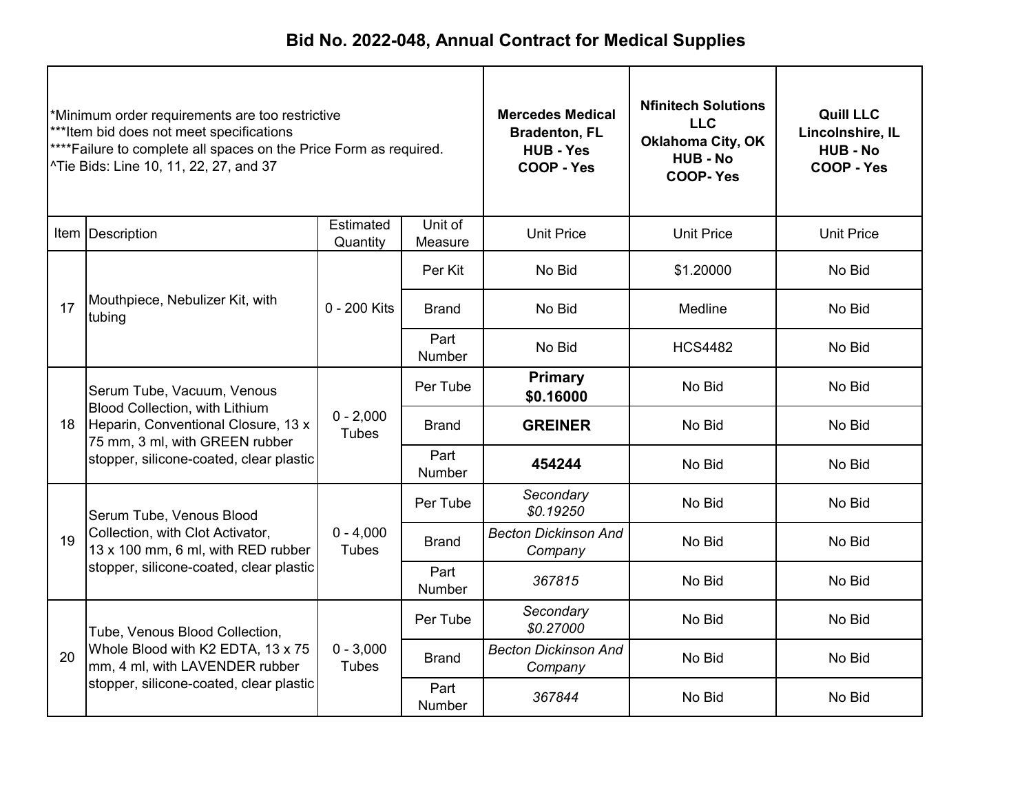# Bid No. 2022-048, Annual Contract for Medical Supplies

| *Minimum order requirements are too restrictive<br>***Item bid does not meet specifications<br>****Failure to complete all spaces on the Price Form as required.<br>^Tie Bids: Line 10, 11, 22, 27, and 37 | | | | **Mercedes Medical<br>Bradenton, FL<br>HUB - Yes<br>COOP - Yes** | **Nfinitech Solutions LLC<br>Oklahoma City, OK<br>HUB - No<br>COOP- Yes** | **Quill LLC<br>Lincolnshire, IL<br>HUB - No<br>COOP - Yes** |
|---|---|---|---|---|---|---|
| Item | Description | Estimated Quantity | Unit of Measure | Unit Price | Unit Price | Unit Price |
| 17 | Mouthpiece, Nebulizer Kit, with tubing | 0 - 200 Kits | Per Kit | No Bid | $1.20000 | No Bid |
| | | | Brand | No Bid | Medline | No Bid |
| | | | Part Number | No Bid | HCS4482 | No Bid |
| 18 | Serum Tube, Vacuum, Venous Blood Collection, with Lithium Heparin, Conventional Closure, 13 x 75 mm, 3 ml, with GREEN rubber stopper, silicone-coated, clear plastic | 0 - 2,000 Tubes | Per Tube | **Primary $0.16000** | No Bid | No Bid |
| | | | Brand | **GREINER** | No Bid | No Bid |
| | | | Part Number | **454244** | No Bid | No Bid |
| 19 | Serum Tube, Venous Blood Collection, with Clot Activator, 13 x 100 mm, 6 ml, with RED rubber stopper, silicone-coated, clear plastic | 0 - 4,000 Tubes | Per Tube | *Secondary $0.19250* | No Bid | No Bid |
| | | | Brand | *Becton Dickinson And Company* | No Bid | No Bid |
| | | | Part Number | *367815* | No Bid | No Bid |
| 20 | Tube, Venous Blood Collection, Whole Blood with K2 EDTA, 13 x 75 mm, 4 ml, with LAVENDER rubber stopper, silicone-coated, clear plastic | 0 - 3,000 Tubes | Per Tube | *Secondary $0.27000* | No Bid | No Bid |
| | | | Brand | *Becton Dickinson And Company* | No Bid | No Bid |
| | | | Part Number | *367844* | No Bid | No Bid |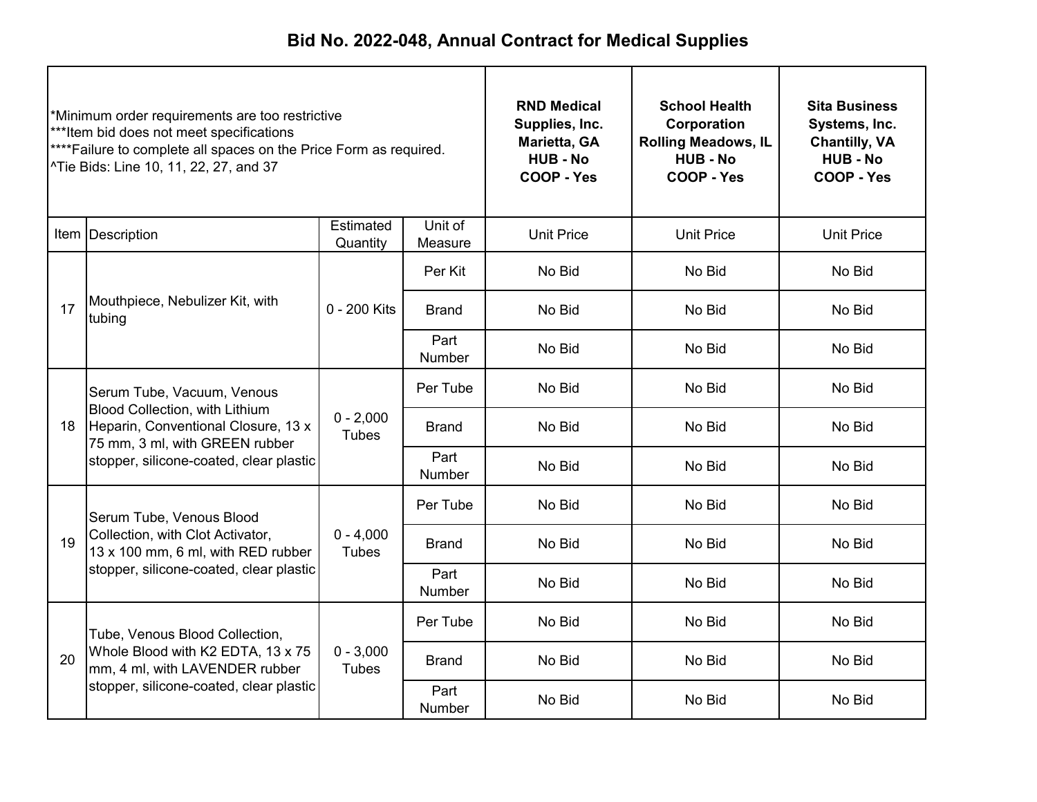# Bid No. 2022-048, Annual Contract for Medical Supplies

| *Minimum order requirements are too restrictive<br>***Item bid does not meet specifications<br>****Failure to complete all spaces on the Price Form as required.<br>^Tie Bids: Line 10, 11, 22, 27, and 37 | | | | RND Medical Supplies, Inc.<br>Marietta, GA<br>HUB - No<br>COOP - Yes | School Health Corporation<br>Rolling Meadows, IL<br>HUB - No<br>COOP - Yes | Sita Business Systems, Inc.<br>Chantilly, VA<br>HUB - No<br>COOP - Yes |
|---|---|---|---|---|---|---|
| Item | Description | Estimated Quantity | Unit of Measure | Unit Price | Unit Price | Unit Price |
| 17 | Mouthpiece, Nebulizer Kit, with tubing | 0 - 200 Kits | Per Kit | No Bid | No Bid | No Bid |
| | | | Brand | No Bid | No Bid | No Bid |
| | | | Part Number | No Bid | No Bid | No Bid |
| 18 | Serum Tube, Vacuum, Venous Blood Collection, with Lithium Heparin, Conventional Closure, 13 x 75 mm, 3 ml, with GREEN rubber stopper, silicone-coated, clear plastic | 0 - 2,000 Tubes | Per Tube | No Bid | No Bid | No Bid |
| | | | Brand | No Bid | No Bid | No Bid |
| | | | Part Number | No Bid | No Bid | No Bid |
| 19 | Serum Tube, Venous Blood Collection, with Clot Activator, 13 x 100 mm, 6 ml, with RED rubber stopper, silicone-coated, clear plastic | 0 - 4,000 Tubes | Per Tube | No Bid | No Bid | No Bid |
| | | | Brand | No Bid | No Bid | No Bid |
| | | | Part Number | No Bid | No Bid | No Bid |
| 20 | Tube, Venous Blood Collection, Whole Blood with K2 EDTA, 13 x 75 mm, 4 ml, with LAVENDER rubber stopper, silicone-coated, clear plastic | 0 - 3,000 Tubes | Per Tube | No Bid | No Bid | No Bid |
| | | | Brand | No Bid | No Bid | No Bid |
| | | | Part Number | No Bid | No Bid | No Bid |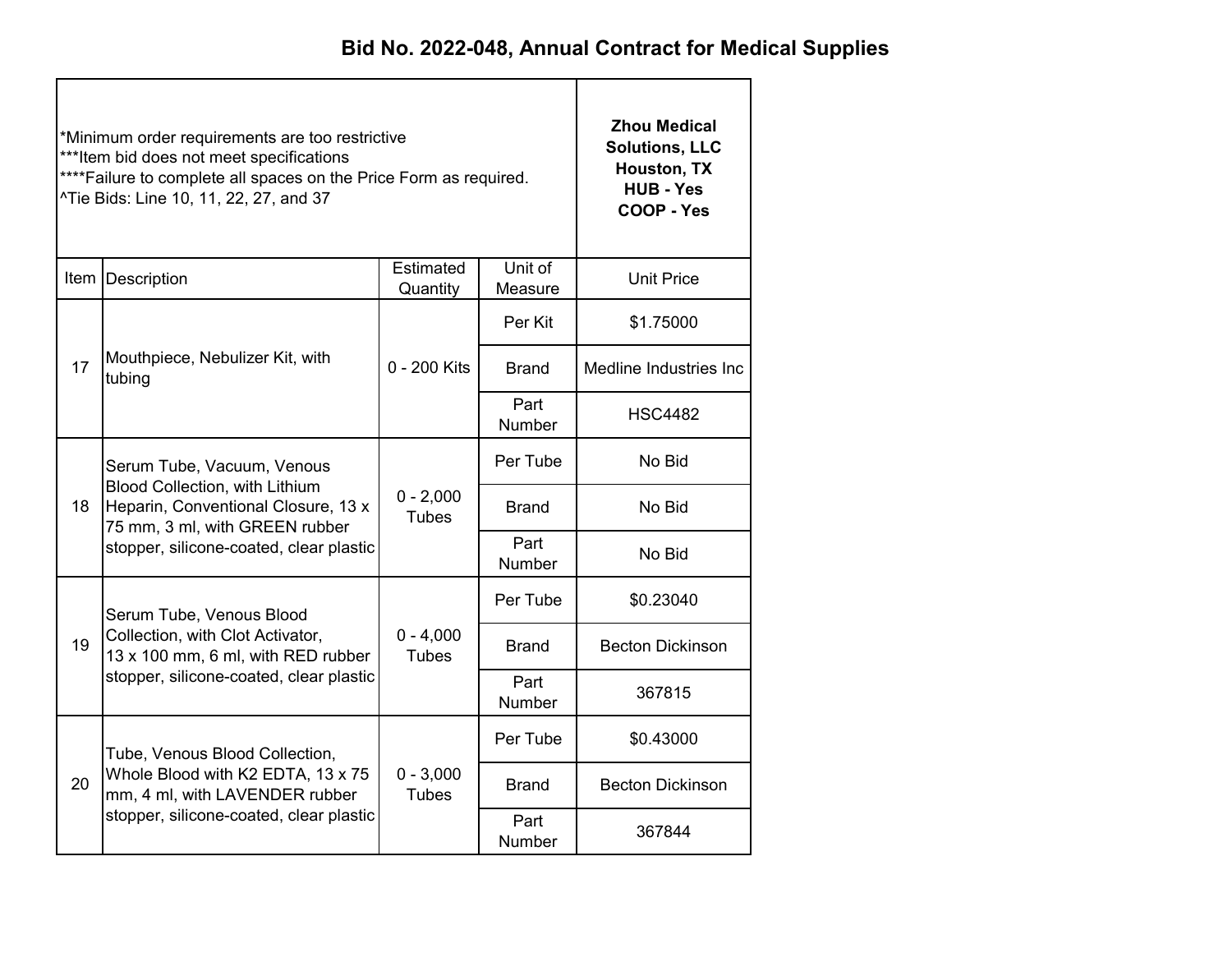# Bid No. 2022-048, Annual Contract for Medical Supplies

*Minimum order requirements are too restrictive
***Item bid does not meet specifications
****Failure to complete all spaces on the Price Form as required.
^Tie Bids: Line 10, 11, 22, 27, and 37

| Item | Description | Estimated Quantity | Unit of Measure | Zhou Medical Solutions, LLC Houston, TX HUB - Yes COOP - Yes Unit Price |
|---|---|---|---|---|
| 17 | Mouthpiece, Nebulizer Kit, with tubing | 0 - 200 Kits | Per Kit | $1.75000 |
| | | | Brand | Medline Industries Inc |
| | | | Part Number | HSC4482 |
| 18 | Serum Tube, Vacuum, Venous Blood Collection, with Lithium Heparin, Conventional Closure, 13 x 75 mm, 3 ml, with GREEN rubber stopper, silicone-coated, clear plastic | 0 - 2,000 Tubes | Per Tube | No Bid |
| | | | Brand | No Bid |
| | | | Part Number | No Bid |
| 19 | Serum Tube, Venous Blood Collection, with Clot Activator, 13 x 100 mm, 6 ml, with RED rubber stopper, silicone-coated, clear plastic | 0 - 4,000 Tubes | Per Tube | $0.23040 |
| | | | Brand | Becton Dickinson |
| | | | Part Number | 367815 |
| 20 | Tube, Venous Blood Collection, Whole Blood with K2 EDTA, 13 x 75 mm, 4 ml, with LAVENDER rubber stopper, silicone-coated, clear plastic | 0 - 3,000 Tubes | Per Tube | $0.43000 |
| | | | Brand | Becton Dickinson |
| | | | Part Number | 367844 |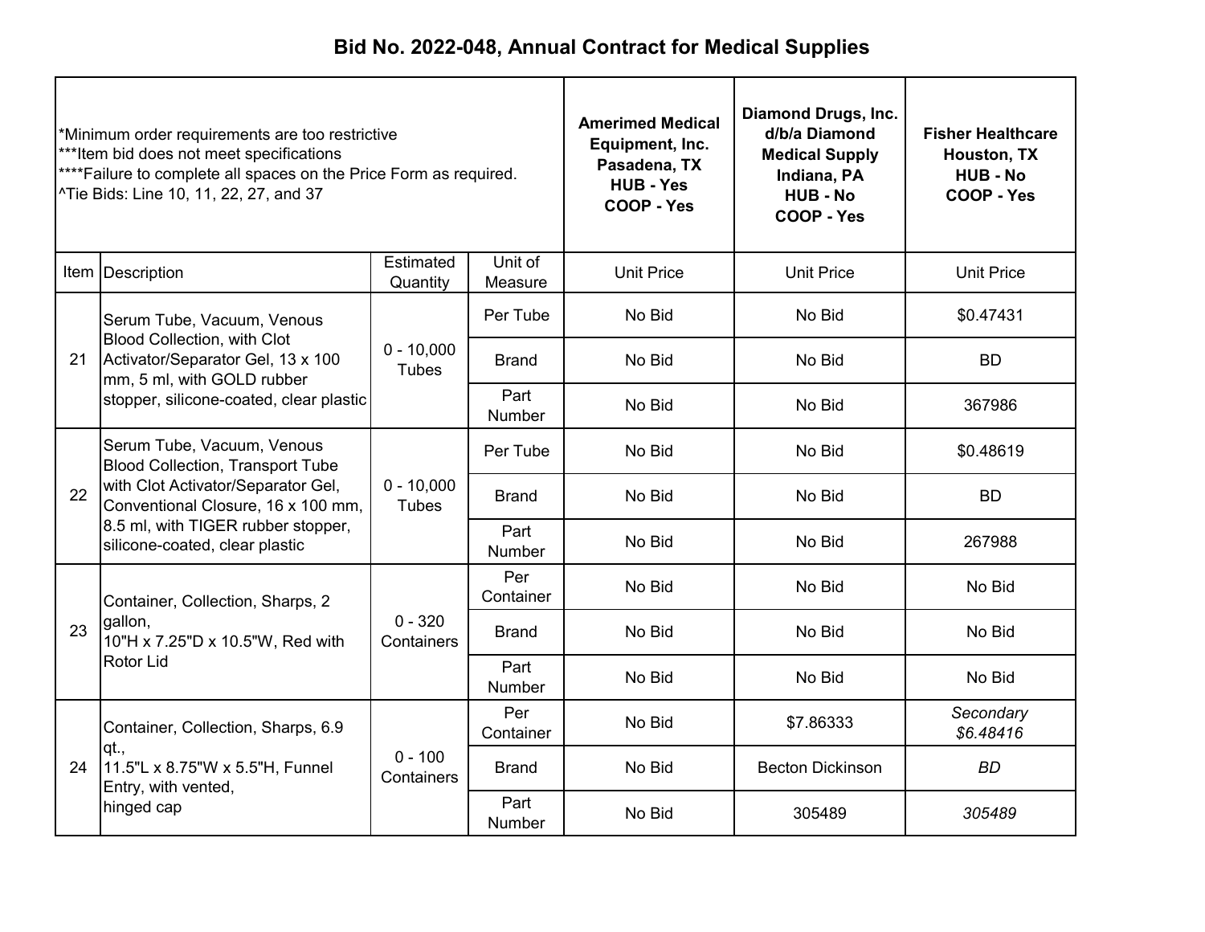# Bid No. 2022-048, Annual Contract for Medical Supplies

| *Minimum order requirements are too restrictive<br>***Item bid does not meet specifications<br>****Failure to complete all spaces on the Price Form as required.<br>^Tie Bids: Line 10, 11, 22, 27, and 37 | | | | **Amerimed Medical Equipment, Inc.<br>Pasadena, TX<br>HUB - Yes<br>COOP - Yes** | **Diamond Drugs, Inc. d/b/a Diamond Medical Supply<br>Indiana, PA<br>HUB - No<br>COOP - Yes** | **Fisher Healthcare<br>Houston, TX<br>HUB - No<br>COOP - Yes** |
|---|---|---|---|---|---|---|
| Item | Description | Estimated Quantity | Unit of Measure | Unit Price | Unit Price | Unit Price |
| 21 | Serum Tube, Vacuum, Venous Blood Collection, with Clot Activator/Separator Gel, 13 x 100 mm, 5 ml, with GOLD rubber stopper, silicone-coated, clear plastic | 0 - 10,000 Tubes | Per Tube | No Bid | No Bid | $0.47431 |
| | | | Brand | No Bid | No Bid | BD |
| | | | Part Number | No Bid | No Bid | 367986 |
| 22 | Serum Tube, Vacuum, Venous Blood Collection, Transport Tube with Clot Activator/Separator Gel, Conventional Closure, 16 x 100 mm, 8.5 ml, with TIGER rubber stopper, silicone-coated, clear plastic | 0 - 10,000 Tubes | Per Tube | No Bid | No Bid | $0.48619 |
| | | | Brand | No Bid | No Bid | BD |
| | | | Part Number | No Bid | No Bid | 267988 |
| 23 | Container, Collection, Sharps, 2 gallon,<br>10"H x 7.25"D x 10.5"W, Red with Rotor Lid | 0 - 320 Containers | Per Container | No Bid | No Bid | No Bid |
| | | | Brand | No Bid | No Bid | No Bid |
| | | | Part Number | No Bid | No Bid | No Bid |
| 24 | Container, Collection, Sharps, 6.9 qt.,<br>11.5"L x 8.75"W x 5.5"H, Funnel Entry, with vented,<br>hinged cap | 0 - 100 Containers | Per Container | No Bid | $7.86333 | *Secondary $6.48416* |
| | | | Brand | No Bid | Becton Dickinson | *BD* |
| | | | Part Number | No Bid | 305489 | *305489* |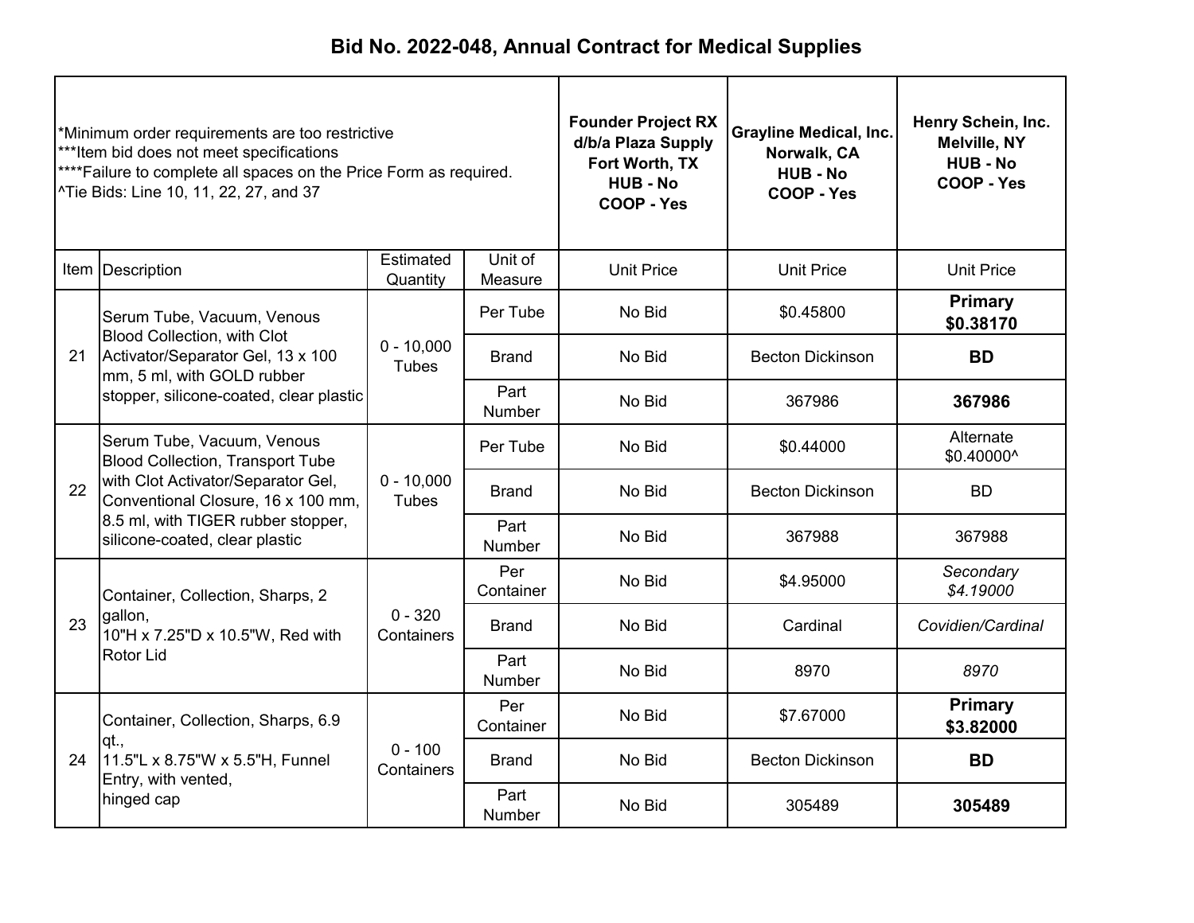# Bid No. 2022-048, Annual Contract for Medical Supplies

*Minimum order requirements are too restrictive
***Item bid does not meet specifications
****Failure to complete all spaces on the Price Form as required.
^Tie Bids: Line 10, 11, 22, 27, and 37

| Item | Description | Estimated Quantity | Unit of Measure | **Founder Project RX d/b/a Plaza Supply Fort Worth, TX HUB - No COOP - Yes** | **Grayline Medical, Inc. Norwalk, CA HUB - No COOP - Yes** | **Henry Schein, Inc. Melville, NY HUB - No COOP - Yes** |
|---|---|---|---|---|---|---|
| | | | | Unit Price | Unit Price | Unit Price |
| 21 | Serum Tube, Vacuum, Venous Blood Collection, with Clot Activator/Separator Gel, 13 x 100 mm, 5 ml, with GOLD rubber stopper, silicone-coated, clear plastic | 0 - 10,000 Tubes | Per Tube | No Bid | $0.45800 | **Primary $0.38170** |
| | | | Brand | No Bid | Becton Dickinson | **BD** |
| | | | Part Number | No Bid | 367986 | **367986** |
| 22 | Serum Tube, Vacuum, Venous Blood Collection, Transport Tube with Clot Activator/Separator Gel, Conventional Closure, 16 x 100 mm, 8.5 ml, with TIGER rubber stopper, silicone-coated, clear plastic | 0 - 10,000 Tubes | Per Tube | No Bid | $0.44000 | Alternate $0.40000^ |
| | | | Brand | No Bid | Becton Dickinson | BD |
| | | | Part Number | No Bid | 367988 | 367988 |
| 23 | Container, Collection, Sharps, 2 gallon, 10"H x 7.25"D x 10.5"W, Red with Rotor Lid | 0 - 320 Containers | Per Container | No Bid | $4.95000 | *Secondary $4.19000* |
| | | | Brand | No Bid | Cardinal | *Covidien/Cardinal* |
| | | | Part Number | No Bid | 8970 | *8970* |
| 24 | Container, Collection, Sharps, 6.9 qt., 11.5"L x 8.75"W x 5.5"H, Funnel Entry, with vented, hinged cap | 0 - 100 Containers | Per Container | No Bid | $7.67000 | **Primary $3.82000** |
| | | | Brand | No Bid | Becton Dickinson | **BD** |
| | | | Part Number | No Bid | 305489 | **305489** |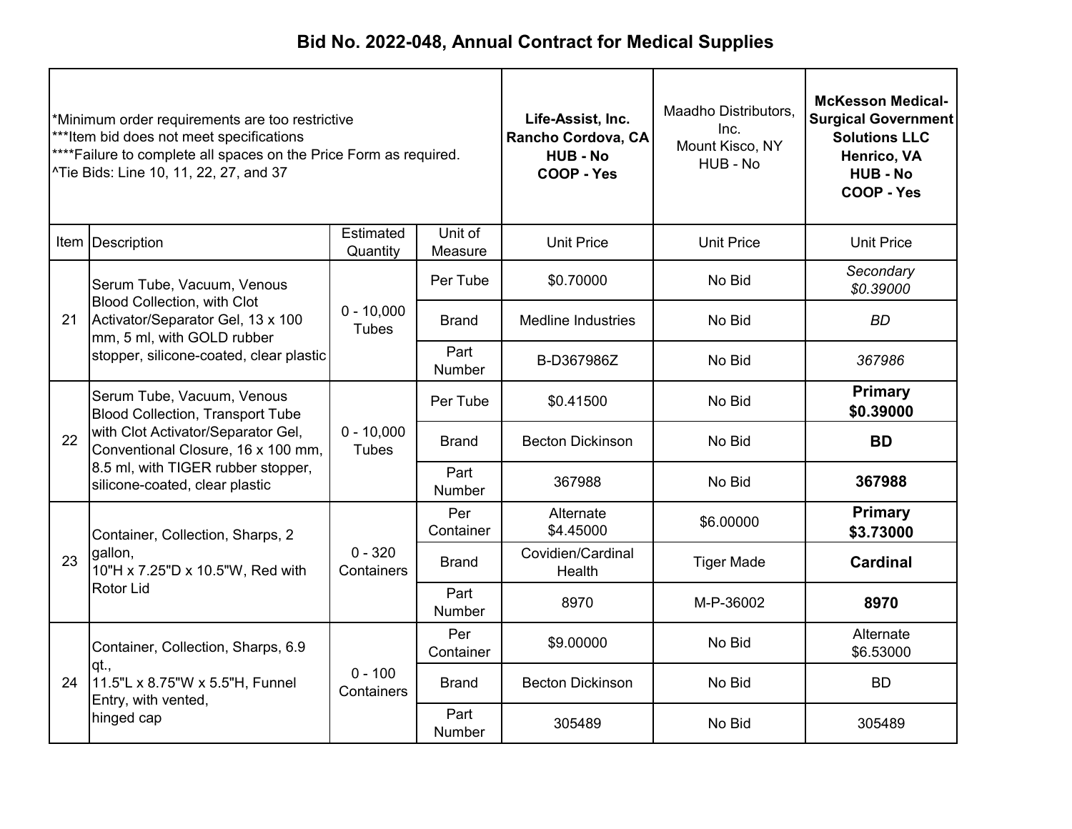# Bid No. 2022-048, Annual Contract for Medical Supplies

| *Minimum order requirements are too restrictive<br>***Item bid does not meet specifications<br>****Failure to complete all spaces on the Price Form as required.<br>^Tie Bids: Line 10, 11, 22, 27, and 37 | | | | **Life-Assist, Inc.<br>Rancho Cordova, CA<br>HUB - No<br>COOP - Yes** | Maadho Distributors, Inc.<br>Mount Kisco, NY<br>HUB - No | **McKesson Medical-Surgical Government Solutions LLC<br>Henrico, VA<br>HUB - No<br>COOP - Yes** |
|---|---|---|---|---|---|---|
| Item | Description | Estimated Quantity | Unit of Measure | Unit Price | Unit Price | Unit Price |
| 21 | Serum Tube, Vacuum, Venous Blood Collection, with Clot Activator/Separator Gel, 13 x 100 mm, 5 ml, with GOLD rubber stopper, silicone-coated, clear plastic | 0 - 10,000 Tubes | Per Tube | $0.70000 | No Bid | *Secondary $0.39000* |
| | | | Brand | Medline Industries | No Bid | *BD* |
| | | | Part Number | B-D367986Z | No Bid | *367986* |
| 22 | Serum Tube, Vacuum, Venous Blood Collection, Transport Tube with Clot Activator/Separator Gel, Conventional Closure, 16 x 100 mm, 8.5 ml, with TIGER rubber stopper, silicone-coated, clear plastic | 0 - 10,000 Tubes | Per Tube | $0.41500 | No Bid | **Primary $0.39000** |
| | | | Brand | Becton Dickinson | No Bid | **BD** |
| | | | Part Number | 367988 | No Bid | **367988** |
| 23 | Container, Collection, Sharps, 2 gallon, 10"H x 7.25"D x 10.5"W, Red with Rotor Lid | 0 - 320 Containers | Per Container | Alternate $4.45000 | $6.00000 | **Primary $3.73000** |
| | | | Brand | Covidien/Cardinal Health | Tiger Made | **Cardinal** |
| | | | Part Number | 8970 | M-P-36002 | **8970** |
| 24 | Container, Collection, Sharps, 6.9 qt., 11.5"L x 8.75"W x 5.5"H, Funnel Entry, with vented, hinged cap | 0 - 100 Containers | Per Container | $9.00000 | No Bid | Alternate $6.53000 |
| | | | Brand | Becton Dickinson | No Bid | BD |
| | | | Part Number | 305489 | No Bid | 305489 |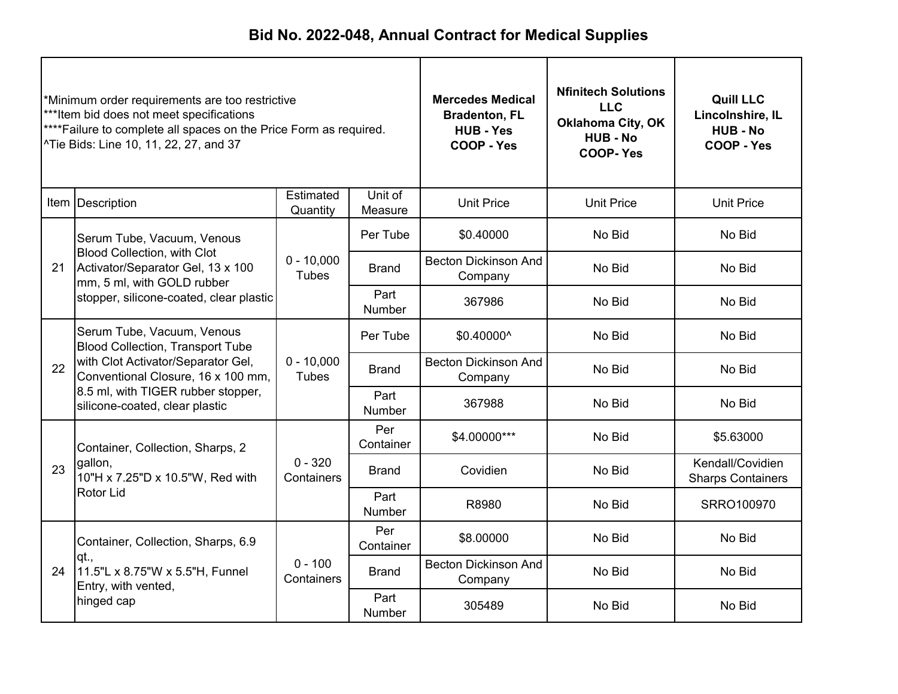# Bid No. 2022-048, Annual Contract for Medical Supplies

| *Minimum order requirements are too restrictive<br>***Item bid does not meet specifications<br>****Failure to complete all spaces on the Price Form as required.<br>^Tie Bids: Line 10, 11, 22, 27, and 37 | | | | **Mercedes Medical<br>Bradenton, FL<br>HUB - Yes<br>COOP - Yes** | **Nfinitech Solutions LLC<br>Oklahoma City, OK<br>HUB - No<br>COOP- Yes** | **Quill LLC<br>Lincolnshire, IL<br>HUB - No<br>COOP - Yes** |
|---|---|---|---|---|---|---|
| Item | Description | Estimated Quantity | Unit of Measure | Unit Price | Unit Price | Unit Price |
| 21 | Serum Tube, Vacuum, Venous Blood Collection, with Clot Activator/Separator Gel, 13 x 100 mm, 5 ml, with GOLD rubber stopper, silicone-coated, clear plastic | 0 - 10,000 Tubes | Per Tube | $0.40000 | No Bid | No Bid |
| | | | Brand | Becton Dickinson And Company | No Bid | No Bid |
| | | | Part Number | 367986 | No Bid | No Bid |
| 22 | Serum Tube, Vacuum, Venous Blood Collection, Transport Tube with Clot Activator/Separator Gel, Conventional Closure, 16 x 100 mm, 8.5 ml, with TIGER rubber stopper, silicone-coated, clear plastic | 0 - 10,000 Tubes | Per Tube | $0.40000^ | No Bid | No Bid |
| | | | Brand | Becton Dickinson And Company | No Bid | No Bid |
| | | | Part Number | 367988 | No Bid | No Bid |
| 23 | Container, Collection, Sharps, 2 gallon,<br>10"H x 7.25"D x 10.5"W, Red with Rotor Lid | 0 - 320 Containers | Per Container | $4.00000*** | No Bid | $5.63000 |
| | | | Brand | Covidien | No Bid | Kendall/Covidien Sharps Containers |
| | | | Part Number | R8980 | No Bid | SRRO100970 |
| 24 | Container, Collection, Sharps, 6.9 qt.,<br>11.5"L x 8.75"W x 5.5"H, Funnel Entry, with vented,<br>hinged cap | 0 - 100 Containers | Per Container | $8.00000 | No Bid | No Bid |
| | | | Brand | Becton Dickinson And Company | No Bid | No Bid |
| | | | Part Number | 305489 | No Bid | No Bid |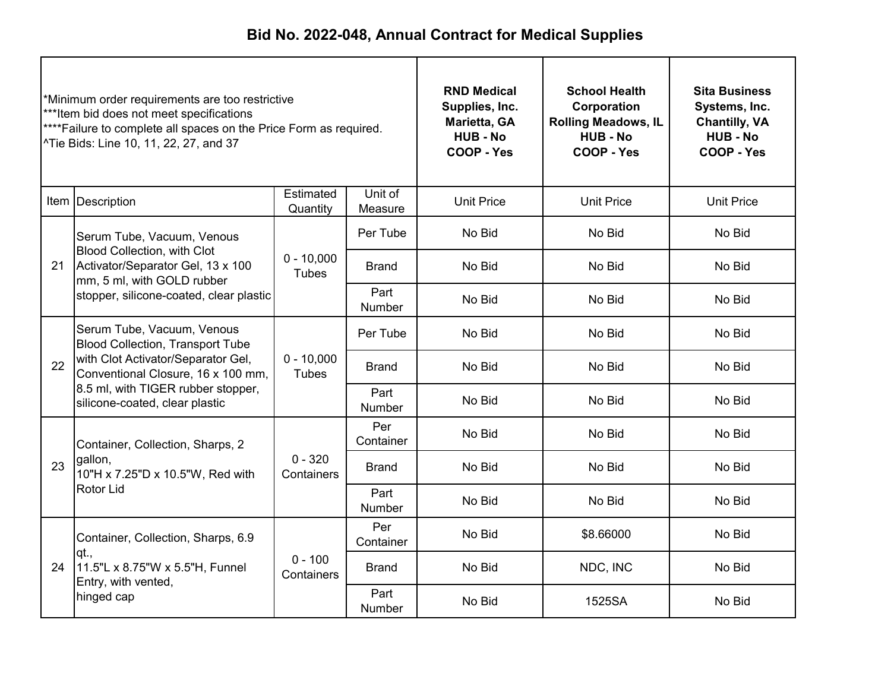# Bid No. 2022-048, Annual Contract for Medical Supplies

*Minimum order requirements are too restrictive
***Item bid does not meet specifications
****Failure to complete all spaces on the Price Form as required.
^Tie Bids: Line 10, 11, 22, 27, and 37

| Item | Description | Estimated Quantity | Unit of Measure | RND Medical Supplies, Inc. Marietta, GA HUB - No COOP - Yes | School Health Corporation Rolling Meadows, IL HUB - No COOP - Yes | Sita Business Systems, Inc. Chantilly, VA HUB - No COOP - Yes |
|---|---|---|---|---|---|---|
| | | | | Unit Price | Unit Price | Unit Price |
| 21 | Serum Tube, Vacuum, Venous Blood Collection, with Clot Activator/Separator Gel, 13 x 100 mm, 5 ml, with GOLD rubber stopper, silicone-coated, clear plastic | 0 - 10,000 Tubes | Per Tube | No Bid | No Bid | No Bid |
| | | | Brand | No Bid | No Bid | No Bid |
| | | | Part Number | No Bid | No Bid | No Bid |
| 22 | Serum Tube, Vacuum, Venous Blood Collection, Transport Tube with Clot Activator/Separator Gel, Conventional Closure, 16 x 100 mm, 8.5 ml, with TIGER rubber stopper, silicone-coated, clear plastic | 0 - 10,000 Tubes | Per Tube | No Bid | No Bid | No Bid |
| | | | Brand | No Bid | No Bid | No Bid |
| | | | Part Number | No Bid | No Bid | No Bid |
| 23 | Container, Collection, Sharps, 2 gallon, 10"H x 7.25"D x 10.5"W, Red with Rotor Lid | 0 - 320 Containers | Per Container | No Bid | No Bid | No Bid |
| | | | Brand | No Bid | No Bid | No Bid |
| | | | Part Number | No Bid | No Bid | No Bid |
| 24 | Container, Collection, Sharps, 6.9 qt., 11.5"L x 8.75"W x 5.5"H, Funnel Entry, with vented, hinged cap | 0 - 100 Containers | Per Container | No Bid | $8.66000 | No Bid |
| | | | Brand | No Bid | NDC, INC | No Bid |
| | | | Part Number | No Bid | 1525SA | No Bid |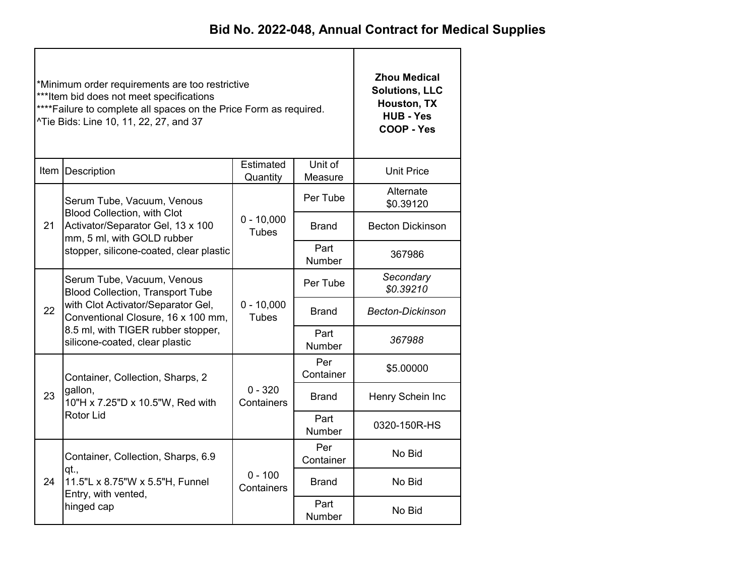# Bid No. 2022-048, Annual Contract for Medical Supplies

| *Minimum order requirements are too restrictive<br>***Item bid does not meet specifications<br>****Failure to complete all spaces on the Price Form as required.<br>^Tie Bids: Line 10, 11, 22, 27, and 37 | | | | **Zhou Medical Solutions, LLC<br>Houston, TX<br>HUB - Yes<br>COOP - Yes** |
|---|---|---|---|---|
| Item | Description | Estimated Quantity | Unit of Measure | Unit Price |
| 21 | Serum Tube, Vacuum, Venous Blood Collection, with Clot Activator/Separator Gel, 13 x 100 mm, 5 ml, with GOLD rubber stopper, silicone-coated, clear plastic | 0 - 10,000 Tubes | Per Tube | Alternate $0.39120 |
| | | | Brand | Becton Dickinson |
| | | | Part Number | 367986 |
| 22 | Serum Tube, Vacuum, Venous Blood Collection, Transport Tube with Clot Activator/Separator Gel, Conventional Closure, 16 x 100 mm, 8.5 ml, with TIGER rubber stopper, silicone-coated, clear plastic | 0 - 10,000 Tubes | Per Tube | *Secondary $0.39210* |
| | | | Brand | *Becton-Dickinson* |
| | | | Part Number | *367988* |
| 23 | Container, Collection, Sharps, 2 gallon, 10"H x 7.25"D x 10.5"W, Red with Rotor Lid | 0 - 320 Containers | Per Container | $5.00000 |
| | | | Brand | Henry Schein Inc |
| | | | Part Number | 0320-150R-HS |
| 24 | Container, Collection, Sharps, 6.9 qt., 11.5"L x 8.75"W x 5.5"H, Funnel Entry, with vented, hinged cap | 0 - 100 Containers | Per Container | No Bid |
| | | | Brand | No Bid |
| | | | Part Number | No Bid |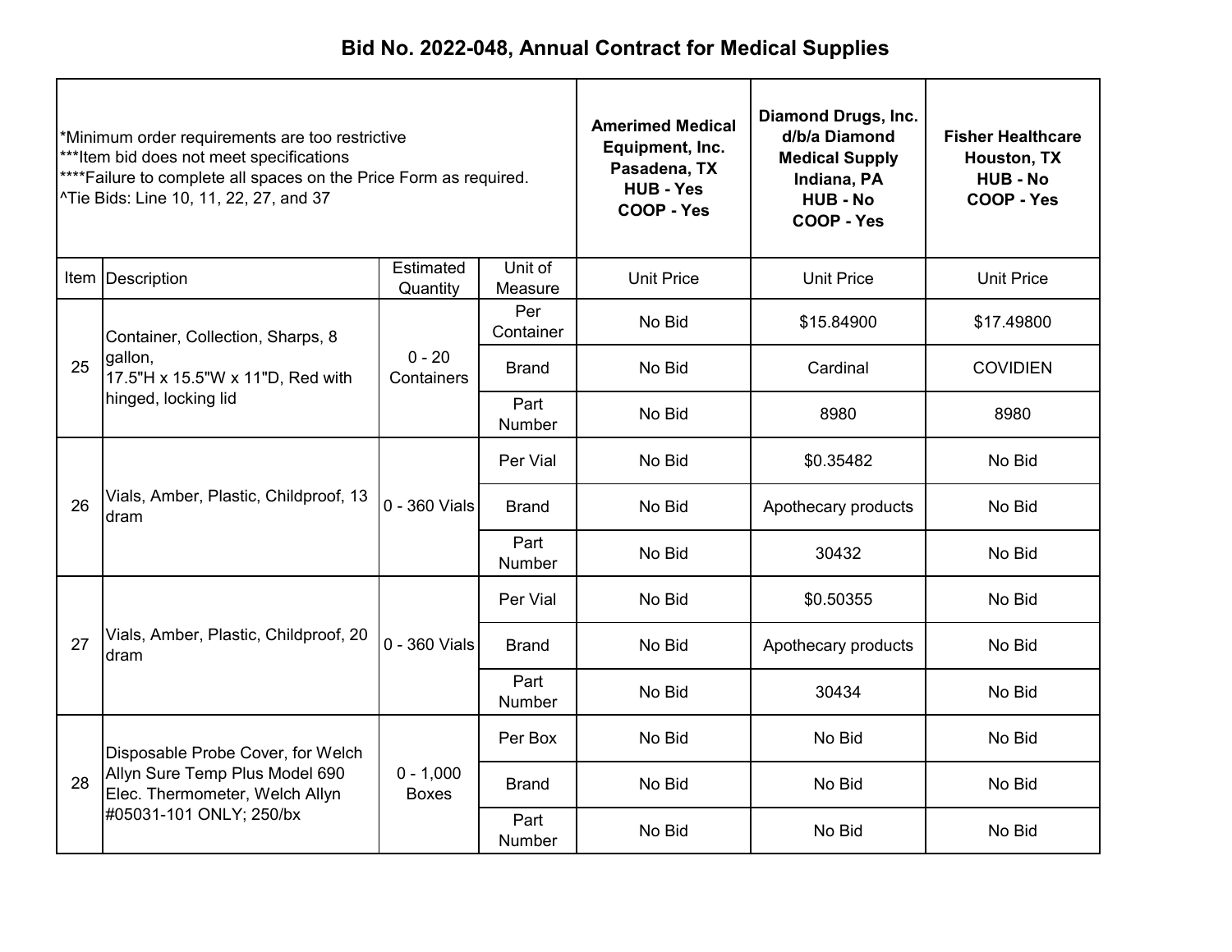# Bid No. 2022-048, Annual Contract for Medical Supplies

| *Minimum order requirements are too restrictive<br>***Item bid does not meet specifications<br>****Failure to complete all spaces on the Price Form as required.<br>^Tie Bids: Line 10, 11, 22, 27, and 37 | | | | **Amerimed Medical Equipment, Inc.<br>Pasadena, TX<br>HUB - Yes<br>COOP - Yes** | **Diamond Drugs, Inc. d/b/a Diamond Medical Supply<br>Indiana, PA<br>HUB - No<br>COOP - Yes** | **Fisher Healthcare<br>Houston, TX<br>HUB - No<br>COOP - Yes** |
|---|---|---|---|---|---|---|
| Item | Description | Estimated Quantity | Unit of Measure | Unit Price | Unit Price | Unit Price |
| 25 | Container, Collection, Sharps, 8 gallon,<br>17.5"H x 15.5"W x 11"D, Red with hinged, locking lid | 0 - 20 Containers | Per Container | No Bid | $15.84900 | $17.49800 |
| | | | Brand | No Bid | Cardinal | COVIDIEN |
| | | | Part Number | No Bid | 8980 | 8980 |
| 26 | Vials, Amber, Plastic, Childproof, 13 dram | 0 - 360 Vials | Per Vial | No Bid | $0.35482 | No Bid |
| | | | Brand | No Bid | Apothecary products | No Bid |
| | | | Part Number | No Bid | 30432 | No Bid |
| 27 | Vials, Amber, Plastic, Childproof, 20 dram | 0 - 360 Vials | Per Vial | No Bid | $0.50355 | No Bid |
| | | | Brand | No Bid | Apothecary products | No Bid |
| | | | Part Number | No Bid | 30434 | No Bid |
| 28 | Disposable Probe Cover, for Welch Allyn Sure Temp Plus Model 690 Elec. Thermometer, Welch Allyn #05031-101 ONLY; 250/bx | 0 - 1,000 Boxes | Per Box | No Bid | No Bid | No Bid |
| | | | Brand | No Bid | No Bid | No Bid |
| | | | Part Number | No Bid | No Bid | No Bid |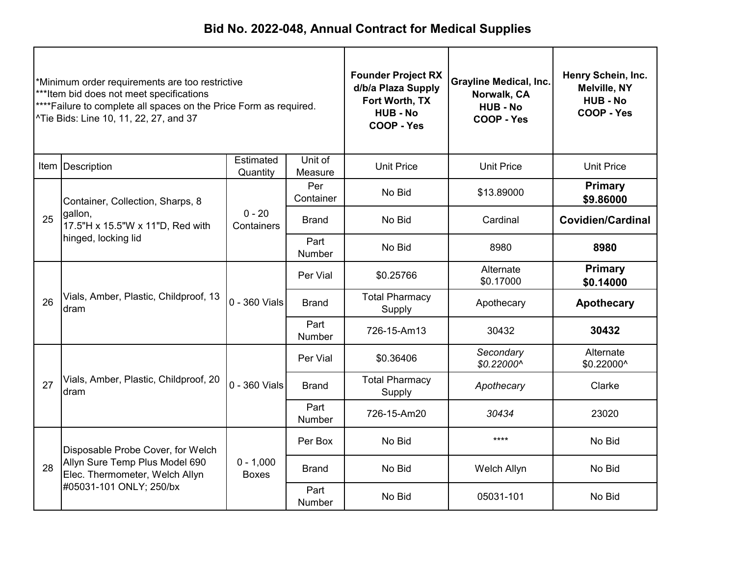# Bid No. 2022-048, Annual Contract for Medical Supplies

| *Minimum order requirements are too restrictive<br>***Item bid does not meet specifications<br>****Failure to complete all spaces on the Price Form as required.<br>^Tie Bids: Line 10, 11, 22, 27, and 37 | | | | **Founder Project RX d/b/a Plaza Supply Fort Worth, TX HUB - No COOP - Yes** | **Grayline Medical, Inc. Norwalk, CA HUB - No COOP - Yes** | **Henry Schein, Inc. Melville, NY HUB - No COOP - Yes** |
|---|---|---|---|---|---|---|
| Item | Description | Estimated Quantity | Unit of Measure | Unit Price | Unit Price | Unit Price |
| 25 | Container, Collection, Sharps, 8 gallon, 17.5"H x 15.5"W x 11"D, Red with hinged, locking lid | 0 - 20 Containers | Per Container | No Bid | $13.89000 | **Primary $9.86000** |
| | | | Brand | No Bid | Cardinal | **Covidien/Cardinal** |
| | | | Part Number | No Bid | 8980 | **8980** |
| 26 | Vials, Amber, Plastic, Childproof, 13 dram | 0 - 360 Vials | Per Vial | $0.25766 | Alternate $0.17000 | **Primary $0.14000** |
| | | | Brand | Total Pharmacy Supply | Apothecary | **Apothecary** |
| | | | Part Number | 726-15-Am13 | 30432 | **30432** |
| 27 | Vials, Amber, Plastic, Childproof, 20 dram | 0 - 360 Vials | Per Vial | $0.36406 | *Secondary $0.22000^* | Alternate $0.22000^ |
| | | | Brand | Total Pharmacy Supply | *Apothecary* | Clarke |
| | | | Part Number | 726-15-Am20 | *30434* | 23020 |
| 28 | Disposable Probe Cover, for Welch Allyn Sure Temp Plus Model 690 Elec. Thermometer, Welch Allyn #05031-101 ONLY; 250/bx | 0 - 1,000 Boxes | Per Box | No Bid | **** | No Bid |
| | | | Brand | No Bid | Welch Allyn | No Bid |
| | | | Part Number | No Bid | 05031-101 | No Bid |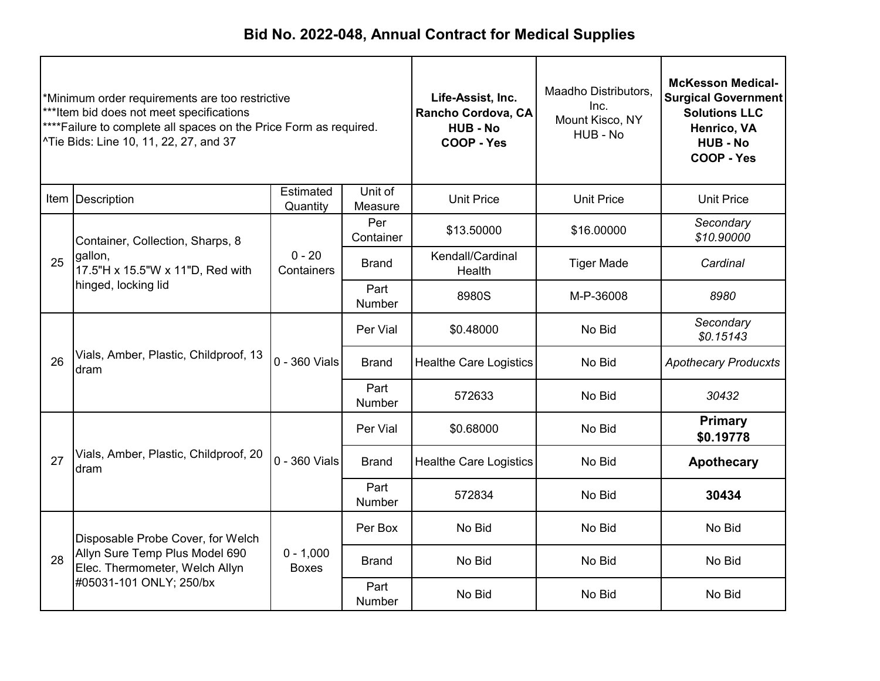# Bid No. 2022-048, Annual Contract for Medical Supplies

| *Minimum order requirements are too restrictive<br>***Item bid does not meet specifications<br>****Failure to complete all spaces on the Price Form as required.<br>^Tie Bids: Line 10, 11, 22, 27, and 37 | | | | **Life-Assist, Inc. Rancho Cordova, CA HUB - No COOP - Yes** | Maadho Distributors, Inc. Mount Kisco, NY HUB - No | **McKesson Medical-Surgical Government Solutions LLC Henrico, VA HUB - No COOP - Yes** |
|---|---|---|---|---|---|---|
| Item | Description | Estimated Quantity | Unit of Measure | Unit Price | Unit Price | Unit Price |
| 25 | Container, Collection, Sharps, 8 gallon, 17.5"H x 15.5"W x 11"D, Red with hinged, locking lid | 0 - 20 Containers | Per Container | $13.50000 | $16.00000 | *Secondary $10.90000* |
| | | | Brand | Kendall/Cardinal Health | Tiger Made | *Cardinal* |
| | | | Part Number | 8980S | M-P-36008 | *8980* |
| 26 | Vials, Amber, Plastic, Childproof, 13 dram | 0 - 360 Vials | Per Vial | $0.48000 | No Bid | *Secondary $0.15143* |
| | | | Brand | Healthe Care Logistics | No Bid | *Apothecary Producxts* |
| | | | Part Number | 572633 | No Bid | *30432* |
| 27 | Vials, Amber, Plastic, Childproof, 20 dram | 0 - 360 Vials | Per Vial | $0.68000 | No Bid | **Primary $0.19778** |
| | | | Brand | Healthe Care Logistics | No Bid | **Apothecary** |
| | | | Part Number | 572834 | No Bid | **30434** |
| 28 | Disposable Probe Cover, for Welch Allyn Sure Temp Plus Model 690 Elec. Thermometer, Welch Allyn #05031-101 ONLY; 250/bx | 0 - 1,000 Boxes | Per Box | No Bid | No Bid | No Bid |
| | | | Brand | No Bid | No Bid | No Bid |
| | | | Part Number | No Bid | No Bid | No Bid |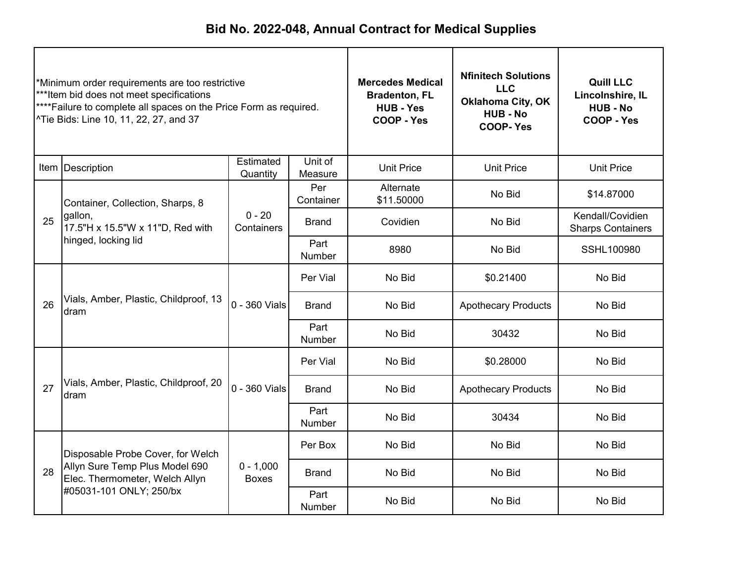# Bid No. 2022-048, Annual Contract for Medical Supplies

| *Minimum order requirements are too restrictive<br>***Item bid does not meet specifications<br>****Failure to complete all spaces on the Price Form as required.<br>^Tie Bids: Line 10, 11, 22, 27, and 37 | | | | **Mercedes Medical<br>Bradenton, FL<br>HUB - Yes<br>COOP - Yes** | **Nfinitech Solutions LLC<br>Oklahoma City, OK<br>HUB - No<br>COOP- Yes** | **Quill LLC<br>Lincolnshire, IL<br>HUB - No<br>COOP - Yes** |
|---|---|---|---|---|---|---|
| Item | Description | Estimated Quantity | Unit of Measure | Unit Price | Unit Price | Unit Price |
| 25 | Container, Collection, Sharps, 8 gallon, 17.5"H x 15.5"W x 11"D, Red with hinged, locking lid | 0 - 20 Containers | Per Container | Alternate $11.50000 | No Bid | $14.87000 |
| | | | Brand | Covidien | No Bid | Kendall/Covidien Sharps Containers |
| | | | Part Number | 8980 | No Bid | SSHL100980 |
| 26 | Vials, Amber, Plastic, Childproof, 13 dram | 0 - 360 Vials | Per Vial | No Bid | $0.21400 | No Bid |
| | | | Brand | No Bid | Apothecary Products | No Bid |
| | | | Part Number | No Bid | 30432 | No Bid |
| 27 | Vials, Amber, Plastic, Childproof, 20 dram | 0 - 360 Vials | Per Vial | No Bid | $0.28000 | No Bid |
| | | | Brand | No Bid | Apothecary Products | No Bid |
| | | | Part Number | No Bid | 30434 | No Bid |
| 28 | Disposable Probe Cover, for Welch Allyn Sure Temp Plus Model 690 Elec. Thermometer, Welch Allyn #05031-101 ONLY; 250/bx | 0 - 1,000 Boxes | Per Box | No Bid | No Bid | No Bid |
| | | | Brand | No Bid | No Bid | No Bid |
| | | | Part Number | No Bid | No Bid | No Bid |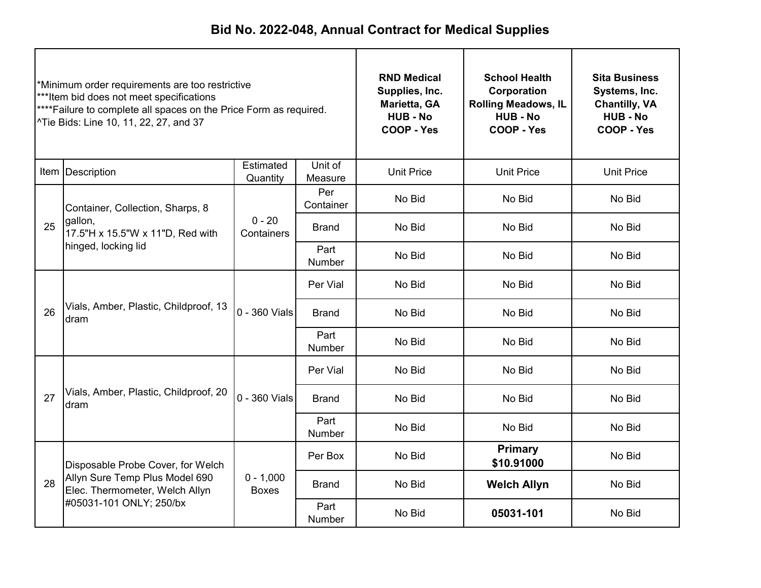# Bid No. 2022-048, Annual Contract for Medical Supplies

| *Minimum order requirements are too restrictive<br>***Item bid does not meet specifications<br>****Failure to complete all spaces on the Price Form as required.<br>^Tie Bids: Line 10, 11, 22, 27, and 37 | | | | RND Medical Supplies, Inc.<br>Marietta, GA<br>HUB - No<br>COOP - Yes | School Health Corporation<br>Rolling Meadows, IL<br>HUB - No<br>COOP - Yes | Sita Business Systems, Inc.<br>Chantilly, VA<br>HUB - No<br>COOP - Yes |
|---|---|---|---|---|---|---|
| Item | Description | Estimated Quantity | Unit of Measure | Unit Price | Unit Price | Unit Price |
| 25 | Container, Collection, Sharps, 8 gallon,<br>17.5"H x 15.5"W x 11"D, Red with hinged, locking lid | 0 - 20 Containers | Per Container | No Bid | No Bid | No Bid |
| | | | Brand | No Bid | No Bid | No Bid |
| | | | Part Number | No Bid | No Bid | No Bid |
| 26 | Vials, Amber, Plastic, Childproof, 13 dram | 0 - 360 Vials | Per Vial | No Bid | No Bid | No Bid |
| | | | Brand | No Bid | No Bid | No Bid |
| | | | Part Number | No Bid | No Bid | No Bid |
| 27 | Vials, Amber, Plastic, Childproof, 20 dram | 0 - 360 Vials | Per Vial | No Bid | No Bid | No Bid |
| | | | Brand | No Bid | No Bid | No Bid |
| | | | Part Number | No Bid | No Bid | No Bid |
| 28 | Disposable Probe Cover, for Welch Allyn Sure Temp Plus Model 690 Elec. Thermometer, Welch Allyn #05031-101 ONLY; 250/bx | 0 - 1,000 Boxes | Per Box | No Bid | **Primary<br>$10.91000** | No Bid |
| | | | Brand | No Bid | **Welch Allyn** | No Bid |
| | | | Part Number | No Bid | **05031-101** | No Bid |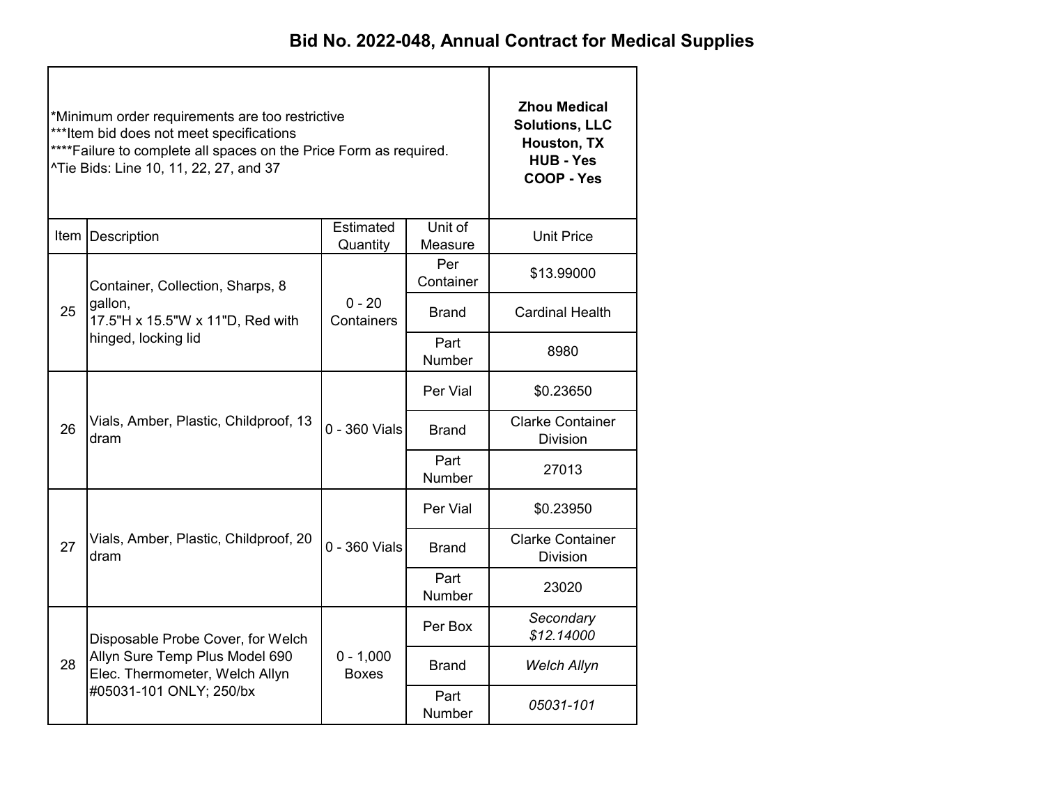# Bid No. 2022-048, Annual Contract for Medical Supplies

| *Minimum order requirements are too restrictive<br>***Item bid does not meet specifications<br>****Failure to complete all spaces on the Price Form as required.<br>^Tie Bids: Line 10, 11, 22, 27, and 37 | | | | **Zhou Medical Solutions, LLC<br>Houston, TX<br>HUB - Yes<br>COOP - Yes** |
|---|---|---|---|---|
| Item | Description | Estimated Quantity | Unit of Measure | Unit Price |
| 25 | Container, Collection, Sharps, 8 gallon,<br>17.5"H x 15.5"W x 11"D, Red with hinged, locking lid | 0 - 20 Containers | Per Container | $13.99000 |
| | | | Brand | Cardinal Health |
| | | | Part Number | 8980 |
| 26 | Vials, Amber, Plastic, Childproof, 13 dram | 0 - 360 Vials | Per Vial | $0.23650 |
| | | | Brand | Clarke Container Division |
| | | | Part Number | 27013 |
| 27 | Vials, Amber, Plastic, Childproof, 20 dram | 0 - 360 Vials | Per Vial | $0.23950 |
| | | | Brand | Clarke Container Division |
| | | | Part Number | 23020 |
| 28 | Disposable Probe Cover, for Welch Allyn Sure Temp Plus Model 690 Elec. Thermometer, Welch Allyn #05031-101 ONLY; 250/bx | 0 - 1,000 Boxes | Per Box | *Secondary $12.14000* |
| | | | Brand | *Welch Allyn* |
| | | | Part Number | *05031-101* |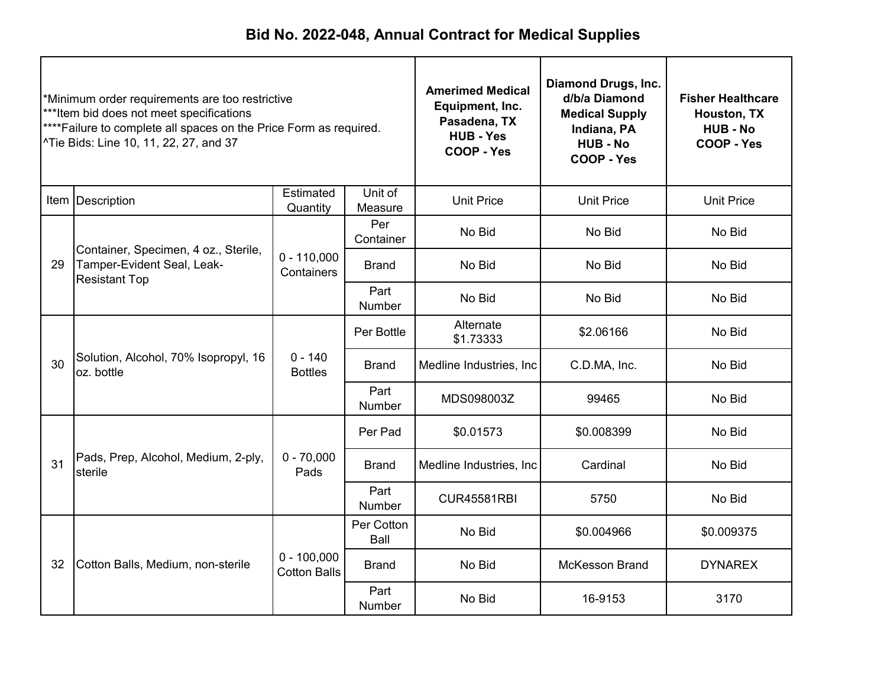# Bid No. 2022-048, Annual Contract for Medical Supplies

| *Minimum order requirements are too restrictive<br>***Item bid does not meet specifications<br>****Failure to complete all spaces on the Price Form as required.<br>^Tie Bids: Line 10, 11, 22, 27, and 37 | | | | **Amerimed Medical Equipment, Inc.<br>Pasadena, TX<br>HUB - Yes<br>COOP - Yes** | **Diamond Drugs, Inc. d/b/a Diamond Medical Supply<br>Indiana, PA<br>HUB - No<br>COOP - Yes** | **Fisher Healthcare<br>Houston, TX<br>HUB - No<br>COOP - Yes** |
|---|---|---|---|---|---|---|
| Item | Description | Estimated Quantity | Unit of Measure | Unit Price | Unit Price | Unit Price |
| 29 | Container, Specimen, 4 oz., Sterile, Tamper-Evident Seal, Leak-Resistant Top | 0 - 110,000 Containers | Per Container | No Bid | No Bid | No Bid |
| | | | Brand | No Bid | No Bid | No Bid |
| | | | Part Number | No Bid | No Bid | No Bid |
| 30 | Solution, Alcohol, 70% Isopropyl, 16 oz. bottle | 0 - 140 Bottles | Per Bottle | Alternate $1.73333 | $2.06166 | No Bid |
| | | | Brand | Medline Industries, Inc | C.D.MA, Inc. | No Bid |
| | | | Part Number | MDS098003Z | 99465 | No Bid |
| 31 | Pads, Prep, Alcohol, Medium, 2-ply, sterile | 0 - 70,000 Pads | Per Pad | $0.01573 | $0.008399 | No Bid |
| | | | Brand | Medline Industries, Inc | Cardinal | No Bid |
| | | | Part Number | CUR45581RBI | 5750 | No Bid |
| 32 | Cotton Balls, Medium, non-sterile | 0 - 100,000 Cotton Balls | Per Cotton Ball | No Bid | $0.004966 | $0.009375 |
| | | | Brand | No Bid | McKesson Brand | DYNAREX |
| | | | Part Number | No Bid | 16-9153 | 3170 |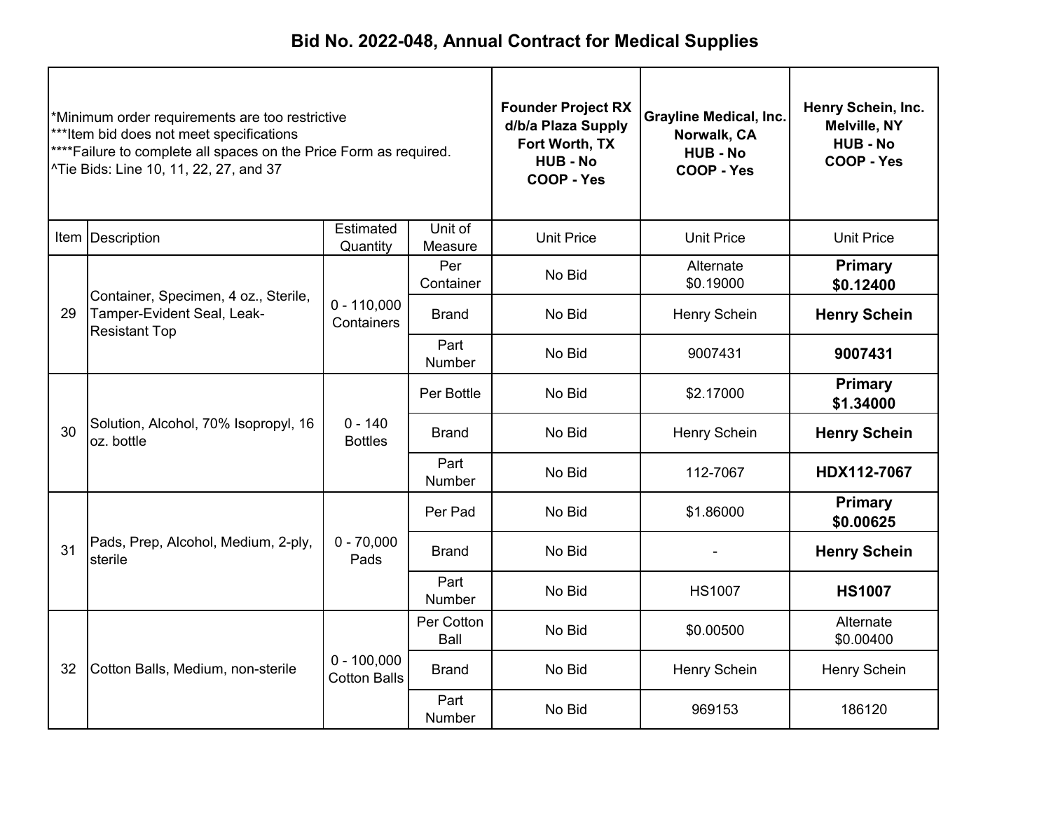# Bid No. 2022-048, Annual Contract for Medical Supplies

| *Minimum order requirements are too restrictive<br>***Item bid does not meet specifications<br>****Failure to complete all spaces on the Price Form as required.<br>^Tie Bids: Line 10, 11, 22, 27, and 37 | | | | **Founder Project RX d/b/a Plaza Supply Fort Worth, TX HUB - No COOP - Yes** | **Grayline Medical, Inc. Norwalk, CA HUB - No COOP - Yes** | **Henry Schein, Inc. Melville, NY HUB - No COOP - Yes** |
|---|---|---|---|---|---|---|
| Item | Description | Estimated Quantity | Unit of Measure | Unit Price | Unit Price | Unit Price |
| 29 | Container, Specimen, 4 oz., Sterile, Tamper-Evident Seal, Leak-Resistant Top | 0 - 110,000 Containers | Per Container | No Bid | Alternate $0.19000 | **Primary $0.12400** |
| | | | Brand | No Bid | Henry Schein | **Henry Schein** |
| | | | Part Number | No Bid | 9007431 | **9007431** |
| 30 | Solution, Alcohol, 70% Isopropyl, 16 oz. bottle | 0 - 140 Bottles | Per Bottle | No Bid | $2.17000 | **Primary $1.34000** |
| | | | Brand | No Bid | Henry Schein | **Henry Schein** |
| | | | Part Number | No Bid | 112-7067 | **HDX112-7067** |
| 31 | Pads, Prep, Alcohol, Medium, 2-ply, sterile | 0 - 70,000 Pads | Per Pad | No Bid | $1.86000 | **Primary $0.00625** |
| | | | Brand | No Bid | - | **Henry Schein** |
| | | | Part Number | No Bid | HS1007 | **HS1007** |
| 32 | Cotton Balls, Medium, non-sterile | 0 - 100,000 Cotton Balls | Per Cotton Ball | No Bid | $0.00500 | Alternate $0.00400 |
| | | | Brand | No Bid | Henry Schein | Henry Schein |
| | | | Part Number | No Bid | 969153 | 186120 |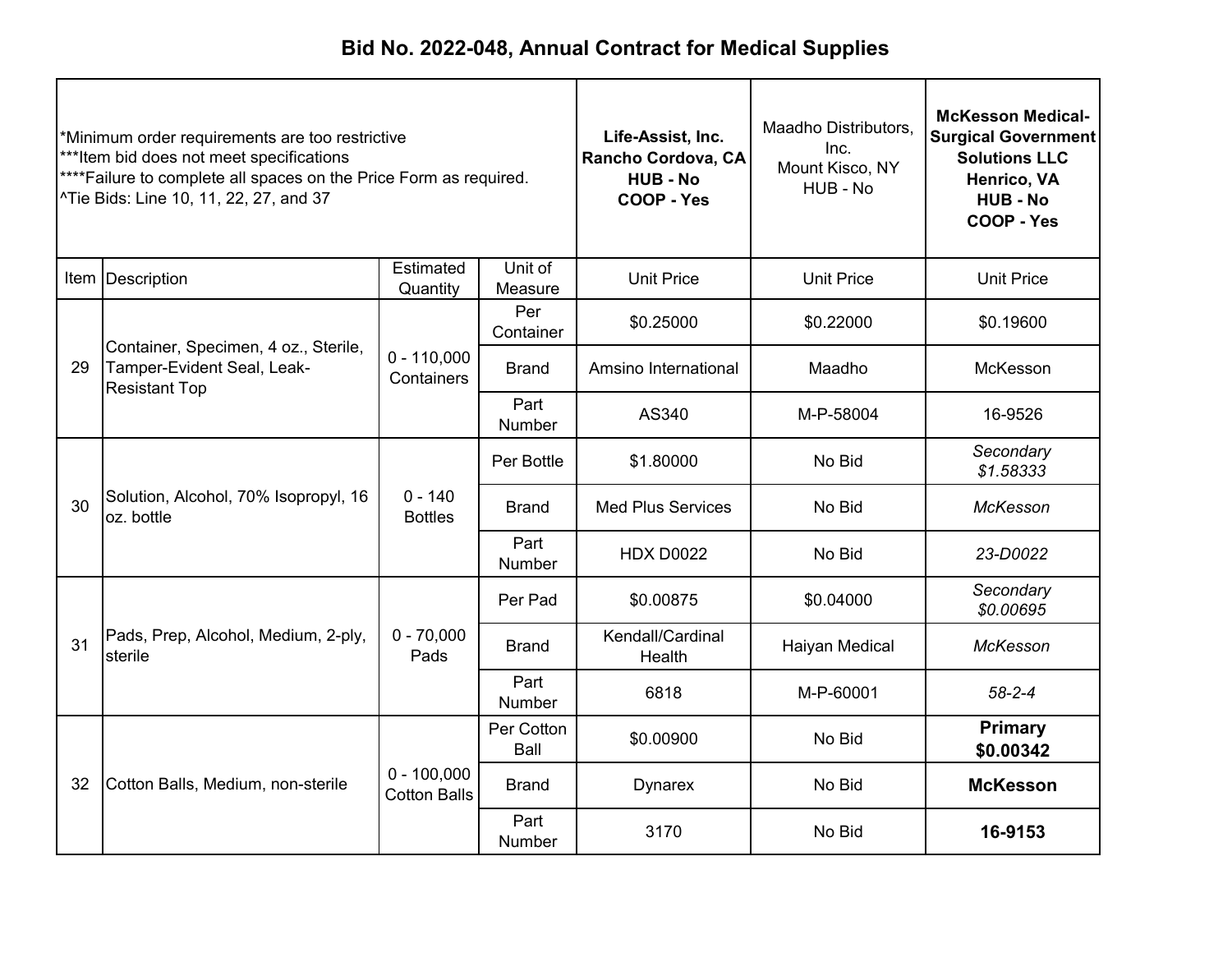# Bid No. 2022-048, Annual Contract for Medical Supplies

| *Minimum order requirements are too restrictive<br>***Item bid does not meet specifications<br>****Failure to complete all spaces on the Price Form as required.<br>^Tie Bids: Line 10, 11, 22, 27, and 37 | | | | **Life-Assist, Inc. Rancho Cordova, CA HUB - No COOP - Yes** | Maadho Distributors, Inc. Mount Kisco, NY HUB - No | **McKesson Medical-Surgical Government Solutions LLC Henrico, VA HUB - No COOP - Yes** |
|---|---|---|---|---|---|---|
| Item | Description | Estimated Quantity | Unit of Measure | Unit Price | Unit Price | Unit Price |
| 29 | Container, Specimen, 4 oz., Sterile, Tamper-Evident Seal, Leak-Resistant Top | 0 - 110,000 Containers | Per Container | $0.25000 | $0.22000 | $0.19600 |
| | | | Brand | Amsino International | Maadho | McKesson |
| | | | Part Number | AS340 | M-P-58004 | 16-9526 |
| 30 | Solution, Alcohol, 70% Isopropyl, 16 oz. bottle | 0 - 140 Bottles | Per Bottle | $1.80000 | No Bid | *Secondary $1.58333* |
| | | | Brand | Med Plus Services | No Bid | *McKesson* |
| | | | Part Number | HDX D0022 | No Bid | *23-D0022* |
| 31 | Pads, Prep, Alcohol, Medium, 2-ply, sterile | 0 - 70,000 Pads | Per Pad | $0.00875 | $0.04000 | *Secondary $0.00695* |
| | | | Brand | Kendall/Cardinal Health | Haiyan Medical | *McKesson* |
| | | | Part Number | 6818 | M-P-60001 | *58-2-4* |
| 32 | Cotton Balls, Medium, non-sterile | 0 - 100,000 Cotton Balls | Per Cotton Ball | $0.00900 | No Bid | **Primary $0.00342** |
| | | | Brand | Dynarex | No Bid | **McKesson** |
| | | | Part Number | 3170 | No Bid | **16-9153** |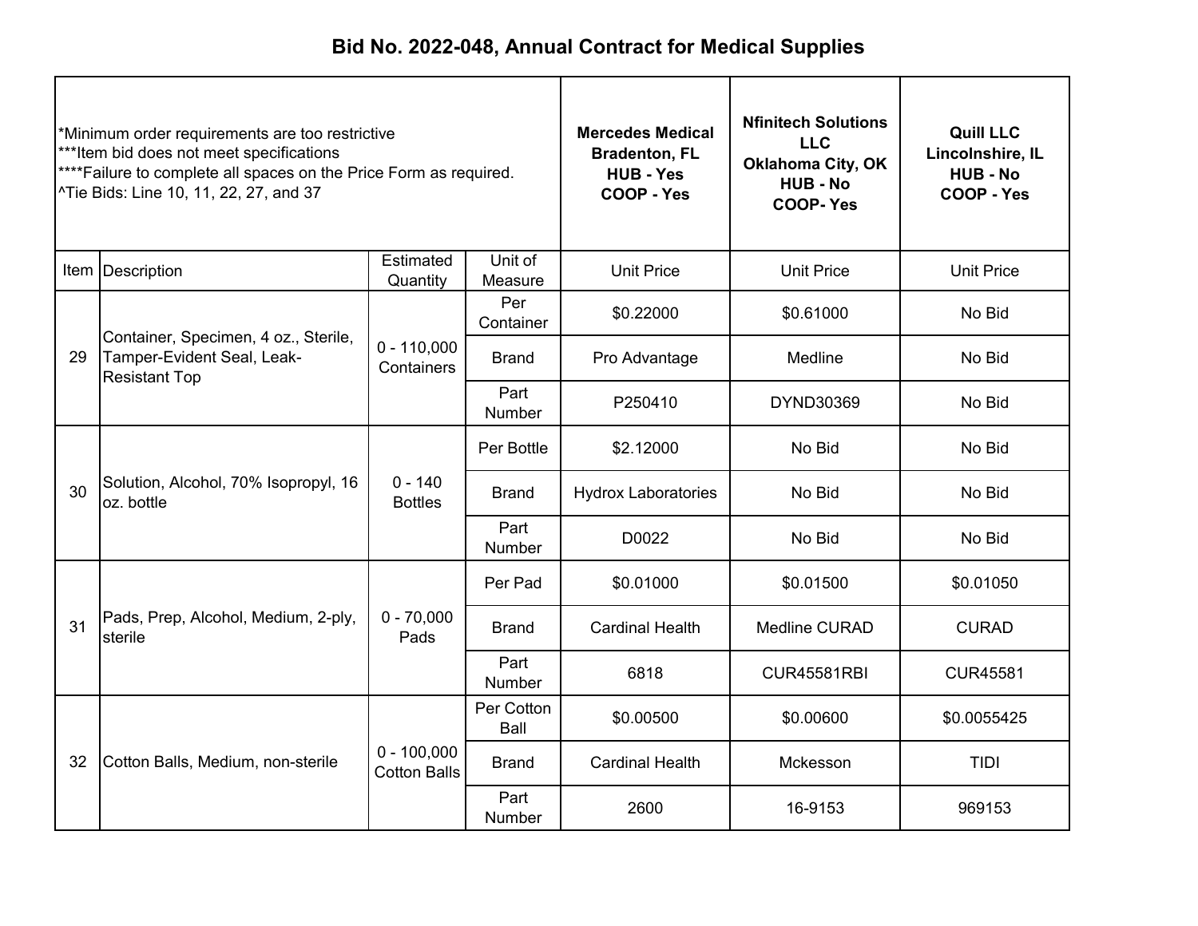# Bid No. 2022-048, Annual Contract for Medical Supplies

*Minimum order requirements are too restrictive
***Item bid does not meet specifications
****Failure to complete all spaces on the Price Form as required.
^Tie Bids: Line 10, 11, 22, 27, and 37

| Item | Description | Estimated Quantity | Unit of Measure | Mercedes Medical Bradenton, FL HUB - Yes COOP - Yes | Nfinitech Solutions LLC Oklahoma City, OK HUB - No COOP- Yes | Quill LLC Lincolnshire, IL HUB - No COOP - Yes |
|---|---|---|---|---|---|---|
| | | | | Unit Price | Unit Price | Unit Price |
| 29 | Container, Specimen, 4 oz., Sterile, Tamper-Evident Seal, Leak-Resistant Top | 0 - 110,000 Containers | Per Container | $0.22000 | $0.61000 | No Bid |
| | | | Brand | Pro Advantage | Medline | No Bid |
| | | | Part Number | P250410 | DYND30369 | No Bid |
| 30 | Solution, Alcohol, 70% Isopropyl, 16 oz. bottle | 0 - 140 Bottles | Per Bottle | $2.12000 | No Bid | No Bid |
| | | | Brand | Hydrox Laboratories | No Bid | No Bid |
| | | | Part Number | D0022 | No Bid | No Bid |
| 31 | Pads, Prep, Alcohol, Medium, 2-ply, sterile | 0 - 70,000 Pads | Per Pad | $0.01000 | $0.01500 | $0.01050 |
| | | | Brand | Cardinal Health | Medline CURAD | CURAD |
| | | | Part Number | 6818 | CUR45581RBI | CUR45581 |
| 32 | Cotton Balls, Medium, non-sterile | 0 - 100,000 Cotton Balls | Per Cotton Ball | $0.00500 | $0.00600 | $0.0055425 |
| | | | Brand | Cardinal Health | Mckesson | TIDI |
| | | | Part Number | 2600 | 16-9153 | 969153 |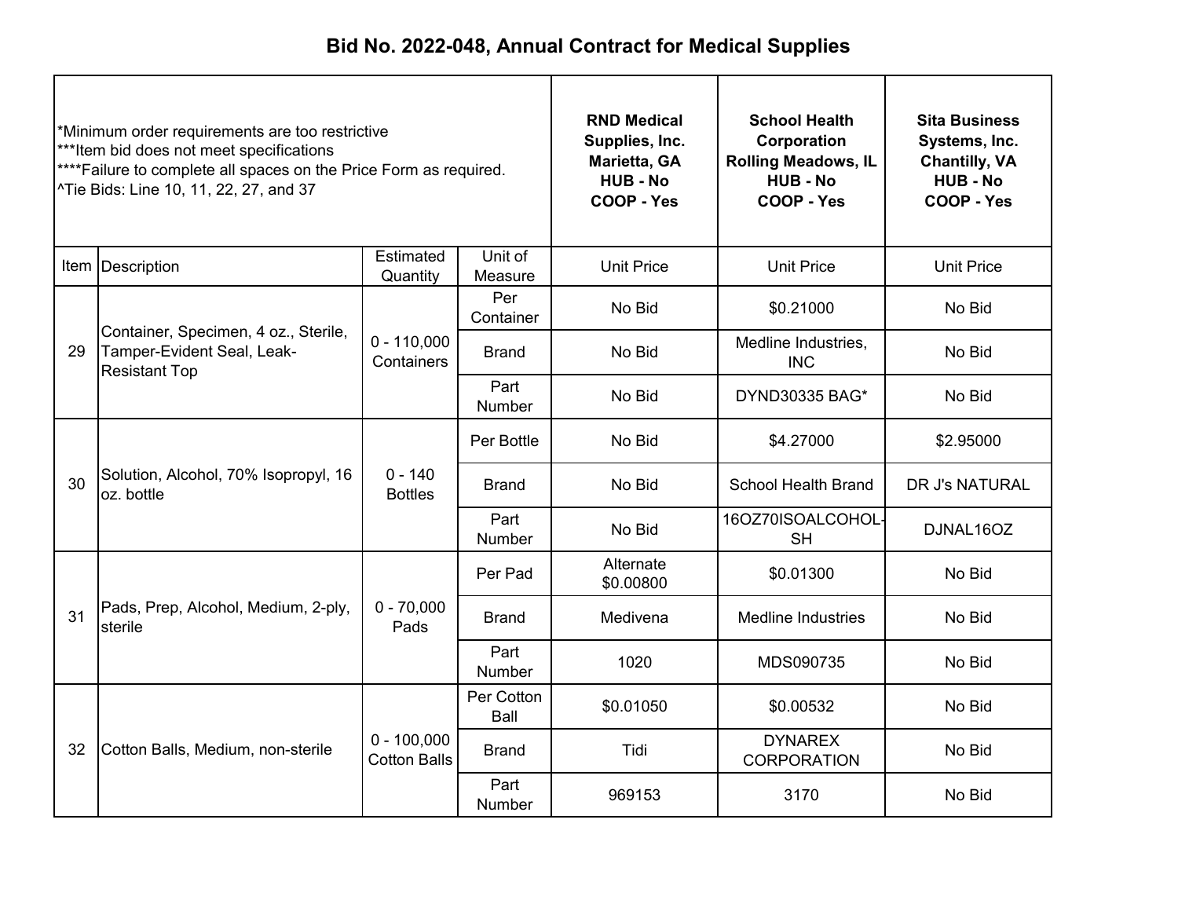# Bid No. 2022-048, Annual Contract for Medical Supplies

| *Minimum order requirements are too restrictive<br>***Item bid does not meet specifications<br>****Failure to complete all spaces on the Price Form as required.<br>^Tie Bids: Line 10, 11, 22, 27, and 37 | | | | RND Medical Supplies, Inc.<br>Marietta, GA<br>HUB - No<br>COOP - Yes | School Health Corporation<br>Rolling Meadows, IL<br>HUB - No<br>COOP - Yes | Sita Business Systems, Inc.<br>Chantilly, VA<br>HUB - No<br>COOP - Yes |
|---|---|---|---|---|---|---|
| Item | Description | Estimated Quantity | Unit of Measure | Unit Price | Unit Price | Unit Price |
| 29 | Container, Specimen, 4 oz., Sterile, Tamper-Evident Seal, Leak-Resistant Top | 0 - 110,000 Containers | Per Container | No Bid | $0.21000 | No Bid |
| | | | Brand | No Bid | Medline Industries, INC | No Bid |
| | | | Part Number | No Bid | DYND30335 BAG* | No Bid |
| 30 | Solution, Alcohol, 70% Isopropyl, 16 oz. bottle | 0 - 140 Bottles | Per Bottle | No Bid | $4.27000 | $2.95000 |
| | | | Brand | No Bid | School Health Brand | DR J's NATURAL |
| | | | Part Number | No Bid | 16OZ70ISOALCOHOL-SH | DJNAL16OZ |
| 31 | Pads, Prep, Alcohol, Medium, 2-ply, sterile | 0 - 70,000 Pads | Per Pad | Alternate $0.00800 | $0.01300 | No Bid |
| | | | Brand | Medivena | Medline Industries | No Bid |
| | | | Part Number | 1020 | MDS090735 | No Bid |
| 32 | Cotton Balls, Medium, non-sterile | 0 - 100,000 Cotton Balls | Per Cotton Ball | $0.01050 | $0.00532 | No Bid |
| | | | Brand | Tidi | DYNAREX CORPORATION | No Bid |
| | | | Part Number | 969153 | 3170 | No Bid |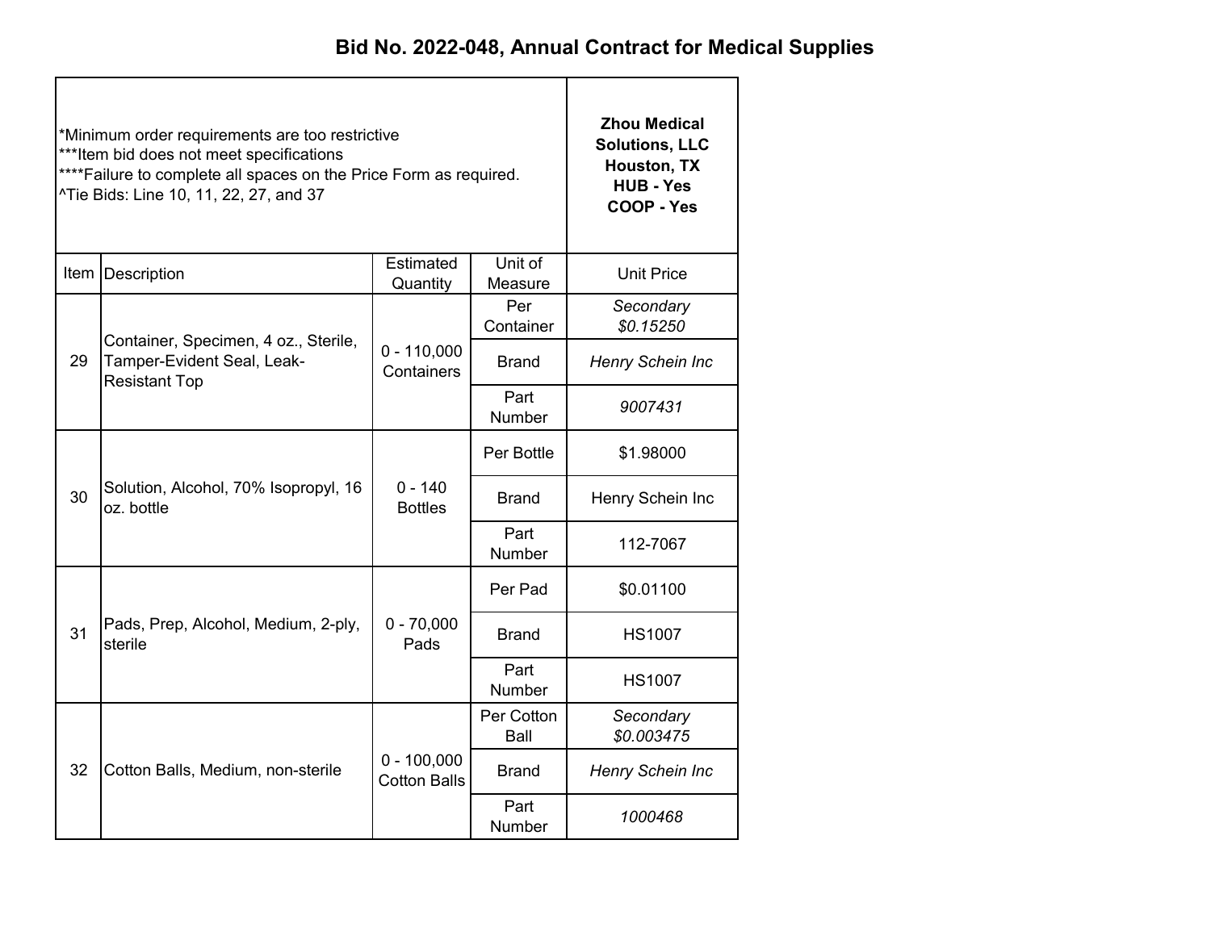# Bid No. 2022-048, Annual Contract for Medical Supplies

| *Minimum order requirements are too restrictive<br>***Item bid does not meet specifications<br>****Failure to complete all spaces on the Price Form as required.<br>^Tie Bids: Line 10, 11, 22, 27, and 37 | | | | **Zhou Medical Solutions, LLC<br>Houston, TX<br>HUB - Yes<br>COOP - Yes** |
|---|---|---|---|---|
| **Item** | **Description** | **Estimated Quantity** | **Unit of Measure** | **Unit Price** |
| 29 | Container, Specimen, 4 oz., Sterile, Tamper-Evident Seal, Leak-Resistant Top | 0 - 110,000 Containers | Per Container | *Secondary $0.15250* |
| | | | Brand | *Henry Schein Inc* |
| | | | Part Number | *9007431* |
| 30 | Solution, Alcohol, 70% Isopropyl, 16 oz. bottle | 0 - 140 Bottles | Per Bottle | $1.98000 |
| | | | Brand | Henry Schein Inc |
| | | | Part Number | 112-7067 |
| 31 | Pads, Prep, Alcohol, Medium, 2-ply, sterile | 0 - 70,000 Pads | Per Pad | $0.01100 |
| | | | Brand | HS1007 |
| | | | Part Number | HS1007 |
| 32 | Cotton Balls, Medium, non-sterile | 0 - 100,000 Cotton Balls | Per Cotton Ball | *Secondary $0.003475* |
| | | | Brand | *Henry Schein Inc* |
| | | | Part Number | *1000468* |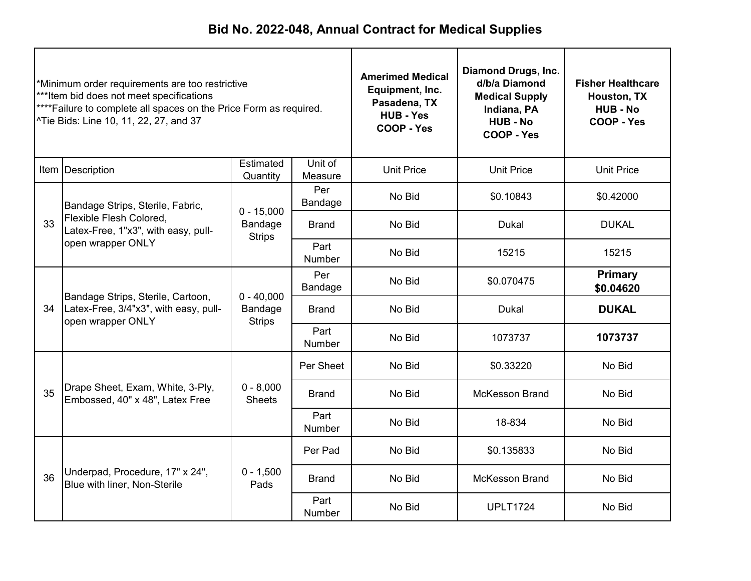# Bid No. 2022-048, Annual Contract for Medical Supplies

*Minimum order requirements are too restrictive
***Item bid does not meet specifications
****Failure to complete all spaces on the Price Form as required.
^Tie Bids: Line 10, 11, 22, 27, and 37

| Item | Description | Estimated Quantity | Unit of Measure | Amerimed Medical Equipment, Inc. Pasadena, TX HUB - Yes COOP - Yes | Diamond Drugs, Inc. d/b/a Diamond Medical Supply Indiana, PA HUB - No COOP - Yes | Fisher Healthcare Houston, TX HUB - No COOP - Yes |
|---|---|---|---|---|---|---|
| | | | | Unit Price | Unit Price | Unit Price |
| 33 | Bandage Strips, Sterile, Fabric, Flexible Flesh Colored, Latex-Free, 1"x3", with easy, pull-open wrapper ONLY | 0 - 15,000 Bandage Strips | Per Bandage | No Bid | $0.10843 | $0.42000 |
| | | | Brand | No Bid | Dukal | DUKAL |
| | | | Part Number | No Bid | 15215 | 15215 |
| 34 | Bandage Strips, Sterile, Cartoon, Latex-Free, 3/4"x3", with easy, pull-open wrapper ONLY | 0 - 40,000 Bandage Strips | Per Bandage | No Bid | $0.070475 | **Primary $0.04620** |
| | | | Brand | No Bid | Dukal | **DUKAL** |
| | | | Part Number | No Bid | 1073737 | **1073737** |
| 35 | Drape Sheet, Exam, White, 3-Ply, Embossed, 40" x 48", Latex Free | 0 - 8,000 Sheets | Per Sheet | No Bid | $0.33220 | No Bid |
| | | | Brand | No Bid | McKesson Brand | No Bid |
| | | | Part Number | No Bid | 18-834 | No Bid |
| 36 | Underpad, Procedure, 17" x 24", Blue with liner, Non-Sterile | 0 - 1,500 Pads | Per Pad | No Bid | $0.135833 | No Bid |
| | | | Brand | No Bid | McKesson Brand | No Bid |
| | | | Part Number | No Bid | UPLT1724 | No Bid |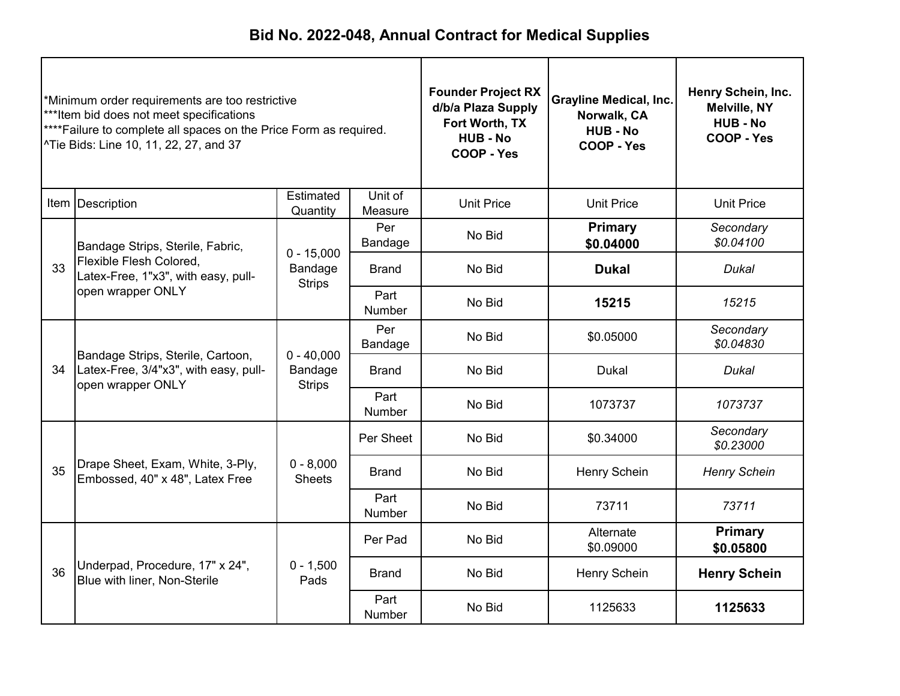# Bid No. 2022-048, Annual Contract for Medical Supplies

| *Minimum order requirements are too restrictive<br>***Item bid does not meet specifications<br>****Failure to complete all spaces on the Price Form as required.<br>^Tie Bids: Line 10, 11, 22, 27, and 37 | | | | **Founder Project RX d/b/a Plaza Supply<br>Fort Worth, TX<br>HUB - No<br>COOP - Yes** | **Grayline Medical, Inc.<br>Norwalk, CA<br>HUB - No<br>COOP - Yes** | **Henry Schein, Inc.<br>Melville, NY<br>HUB - No<br>COOP - Yes** |
|---|---|---|---|---|---|---|
| Item | Description | Estimated Quantity | Unit of Measure | Unit Price | Unit Price | Unit Price |
| 33 | Bandage Strips, Sterile, Fabric, Flexible Flesh Colored, Latex-Free, 1"x3", with easy, pull-open wrapper ONLY | 0 - 15,000 Bandage Strips | Per Bandage | No Bid | **Primary<br>$0.04000** | *Secondary<br>$0.04100* |
| | | | Brand | No Bid | **Dukal** | *Dukal* |
| | | | Part Number | No Bid | **15215** | *15215* |
| 34 | Bandage Strips, Sterile, Cartoon, Latex-Free, 3/4"x3", with easy, pull-open wrapper ONLY | 0 - 40,000 Bandage Strips | Per Bandage | No Bid | $0.05000 | *Secondary<br>$0.04830* |
| | | | Brand | No Bid | Dukal | *Dukal* |
| | | | Part Number | No Bid | 1073737 | *1073737* |
| 35 | Drape Sheet, Exam, White, 3-Ply, Embossed, 40" x 48", Latex Free | 0 - 8,000 Sheets | Per Sheet | No Bid | $0.34000 | *Secondary<br>$0.23000* |
| | | | Brand | No Bid | Henry Schein | *Henry Schein* |
| | | | Part Number | No Bid | 73711 | *73711* |
| 36 | Underpad, Procedure, 17" x 24", Blue with liner, Non-Sterile | 0 - 1,500 Pads | Per Pad | No Bid | Alternate<br>$0.09000 | **Primary<br>$0.05800** |
| | | | Brand | No Bid | Henry Schein | **Henry Schein** |
| | | | Part Number | No Bid | 1125633 | **1125633** |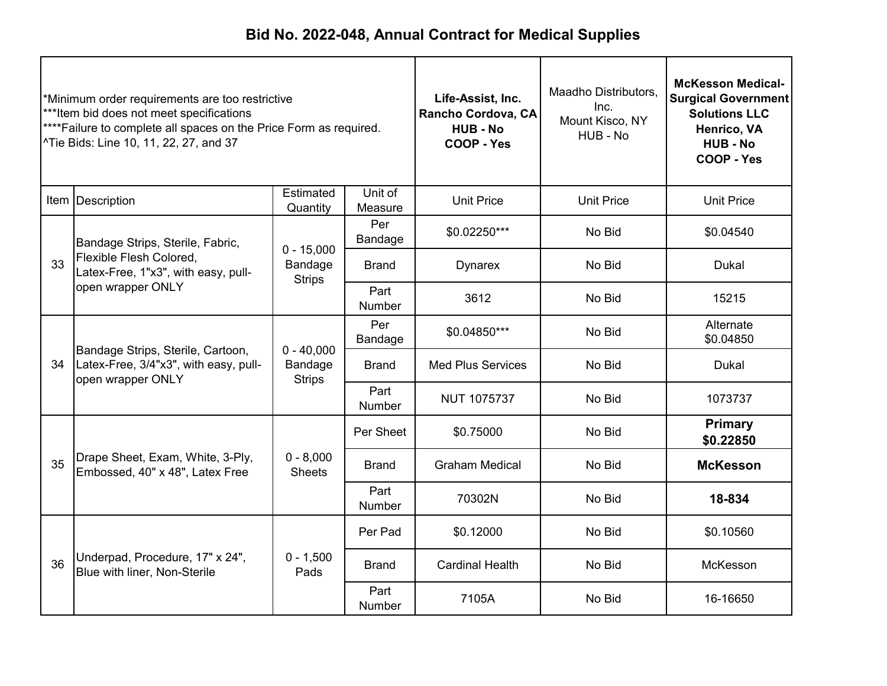# Bid No. 2022-048, Annual Contract for Medical Supplies

| *Minimum order requirements are too restrictive<br>***Item bid does not meet specifications<br>****Failure to complete all spaces on the Price Form as required.<br>^Tie Bids: Line 10, 11, 22, 27, and 37 | | | | **Life-Assist, Inc.<br>Rancho Cordova, CA<br>HUB - No<br>COOP - Yes** | Maadho Distributors, Inc.<br>Mount Kisco, NY<br>HUB - No | **McKesson Medical-Surgical Government Solutions LLC<br>Henrico, VA<br>HUB - No<br>COOP - Yes** |
|---|---|---|---|---|---|---|
| Item | Description | Estimated Quantity | Unit of Measure | Unit Price | Unit Price | Unit Price |
| 33 | Bandage Strips, Sterile, Fabric, Flexible Flesh Colored, Latex-Free, 1"x3", with easy, pull-open wrapper ONLY | 0 - 15,000 Bandage Strips | Per Bandage | $0.02250*** | No Bid | $0.04540 |
| | | | Brand | Dynarex | No Bid | Dukal |
| | | | Part Number | 3612 | No Bid | 15215 |
| 34 | Bandage Strips, Sterile, Cartoon, Latex-Free, 3/4"x3", with easy, pull-open wrapper ONLY | 0 - 40,000 Bandage Strips | Per Bandage | $0.04850*** | No Bid | Alternate $0.04850 |
| | | | Brand | Med Plus Services | No Bid | Dukal |
| | | | Part Number | NUT 1075737 | No Bid | 1073737 |
| 35 | Drape Sheet, Exam, White, 3-Ply, Embossed, 40" x 48", Latex Free | 0 - 8,000 Sheets | Per Sheet | $0.75000 | No Bid | **Primary $0.22850** |
| | | | Brand | Graham Medical | No Bid | **McKesson** |
| | | | Part Number | 70302N | No Bid | **18-834** |
| 36 | Underpad, Procedure, 17" x 24", Blue with liner, Non-Sterile | 0 - 1,500 Pads | Per Pad | $0.12000 | No Bid | $0.10560 |
| | | | Brand | Cardinal Health | No Bid | McKesson |
| | | | Part Number | 7105A | No Bid | 16-16650 |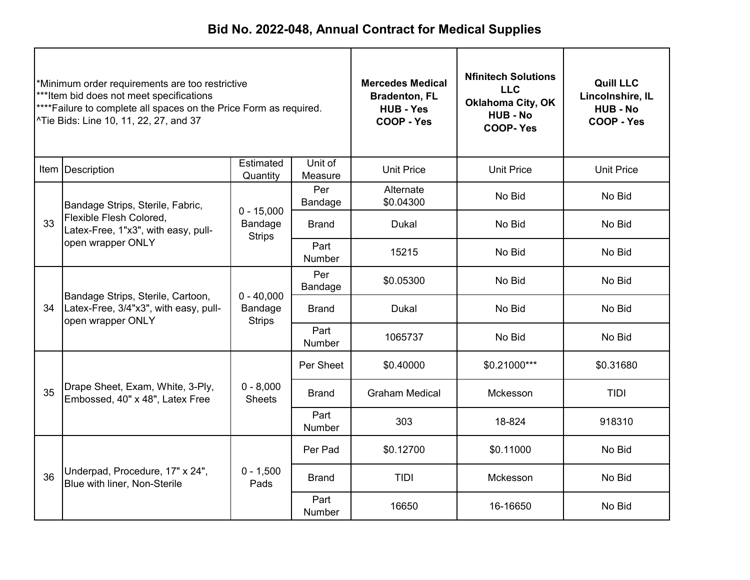# Bid No. 2022-048, Annual Contract for Medical Supplies

*Minimum order requirements are too restrictive
***Item bid does not meet specifications
****Failure to complete all spaces on the Price Form as required.
^Tie Bids: Line 10, 11, 22, 27, and 37

| Item | Description | Estimated Quantity | Unit of Measure | Mercedes Medical Bradenton, FL HUB - Yes COOP - Yes | Nfinitech Solutions LLC Oklahoma City, OK HUB - No COOP- Yes | Quill LLC Lincolnshire, IL HUB - No COOP - Yes |
|---|---|---|---|---|---|---|
| | | | | Unit Price | Unit Price | Unit Price |
| 33 | Bandage Strips, Sterile, Fabric, Flexible Flesh Colored, Latex-Free, 1"x3", with easy, pull-open wrapper ONLY | 0 - 15,000 Bandage Strips | Per Bandage | Alternate $0.04300 | No Bid | No Bid |
| | | | Brand | Dukal | No Bid | No Bid |
| | | | Part Number | 15215 | No Bid | No Bid |
| 34 | Bandage Strips, Sterile, Cartoon, Latex-Free, 3/4"x3", with easy, pull-open wrapper ONLY | 0 - 40,000 Bandage Strips | Per Bandage | $0.05300 | No Bid | No Bid |
| | | | Brand | Dukal | No Bid | No Bid |
| | | | Part Number | 1065737 | No Bid | No Bid |
| 35 | Drape Sheet, Exam, White, 3-Ply, Embossed, 40" x 48", Latex Free | 0 - 8,000 Sheets | Per Sheet | $0.40000 | $0.21000*** | $0.31680 |
| | | | Brand | Graham Medical | Mckesson | TIDI |
| | | | Part Number | 303 | 18-824 | 918310 |
| 36 | Underpad, Procedure, 17" x 24", Blue with liner, Non-Sterile | 0 - 1,500 Pads | Per Pad | $0.12700 | $0.11000 | No Bid |
| | | | Brand | TIDI | Mckesson | No Bid |
| | | | Part Number | 16650 | 16-16650 | No Bid |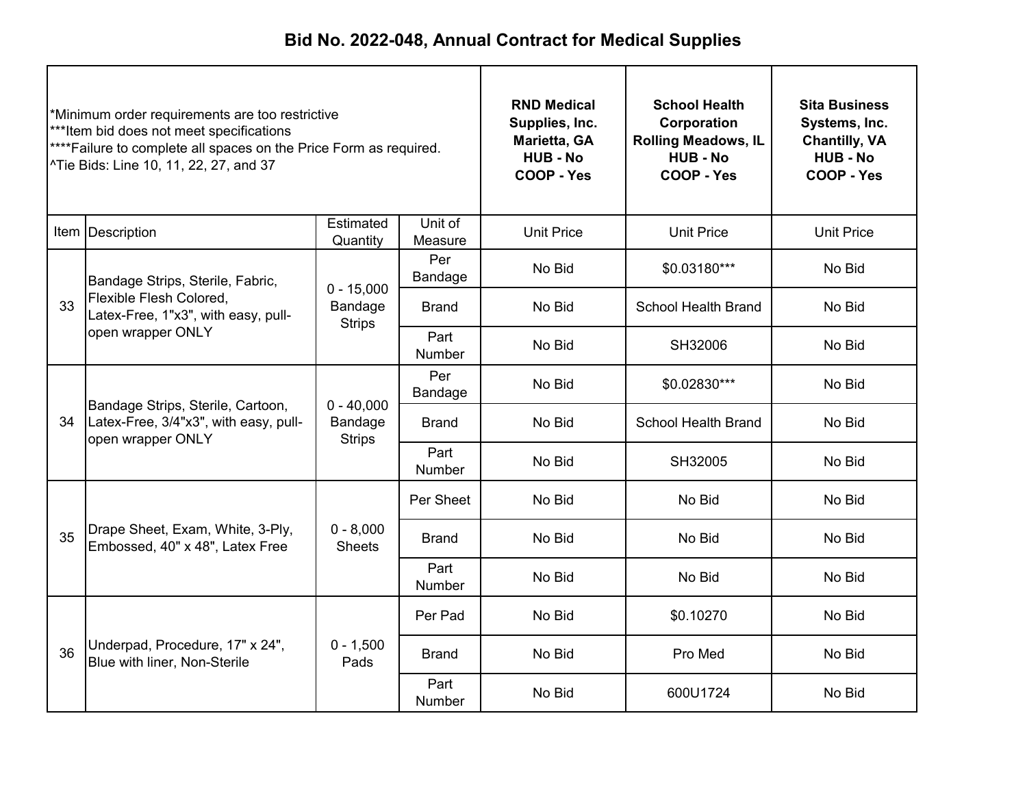# Bid No. 2022-048, Annual Contract for Medical Supplies

| *Minimum order requirements are too restrictive<br>***Item bid does not meet specifications<br>****Failure to complete all spaces on the Price Form as required.<br>^Tie Bids: Line 10, 11, 22, 27, and 37 | | | | **RND Medical Supplies, Inc.<br>Marietta, GA<br>HUB - No<br>COOP - Yes** | **School Health Corporation<br>Rolling Meadows, IL<br>HUB - No<br>COOP - Yes** | **Sita Business Systems, Inc.<br>Chantilly, VA<br>HUB - No<br>COOP - Yes** |
|---|---|---|---|---|---|---|
| Item | Description | Estimated Quantity | Unit of Measure | Unit Price | Unit Price | Unit Price |
| 33 | Bandage Strips, Sterile, Fabric, Flexible Flesh Colored, Latex-Free, 1"x3", with easy, pull-open wrapper ONLY | 0 - 15,000 Bandage Strips | Per Bandage | No Bid | $0.03180*** | No Bid |
| | | | Brand | No Bid | School Health Brand | No Bid |
| | | | Part Number | No Bid | SH32006 | No Bid |
| 34 | Bandage Strips, Sterile, Cartoon, Latex-Free, 3/4"x3", with easy, pull-open wrapper ONLY | 0 - 40,000 Bandage Strips | Per Bandage | No Bid | $0.02830*** | No Bid |
| | | | Brand | No Bid | School Health Brand | No Bid |
| | | | Part Number | No Bid | SH32005 | No Bid |
| 35 | Drape Sheet, Exam, White, 3-Ply, Embossed, 40" x 48", Latex Free | 0 - 8,000 Sheets | Per Sheet | No Bid | No Bid | No Bid |
| | | | Brand | No Bid | No Bid | No Bid |
| | | | Part Number | No Bid | No Bid | No Bid |
| 36 | Underpad, Procedure, 17" x 24", Blue with liner, Non-Sterile | 0 - 1,500 Pads | Per Pad | No Bid | $0.10270 | No Bid |
| | | | Brand | No Bid | Pro Med | No Bid |
| | | | Part Number | No Bid | 600U1724 | No Bid |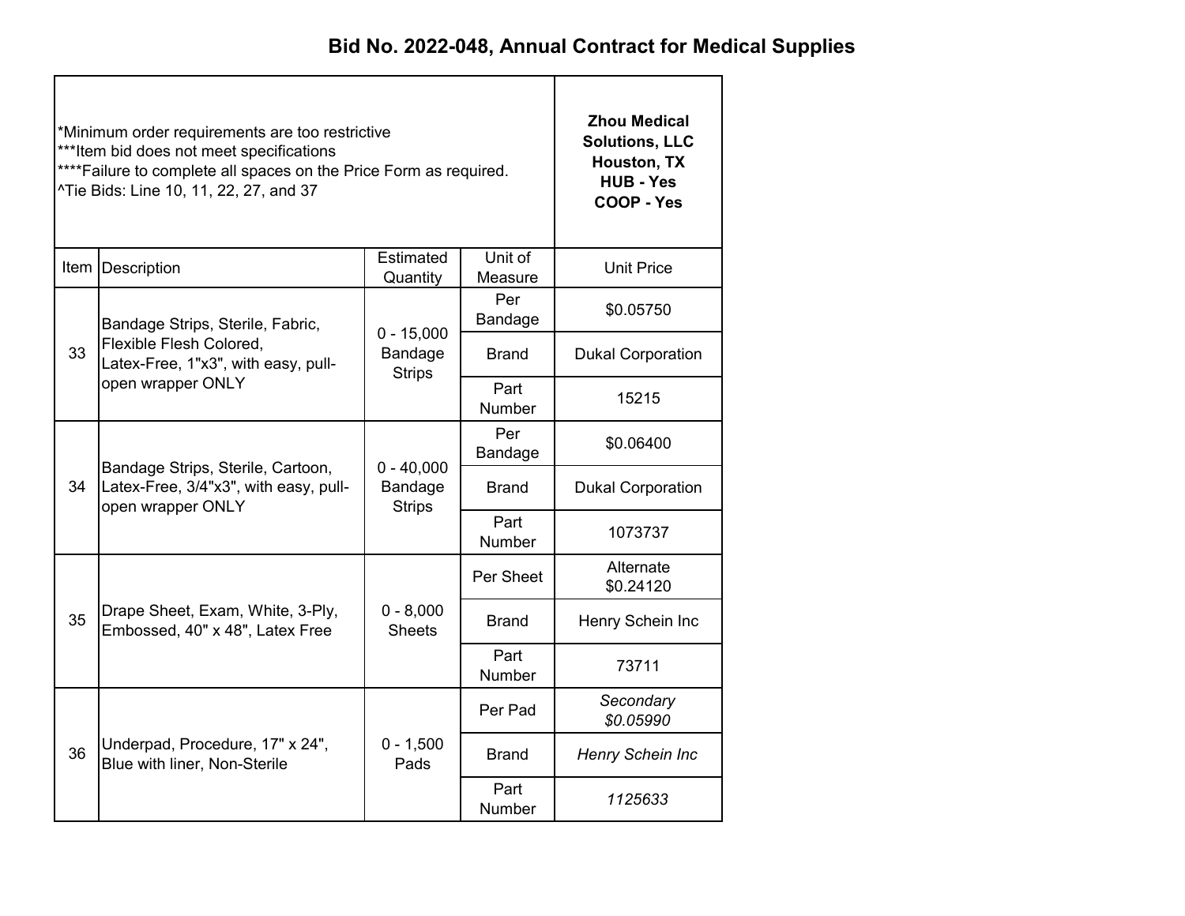# Bid No. 2022-048, Annual Contract for Medical Supplies

| *Minimum order requirements are too restrictive<br>***Item bid does not meet specifications<br>****Failure to complete all spaces on the Price Form as required.<br>^Tie Bids: Line 10, 11, 22, 27, and 37 | | | | **Zhou Medical Solutions, LLC<br>Houston, TX<br>HUB - Yes<br>COOP - Yes** |
|---|---|---|---|---|
| **Item** | **Description** | **Estimated Quantity** | **Unit of Measure** | **Unit Price** |
| 33 | Bandage Strips, Sterile, Fabric, Flexible Flesh Colored, Latex-Free, 1"x3", with easy, pull-open wrapper ONLY | 0 - 15,000 Bandage Strips | Per Bandage | $0.05750 |
| | | | Brand | Dukal Corporation |
| | | | Part Number | 15215 |
| 34 | Bandage Strips, Sterile, Cartoon, Latex-Free, 3/4"x3", with easy, pull-open wrapper ONLY | 0 - 40,000 Bandage Strips | Per Bandage | $0.06400 |
| | | | Brand | Dukal Corporation |
| | | | Part Number | 1073737 |
| 35 | Drape Sheet, Exam, White, 3-Ply, Embossed, 40" x 48", Latex Free | 0 - 8,000 Sheets | Per Sheet | Alternate $0.24120 |
| | | | Brand | Henry Schein Inc |
| | | | Part Number | 73711 |
| 36 | Underpad, Procedure, 17" x 24", Blue with liner, Non-Sterile | 0 - 1,500 Pads | Per Pad | *Secondary $0.05990* |
| | | | Brand | *Henry Schein Inc* |
| | | | Part Number | *1125633* |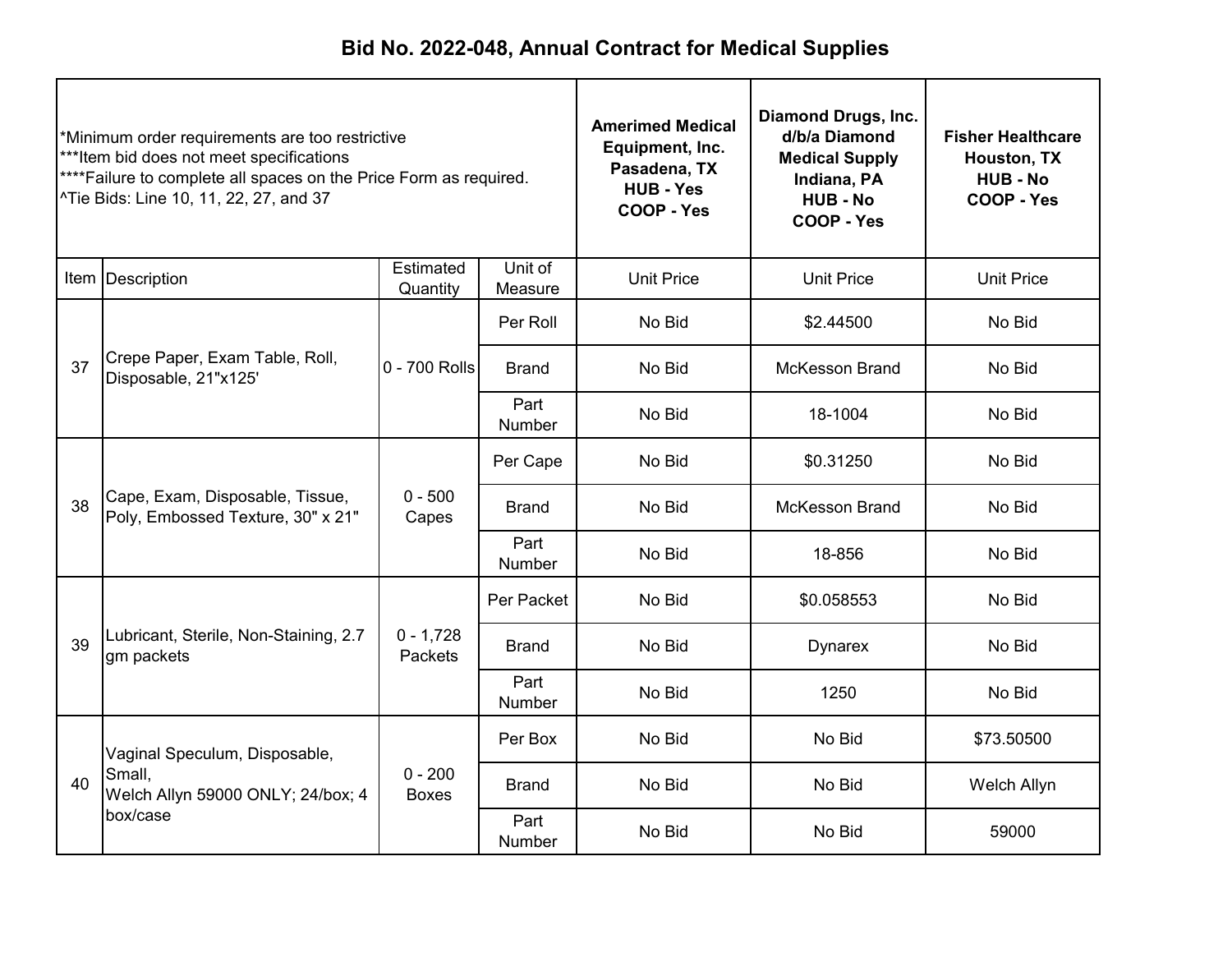# Bid No. 2022-048, Annual Contract for Medical Supplies

*Minimum order requirements are too restrictive
***Item bid does not meet specifications
****Failure to complete all spaces on the Price Form as required.
^Tie Bids: Line 10, 11, 22, 27, and 37

| Item | Description | Estimated Quantity | Unit of Measure | Amerimed Medical Equipment, Inc. Pasadena, TX HUB - Yes COOP - Yes | Diamond Drugs, Inc. d/b/a Diamond Medical Supply Indiana, PA HUB - No COOP - Yes | Fisher Healthcare Houston, TX HUB - No COOP - Yes |
|---|---|---|---|---|---|---|
| | | | | Unit Price | Unit Price | Unit Price |
| 37 | Crepe Paper, Exam Table, Roll, Disposable, 21"x125' | 0 - 700 Rolls | Per Roll | No Bid | $2.44500 | No Bid |
| | | | Brand | No Bid | McKesson Brand | No Bid |
| | | | Part Number | No Bid | 18-1004 | No Bid |
| 38 | Cape, Exam, Disposable, Tissue, Poly, Embossed Texture, 30" x 21" | 0 - 500 Capes | Per Cape | No Bid | $0.31250 | No Bid |
| | | | Brand | No Bid | McKesson Brand | No Bid |
| | | | Part Number | No Bid | 18-856 | No Bid |
| 39 | Lubricant, Sterile, Non-Staining, 2.7 gm packets | 0 - 1,728 Packets | Per Packet | No Bid | $0.058553 | No Bid |
| | | | Brand | No Bid | Dynarex | No Bid |
| | | | Part Number | No Bid | 1250 | No Bid |
| 40 | Vaginal Speculum, Disposable, Small, Welch Allyn 59000 ONLY; 24/box; 4 box/case | 0 - 200 Boxes | Per Box | No Bid | No Bid | $73.50500 |
| | | | Brand | No Bid | No Bid | Welch Allyn |
| | | | Part Number | No Bid | No Bid | 59000 |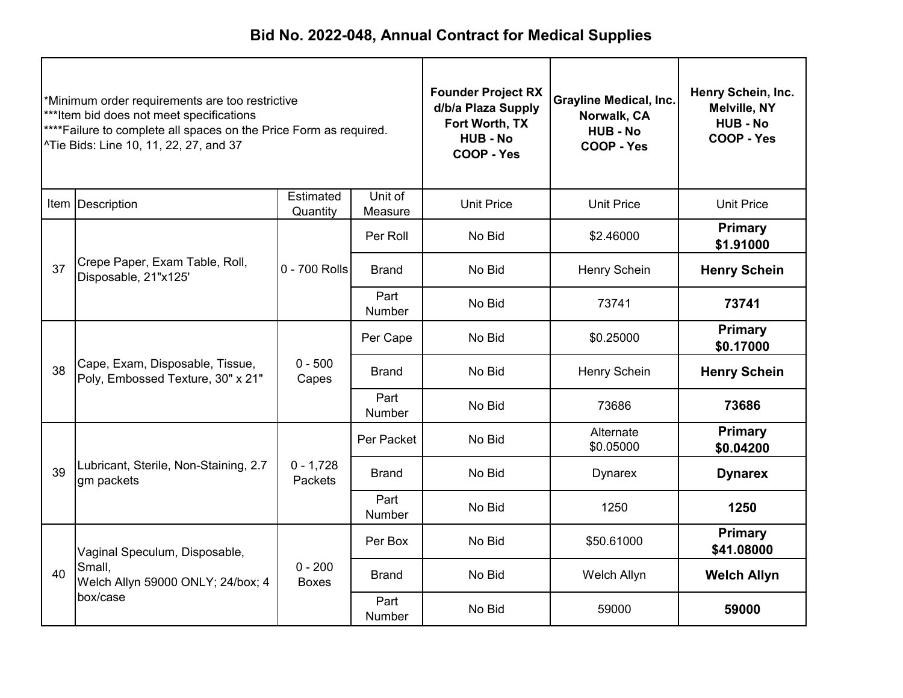# Bid No. 2022-048, Annual Contract for Medical Supplies

*Minimum order requirements are too restrictive
***Item bid does not meet specifications
****Failure to complete all spaces on the Price Form as required.
^Tie Bids: Line 10, 11, 22, 27, and 37

| Item | Description | Estimated Quantity | Unit of Measure | Founder Project RX d/b/a Plaza Supply Fort Worth, TX HUB - No COOP - Yes | Grayline Medical, Inc. Norwalk, CA HUB - No COOP - Yes | Henry Schein, Inc. Melville, NY HUB - No COOP - Yes |
|---|---|---|---|---|---|---|
| | | | | Unit Price | Unit Price | Unit Price |
| 37 | Crepe Paper, Exam Table, Roll, Disposable, 21"x125' | 0 - 700 Rolls | Per Roll | No Bid | $2.46000 | **Primary $1.91000** |
| | | | Brand | No Bid | Henry Schein | **Henry Schein** |
| | | | Part Number | No Bid | 73741 | **73741** |
| 38 | Cape, Exam, Disposable, Tissue, Poly, Embossed Texture, 30" x 21" | 0 - 500 Capes | Per Cape | No Bid | $0.25000 | **Primary $0.17000** |
| | | | Brand | No Bid | Henry Schein | **Henry Schein** |
| | | | Part Number | No Bid | 73686 | **73686** |
| 39 | Lubricant, Sterile, Non-Staining, 2.7 gm packets | 0 - 1,728 Packets | Per Packet | No Bid | Alternate $0.05000 | **Primary $0.04200** |
| | | | Brand | No Bid | Dynarex | **Dynarex** |
| | | | Part Number | No Bid | 1250 | **1250** |
| 40 | Vaginal Speculum, Disposable, Small, Welch Allyn 59000 ONLY; 24/box; 4 box/case | 0 - 200 Boxes | Per Box | No Bid | $50.61000 | **Primary $41.08000** |
| | | | Brand | No Bid | Welch Allyn | **Welch Allyn** |
| | | | Part Number | No Bid | 59000 | **59000** |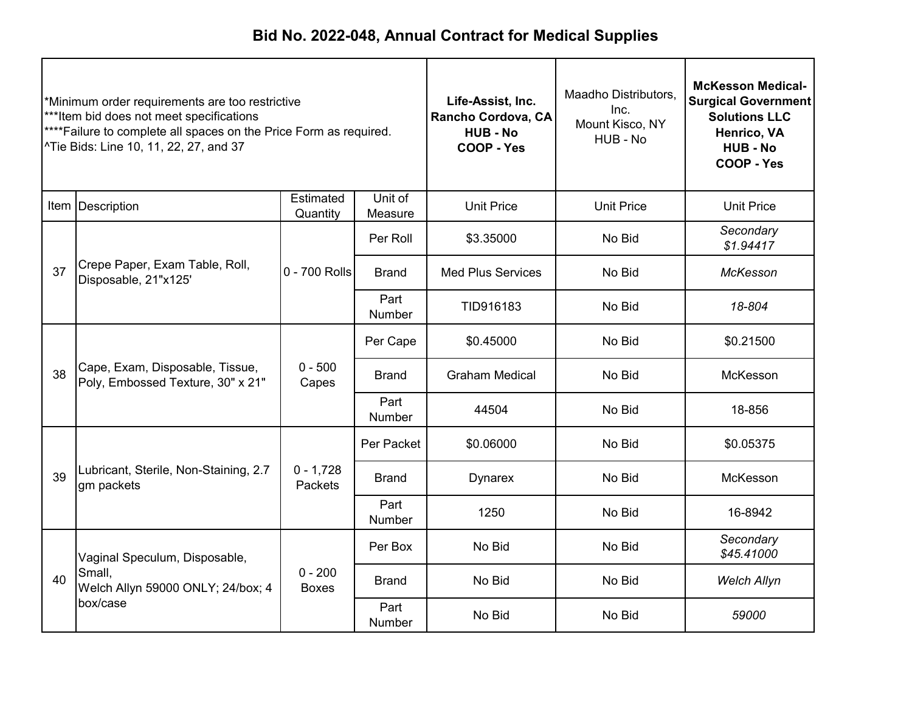# Bid No. 2022-048, Annual Contract for Medical Supplies

| *Minimum order requirements are too restrictive<br>***Item bid does not meet specifications<br>****Failure to complete all spaces on the Price Form as required.<br>^Tie Bids: Line 10, 11, 22, 27, and 37 | | | | **Life-Assist, Inc.<br>Rancho Cordova, CA<br>HUB - No<br>COOP - Yes** | Maadho Distributors, Inc.<br>Mount Kisco, NY<br>HUB - No | **McKesson Medical-Surgical Government Solutions LLC<br>Henrico, VA<br>HUB - No<br>COOP - Yes** |
|---|---|---|---|---|---|---|
| Item | Description | Estimated Quantity | Unit of Measure | Unit Price | Unit Price | Unit Price |
| 37 | Crepe Paper, Exam Table, Roll, Disposable, 21"x125' | 0 - 700 Rolls | Per Roll | $3.35000 | No Bid | *Secondary $1.94417* |
| | | | Brand | Med Plus Services | No Bid | *McKesson* |
| | | | Part Number | TID916183 | No Bid | *18-804* |
| 38 | Cape, Exam, Disposable, Tissue, Poly, Embossed Texture, 30" x 21" | 0 - 500 Capes | Per Cape | $0.45000 | No Bid | $0.21500 |
| | | | Brand | Graham Medical | No Bid | McKesson |
| | | | Part Number | 44504 | No Bid | 18-856 |
| 39 | Lubricant, Sterile, Non-Staining, 2.7 gm packets | 0 - 1,728 Packets | Per Packet | $0.06000 | No Bid | $0.05375 |
| | | | Brand | Dynarex | No Bid | McKesson |
| | | | Part Number | 1250 | No Bid | 16-8942 |
| 40 | Vaginal Speculum, Disposable, Small,<br>Welch Allyn 59000 ONLY; 24/box; 4 box/case | 0 - 200 Boxes | Per Box | No Bid | No Bid | *Secondary $45.41000* |
| | | | Brand | No Bid | No Bid | *Welch Allyn* |
| | | | Part Number | No Bid | No Bid | *59000* |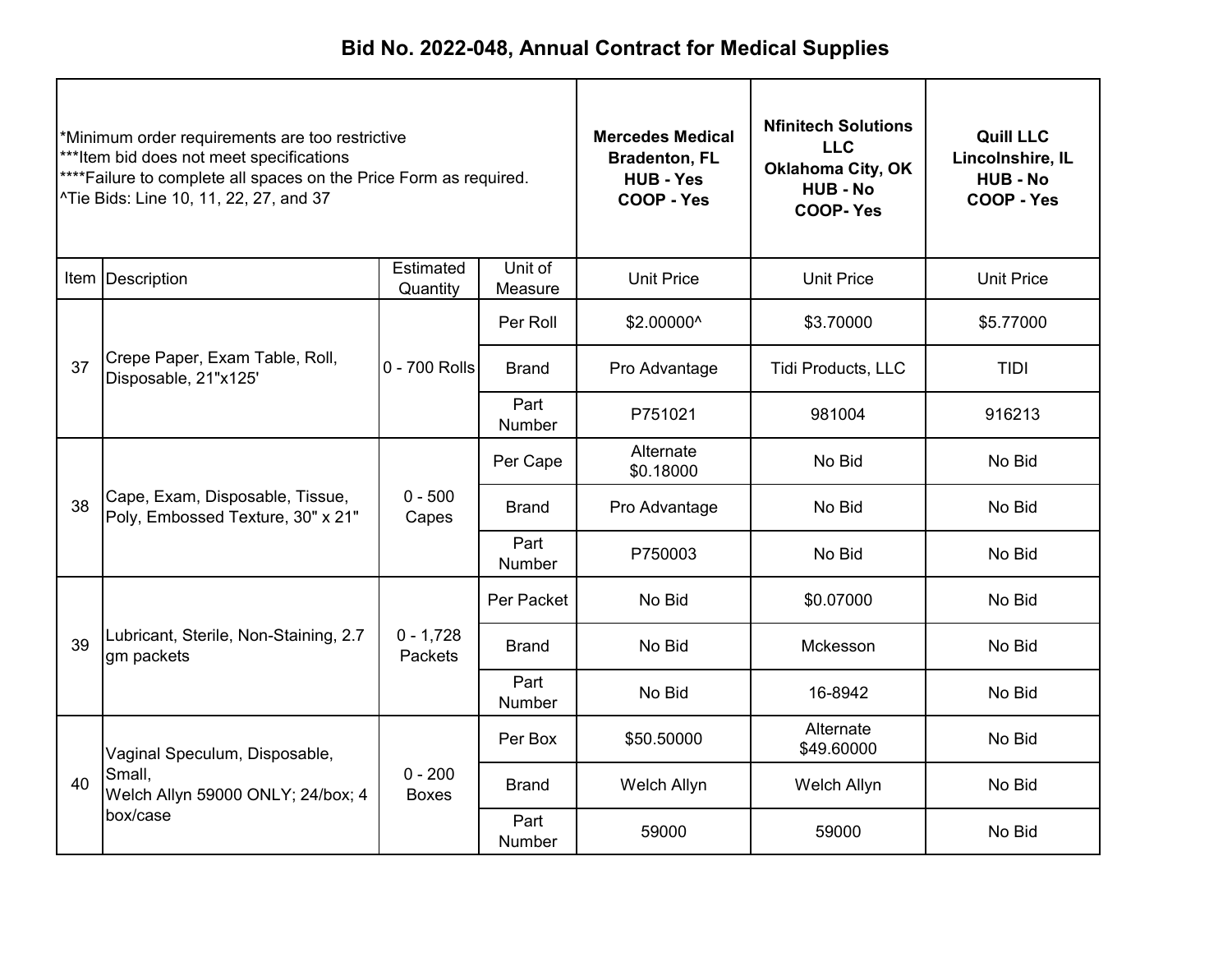# Bid No. 2022-048, Annual Contract for Medical Supplies

*Minimum order requirements are too restrictive
***Item bid does not meet specifications
****Failure to complete all spaces on the Price Form as required.
^Tie Bids: Line 10, 11, 22, 27, and 37

| Item | Description | Estimated Quantity | Unit of Measure | **Mercedes Medical Bradenton, FL HUB - Yes COOP - Yes** | **Nfinitech Solutions LLC Oklahoma City, OK HUB - No COOP- Yes** | **Quill LLC Lincolnshire, IL HUB - No COOP - Yes** |
|---|---|---|---|---|---|---|
| | | | | Unit Price | Unit Price | Unit Price |
| 37 | Crepe Paper, Exam Table, Roll, Disposable, 21"x125' | 0 - 700 Rolls | Per Roll | $2.00000^ | $3.70000 | $5.77000 |
| | | | Brand | Pro Advantage | Tidi Products, LLC | TIDI |
| | | | Part Number | P751021 | 981004 | 916213 |
| 38 | Cape, Exam, Disposable, Tissue, Poly, Embossed Texture, 30" x 21" | 0 - 500 Capes | Per Cape | Alternate $0.18000 | No Bid | No Bid |
| | | | Brand | Pro Advantage | No Bid | No Bid |
| | | | Part Number | P750003 | No Bid | No Bid |
| 39 | Lubricant, Sterile, Non-Staining, 2.7 gm packets | 0 - 1,728 Packets | Per Packet | No Bid | $0.07000 | No Bid |
| | | | Brand | No Bid | Mckesson | No Bid |
| | | | Part Number | No Bid | 16-8942 | No Bid |
| 40 | Vaginal Speculum, Disposable, Small, Welch Allyn 59000 ONLY; 24/box; 4 box/case | 0 - 200 Boxes | Per Box | $50.50000 | Alternate $49.60000 | No Bid |
| | | | Brand | Welch Allyn | Welch Allyn | No Bid |
| | | | Part Number | 59000 | 59000 | No Bid |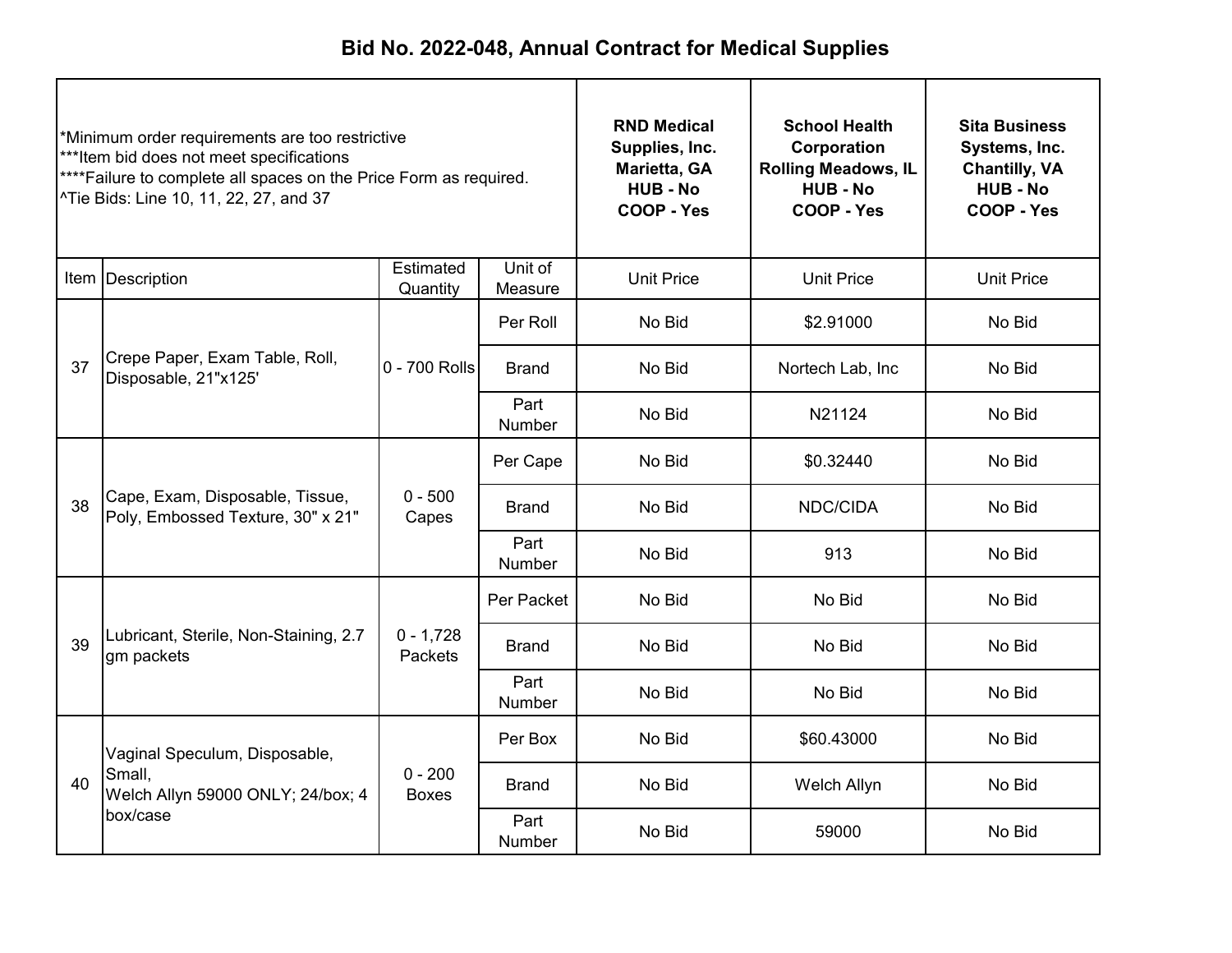# Bid No. 2022-048, Annual Contract for Medical Supplies

| *Minimum order requirements are too restrictive<br>***Item bid does not meet specifications<br>****Failure to complete all spaces on the Price Form as required.<br>^Tie Bids: Line 10, 11, 22, 27, and 37 | | | | RND Medical Supplies, Inc.<br>Marietta, GA<br>HUB - No<br>COOP - Yes | School Health Corporation<br>Rolling Meadows, IL<br>HUB - No<br>COOP - Yes | Sita Business Systems, Inc.<br>Chantilly, VA<br>HUB - No<br>COOP - Yes |
|---|---|---|---|---|---|---|
| Item | Description | Estimated Quantity | Unit of Measure | Unit Price | Unit Price | Unit Price |
| 37 | Crepe Paper, Exam Table, Roll, Disposable, 21"x125' | 0 - 700 Rolls | Per Roll | No Bid | $2.91000 | No Bid |
| | | | Brand | No Bid | Nortech Lab, Inc | No Bid |
| | | | Part Number | No Bid | N21124 | No Bid |
| 38 | Cape, Exam, Disposable, Tissue, Poly, Embossed Texture, 30" x 21" | 0 - 500 Capes | Per Cape | No Bid | $0.32440 | No Bid |
| | | | Brand | No Bid | NDC/CIDA | No Bid |
| | | | Part Number | No Bid | 913 | No Bid |
| 39 | Lubricant, Sterile, Non-Staining, 2.7 gm packets | 0 - 1,728 Packets | Per Packet | No Bid | No Bid | No Bid |
| | | | Brand | No Bid | No Bid | No Bid |
| | | | Part Number | No Bid | No Bid | No Bid |
| 40 | Vaginal Speculum, Disposable, Small,<br>Welch Allyn 59000 ONLY; 24/box; 4 box/case | 0 - 200 Boxes | Per Box | No Bid | $60.43000 | No Bid |
| | | | Brand | No Bid | Welch Allyn | No Bid |
| | | | Part Number | No Bid | 59000 | No Bid |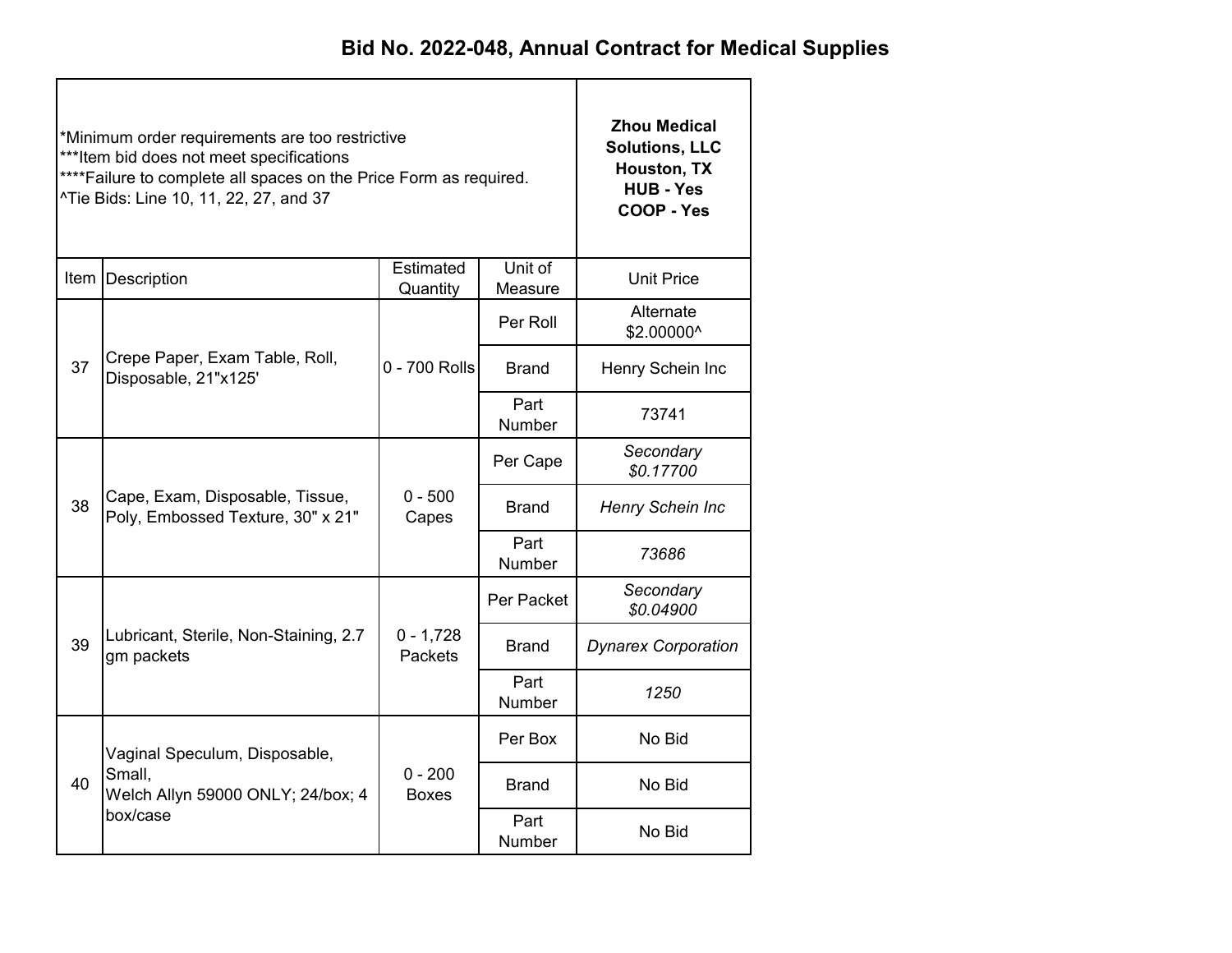# Bid No. 2022-048, Annual Contract for Medical Supplies

| *Minimum order requirements are too restrictive<br>***Item bid does not meet specifications<br>****Failure to complete all spaces on the Price Form as required.<br>^Tie Bids: Line 10, 11, 22, 27, and 37 | | | | **Zhou Medical Solutions, LLC Houston, TX HUB - Yes COOP - Yes** |
|---|---|---|---|---|
| Item | Description | Estimated Quantity | Unit of Measure | Unit Price |
| 37 | Crepe Paper, Exam Table, Roll, Disposable, 21"x125' | 0 - 700 Rolls | Per Roll | Alternate $2.00000^ |
| | | | Brand | Henry Schein Inc |
| | | | Part Number | 73741 |
| 38 | Cape, Exam, Disposable, Tissue, Poly, Embossed Texture, 30" x 21" | 0 - 500 Capes | Per Cape | *Secondary $0.17700* |
| | | | Brand | *Henry Schein Inc* |
| | | | Part Number | *73686* |
| 39 | Lubricant, Sterile, Non-Staining, 2.7 gm packets | 0 - 1,728 Packets | Per Packet | *Secondary $0.04900* |
| | | | Brand | *Dynarex Corporation* |
| | | | Part Number | *1250* |
| 40 | Vaginal Speculum, Disposable, Small,<br>Welch Allyn 59000 ONLY; 24/box; 4 box/case | 0 - 200 Boxes | Per Box | No Bid |
| | | | Brand | No Bid |
| | | | Part Number | No Bid |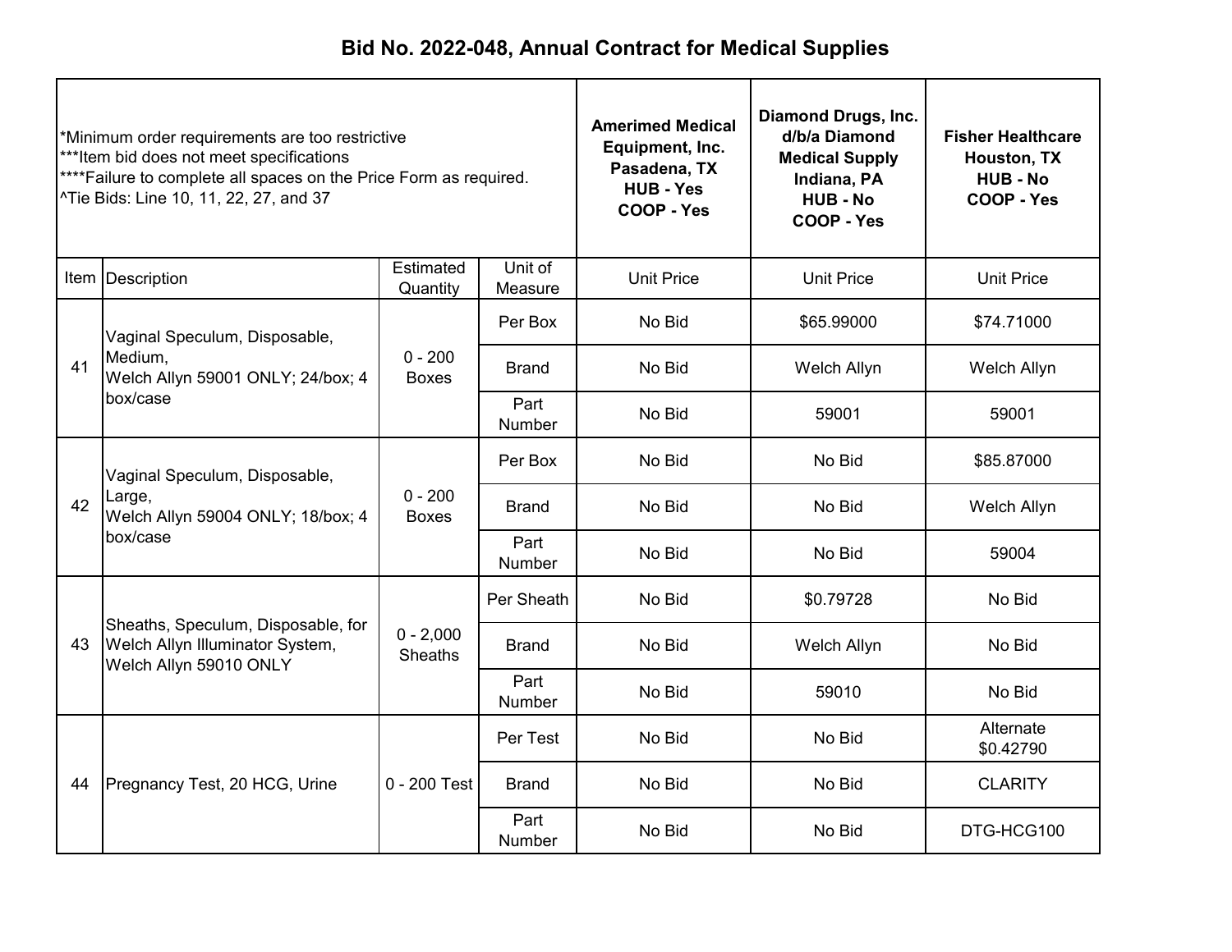# Bid No. 2022-048, Annual Contract for Medical Supplies

| *Minimum order requirements are too restrictive<br>***Item bid does not meet specifications<br>****Failure to complete all spaces on the Price Form as required.<br>^Tie Bids: Line 10, 11, 22, 27, and 37 | | | | **Amerimed Medical Equipment, Inc.<br>Pasadena, TX<br>HUB - Yes<br>COOP - Yes** | **Diamond Drugs, Inc. d/b/a Diamond Medical Supply<br>Indiana, PA<br>HUB - No<br>COOP - Yes** | **Fisher Healthcare<br>Houston, TX<br>HUB - No<br>COOP - Yes** |
|---|---|---|---|---|---|---|
| Item | Description | Estimated Quantity | Unit of Measure | Unit Price | Unit Price | Unit Price |
| 41 | Vaginal Speculum, Disposable, Medium, Welch Allyn 59001 ONLY; 24/box; 4 box/case | 0 - 200 Boxes | Per Box | No Bid | $65.99000 | $74.71000 |
| | | | Brand | No Bid | Welch Allyn | Welch Allyn |
| | | | Part Number | No Bid | 59001 | 59001 |
| 42 | Vaginal Speculum, Disposable, Large, Welch Allyn 59004 ONLY; 18/box; 4 box/case | 0 - 200 Boxes | Per Box | No Bid | No Bid | $85.87000 |
| | | | Brand | No Bid | No Bid | Welch Allyn |
| | | | Part Number | No Bid | No Bid | 59004 |
| 43 | Sheaths, Speculum, Disposable, for Welch Allyn Illuminator System, Welch Allyn 59010 ONLY | 0 - 2,000 Sheaths | Per Sheath | No Bid | $0.79728 | No Bid |
| | | | Brand | No Bid | Welch Allyn | No Bid |
| | | | Part Number | No Bid | 59010 | No Bid |
| 44 | Pregnancy Test, 20 HCG, Urine | 0 - 200 Test | Per Test | No Bid | No Bid | Alternate $0.42790 |
| | | | Brand | No Bid | No Bid | CLARITY |
| | | | Part Number | No Bid | No Bid | DTG-HCG100 |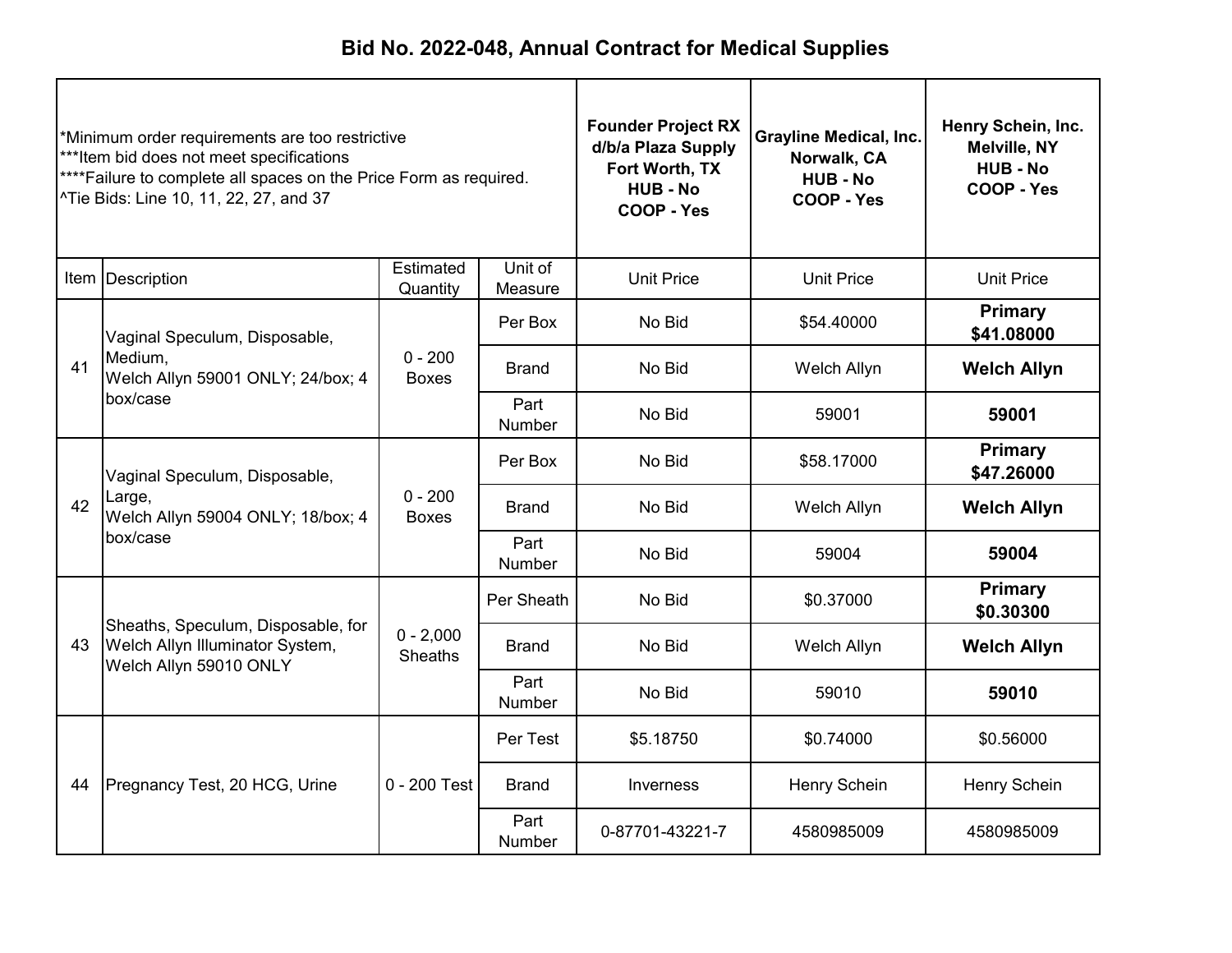# Bid No. 2022-048, Annual Contract for Medical Supplies

*Minimum order requirements are too restrictive
***Item bid does not meet specifications
****Failure to complete all spaces on the Price Form as required.
^Tie Bids: Line 10, 11, 22, 27, and 37

| Item | Description | Estimated Quantity | Unit of Measure | **Founder Project RX d/b/a Plaza Supply Fort Worth, TX HUB - No COOP - Yes** | **Grayline Medical, Inc. Norwalk, CA HUB - No COOP - Yes** | **Henry Schein, Inc. Melville, NY HUB - No COOP - Yes** |
|---|---|---|---|---|---|---|
| | | | | Unit Price | Unit Price | Unit Price |
| 41 | Vaginal Speculum, Disposable, Medium, Welch Allyn 59001 ONLY; 24/box; 4 box/case | 0 - 200 Boxes | Per Box | No Bid | $54.40000 | **Primary $41.08000** |
| | | | Brand | No Bid | Welch Allyn | **Welch Allyn** |
| | | | Part Number | No Bid | 59001 | **59001** |
| 42 | Vaginal Speculum, Disposable, Large, Welch Allyn 59004 ONLY; 18/box; 4 box/case | 0 - 200 Boxes | Per Box | No Bid | $58.17000 | **Primary $47.26000** |
| | | | Brand | No Bid | Welch Allyn | **Welch Allyn** |
| | | | Part Number | No Bid | 59004 | **59004** |
| 43 | Sheaths, Speculum, Disposable, for Welch Allyn Illuminator System, Welch Allyn 59010 ONLY | 0 - 2,000 Sheaths | Per Sheath | No Bid | $0.37000 | **Primary $0.30300** |
| | | | Brand | No Bid | Welch Allyn | **Welch Allyn** |
| | | | Part Number | No Bid | 59010 | **59010** |
| 44 | Pregnancy Test, 20 HCG, Urine | 0 - 200 Test | Per Test | $5.18750 | $0.74000 | $0.56000 |
| | | | Brand | Inverness | Henry Schein | Henry Schein |
| | | | Part Number | 0-87701-43221-7 | 4580985009 | 4580985009 |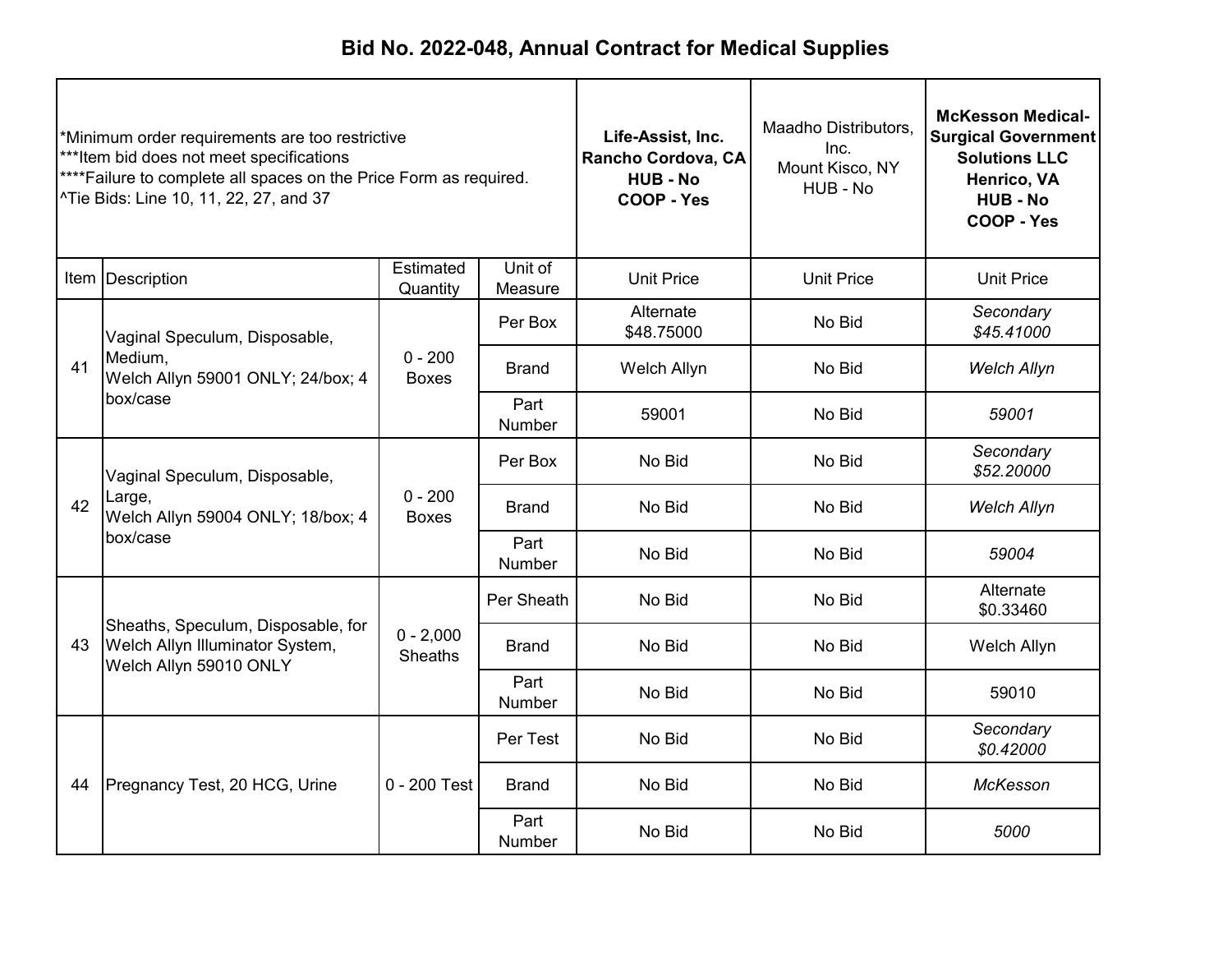# Bid No. 2022-048, Annual Contract for Medical Supplies

| *Minimum order requirements are too restrictive<br>***Item bid does not meet specifications<br>****Failure to complete all spaces on the Price Form as required.<br>^Tie Bids: Line 10, 11, 22, 27, and 37 | | | | **Life-Assist, Inc.<br>Rancho Cordova, CA<br>HUB - No<br>COOP - Yes** | Maadho Distributors, Inc.<br>Mount Kisco, NY<br>HUB - No | **McKesson Medical-Surgical Government Solutions LLC<br>Henrico, VA<br>HUB - No<br>COOP - Yes** |
|---|---|---|---|---|---|---|
| Item | Description | Estimated Quantity | Unit of Measure | Unit Price | Unit Price | Unit Price |
| 41 | Vaginal Speculum, Disposable, Medium, Welch Allyn 59001 ONLY; 24/box; 4 box/case | 0 - 200 Boxes | Per Box | Alternate $48.75000 | No Bid | *Secondary $45.41000* |
| | | | Brand | Welch Allyn | No Bid | *Welch Allyn* |
| | | | Part Number | 59001 | No Bid | *59001* |
| 42 | Vaginal Speculum, Disposable, Large, Welch Allyn 59004 ONLY; 18/box; 4 box/case | 0 - 200 Boxes | Per Box | No Bid | No Bid | *Secondary $52.20000* |
| | | | Brand | No Bid | No Bid | *Welch Allyn* |
| | | | Part Number | No Bid | No Bid | *59004* |
| 43 | Sheaths, Speculum, Disposable, for Welch Allyn Illuminator System, Welch Allyn 59010 ONLY | 0 - 2,000 Sheaths | Per Sheath | No Bid | No Bid | Alternate $0.33460 |
| | | | Brand | No Bid | No Bid | Welch Allyn |
| | | | Part Number | No Bid | No Bid | 59010 |
| 44 | Pregnancy Test, 20 HCG, Urine | 0 - 200 Test | Per Test | No Bid | No Bid | *Secondary $0.42000* |
| | | | Brand | No Bid | No Bid | *McKesson* |
| | | | Part Number | No Bid | No Bid | *5000* |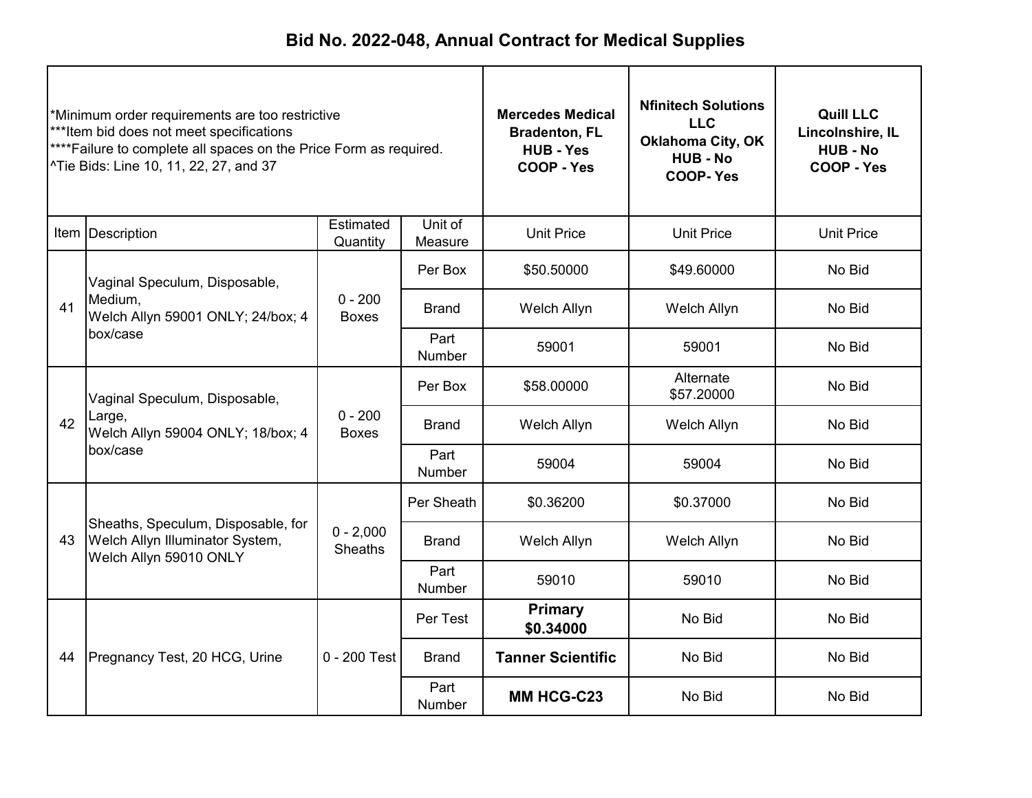# Bid No. 2022-048, Annual Contract for Medical Supplies

| *Minimum order requirements are too restrictive<br>***Item bid does not meet specifications<br>****Failure to complete all spaces on the Price Form as required.<br>^Tie Bids: Line 10, 11, 22, 27, and 37 | | | | **Mercedes Medical<br>Bradenton, FL<br>HUB - Yes<br>COOP - Yes** | **Nfinitech Solutions LLC<br>Oklahoma City, OK<br>HUB - No<br>COOP- Yes** | **Quill LLC<br>Lincolnshire, IL<br>HUB - No<br>COOP - Yes** |
|---|---|---|---|---|---|---|
| Item | Description | Estimated Quantity | Unit of Measure | Unit Price | Unit Price | Unit Price |
| 41 | Vaginal Speculum, Disposable, Medium, Welch Allyn 59001 ONLY; 24/box; 4 box/case | 0 - 200 Boxes | Per Box | $50.50000 | $49.60000 | No Bid |
| | | | Brand | Welch Allyn | Welch Allyn | No Bid |
| | | | Part Number | 59001 | 59001 | No Bid |
| 42 | Vaginal Speculum, Disposable, Large, Welch Allyn 59004 ONLY; 18/box; 4 box/case | 0 - 200 Boxes | Per Box | $58.00000 | Alternate $57.20000 | No Bid |
| | | | Brand | Welch Allyn | Welch Allyn | No Bid |
| | | | Part Number | 59004 | 59004 | No Bid |
| 43 | Sheaths, Speculum, Disposable, for Welch Allyn Illuminator System, Welch Allyn 59010 ONLY | 0 - 2,000 Sheaths | Per Sheath | $0.36200 | $0.37000 | No Bid |
| | | | Brand | Welch Allyn | Welch Allyn | No Bid |
| | | | Part Number | 59010 | 59010 | No Bid |
| 44 | Pregnancy Test, 20 HCG, Urine | 0 - 200 Test | Per Test | **Primary $0.34000** | No Bid | No Bid |
| | | | Brand | **Tanner Scientific** | No Bid | No Bid |
| | | | Part Number | **MM HCG-C23** | No Bid | No Bid |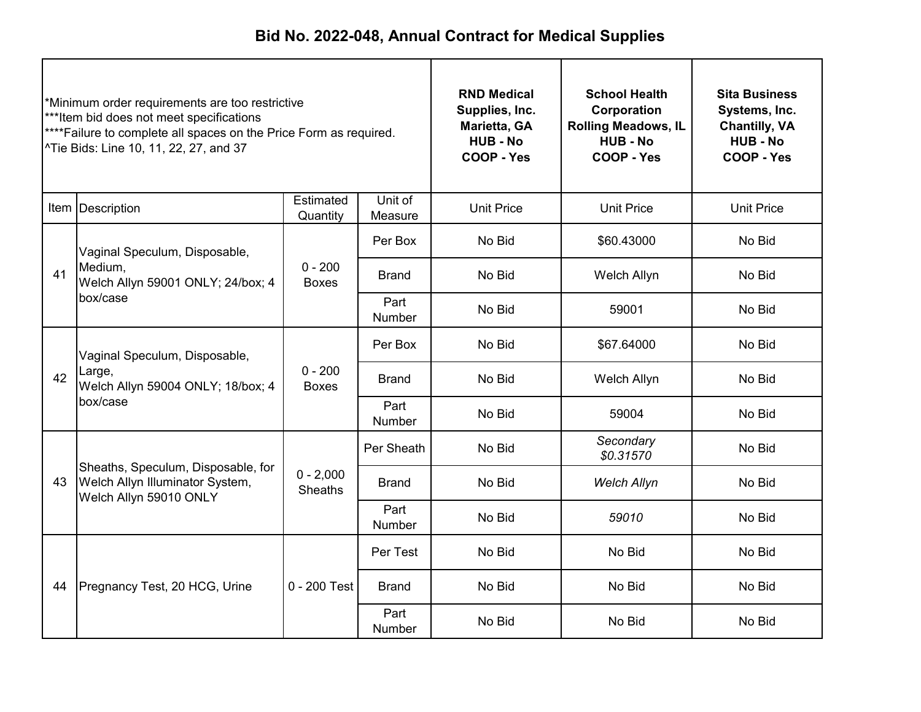# Bid No. 2022-048, Annual Contract for Medical Supplies

| *Minimum order requirements are too restrictive<br>***Item bid does not meet specifications<br>****Failure to complete all spaces on the Price Form as required.<br>^Tie Bids: Line 10, 11, 22, 27, and 37 | | | | RND Medical Supplies, Inc.<br>Marietta, GA<br>HUB - No<br>COOP - Yes | School Health Corporation<br>Rolling Meadows, IL<br>HUB - No<br>COOP - Yes | Sita Business Systems, Inc.<br>Chantilly, VA<br>HUB - No<br>COOP - Yes |
|---|---|---|---|---|---|---|
| Item | Description | Estimated Quantity | Unit of Measure | Unit Price | Unit Price | Unit Price |
| 41 | Vaginal Speculum, Disposable, Medium, Welch Allyn 59001 ONLY; 24/box; 4 box/case | 0 - 200 Boxes | Per Box | No Bid | $60.43000 | No Bid |
| | | | Brand | No Bid | Welch Allyn | No Bid |
| | | | Part Number | No Bid | 59001 | No Bid |
| 42 | Vaginal Speculum, Disposable, Large, Welch Allyn 59004 ONLY; 18/box; 4 box/case | 0 - 200 Boxes | Per Box | No Bid | $67.64000 | No Bid |
| | | | Brand | No Bid | Welch Allyn | No Bid |
| | | | Part Number | No Bid | 59004 | No Bid |
| 43 | Sheaths, Speculum, Disposable, for Welch Allyn Illuminator System, Welch Allyn 59010 ONLY | 0 - 2,000 Sheaths | Per Sheath | No Bid | *Secondary $0.31570* | No Bid |
| | | | Brand | No Bid | *Welch Allyn* | No Bid |
| | | | Part Number | No Bid | *59010* | No Bid |
| 44 | Pregnancy Test, 20 HCG, Urine | 0 - 200 Test | Per Test | No Bid | No Bid | No Bid |
| | | | Brand | No Bid | No Bid | No Bid |
| | | | Part Number | No Bid | No Bid | No Bid |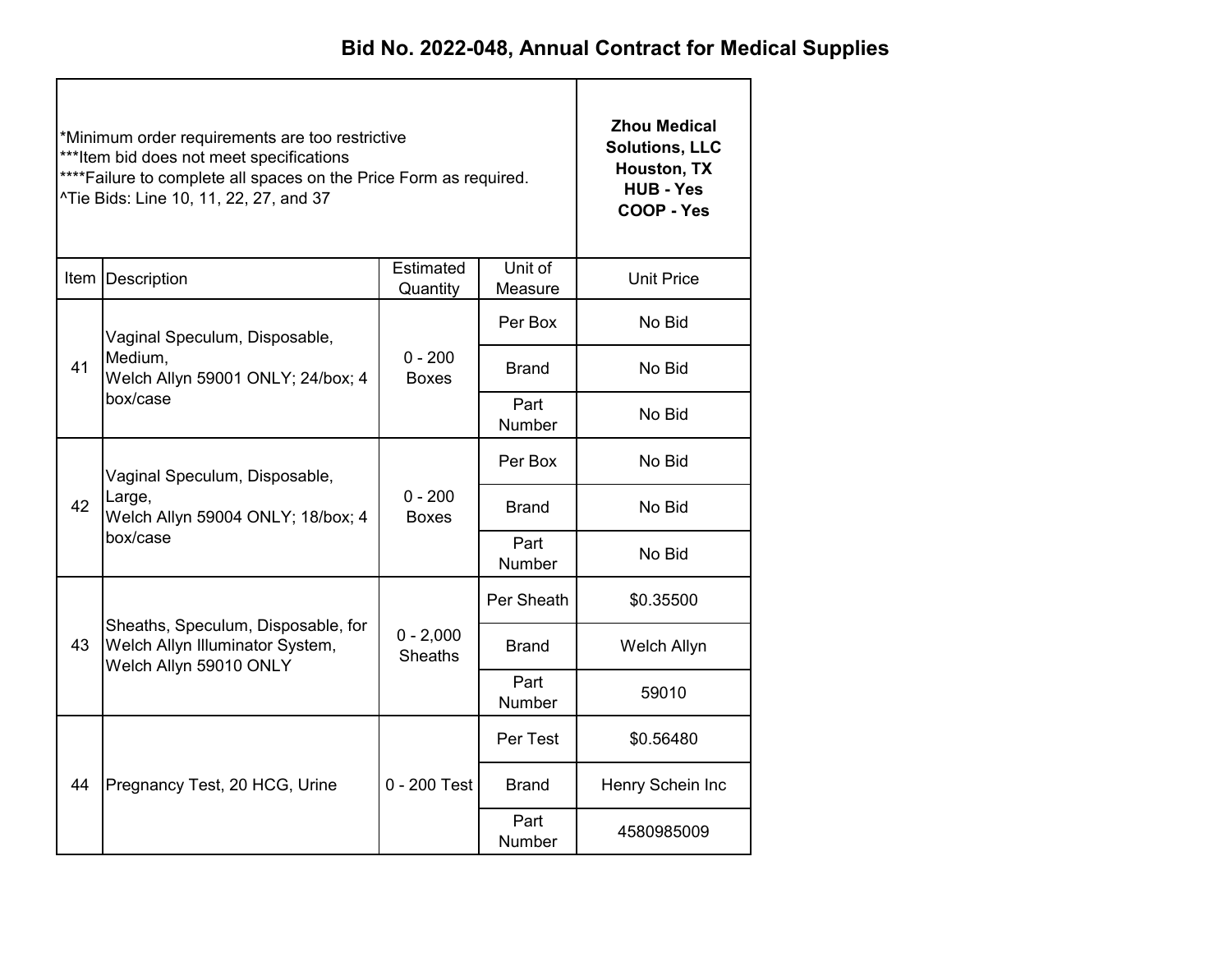# Bid No. 2022-048, Annual Contract for Medical Supplies

*Minimum order requirements are too restrictive
***Item bid does not meet specifications
****Failure to complete all spaces on the Price Form as required.
^Tie Bids: Line 10, 11, 22, 27, and 37

| Item | Description | Estimated Quantity | Unit of Measure | Zhou Medical Solutions, LLC Houston, TX HUB - Yes COOP - Yes Unit Price |
|---|---|---|---|---|
| 41 | Vaginal Speculum, Disposable, Medium, Welch Allyn 59001 ONLY; 24/box; 4 box/case | 0 - 200 Boxes | Per Box | No Bid |
| | | | Brand | No Bid |
| | | | Part Number | No Bid |
| 42 | Vaginal Speculum, Disposable, Large, Welch Allyn 59004 ONLY; 18/box; 4 box/case | 0 - 200 Boxes | Per Box | No Bid |
| | | | Brand | No Bid |
| | | | Part Number | No Bid |
| 43 | Sheaths, Speculum, Disposable, for Welch Allyn Illuminator System, Welch Allyn 59010 ONLY | 0 - 2,000 Sheaths | Per Sheath | $0.35500 |
| | | | Brand | Welch Allyn |
| | | | Part Number | 59010 |
| 44 | Pregnancy Test, 20 HCG, Urine | 0 - 200 Test | Per Test | $0.56480 |
| | | | Brand | Henry Schein Inc |
| | | | Part Number | 4580985009 |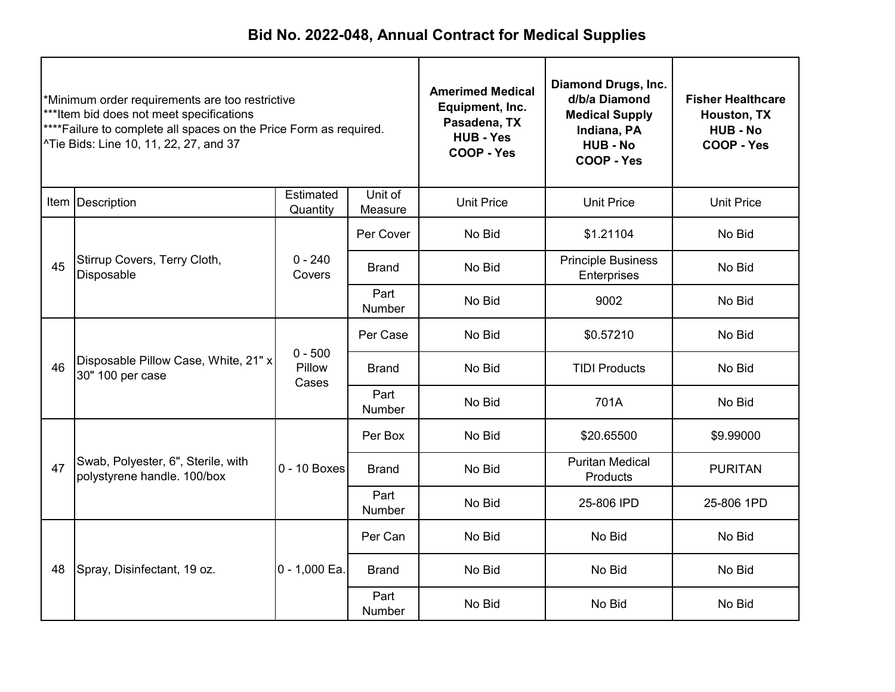# Bid No. 2022-048, Annual Contract for Medical Supplies

*Minimum order requirements are too restrictive
***Item bid does not meet specifications
****Failure to complete all spaces on the Price Form as required.
^Tie Bids: Line 10, 11, 22, 27, and 37

| Item | Description | Estimated Quantity | Unit of Measure | Amerimed Medical Equipment, Inc. Pasadena, TX HUB - Yes COOP - Yes | Diamond Drugs, Inc. d/b/a Diamond Medical Supply Indiana, PA HUB - No COOP - Yes | Fisher Healthcare Houston, TX HUB - No COOP - Yes |
|---|---|---|---|---|---|---|
| | | | | Unit Price | Unit Price | Unit Price |
| 45 | Stirrup Covers, Terry Cloth, Disposable | 0 - 240 Covers | Per Cover | No Bid | $1.21104 | No Bid |
| | | | Brand | No Bid | Principle Business Enterprises | No Bid |
| | | | Part Number | No Bid | 9002 | No Bid |
| 46 | Disposable Pillow Case, White, 21" x 30" 100 per case | 0 - 500 Pillow Cases | Per Case | No Bid | $0.57210 | No Bid |
| | | | Brand | No Bid | TIDI Products | No Bid |
| | | | Part Number | No Bid | 701A | No Bid |
| 47 | Swab, Polyester, 6", Sterile, with polystyrene handle. 100/box | 0 - 10 Boxes | Per Box | No Bid | $20.65500 | $9.99000 |
| | | | Brand | No Bid | Puritan Medical Products | PURITAN |
| | | | Part Number | No Bid | 25-806 IPD | 25-806 1PD |
| 48 | Spray, Disinfectant, 19 oz. | 0 - 1,000 Ea. | Per Can | No Bid | No Bid | No Bid |
| | | | Brand | No Bid | No Bid | No Bid |
| | | | Part Number | No Bid | No Bid | No Bid |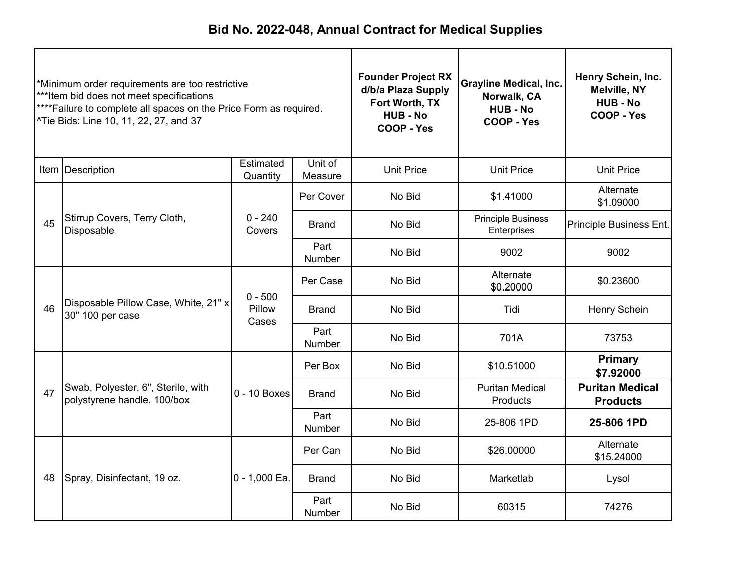# Bid No. 2022-048, Annual Contract for Medical Supplies

*Minimum order requirements are too restrictive
***Item bid does not meet specifications
****Failure to complete all spaces on the Price Form as required.
^Tie Bids: Line 10, 11, 22, 27, and 37

| Item | Description | Estimated Quantity | Unit of Measure | Founder Project RX d/b/a Plaza Supply Fort Worth, TX HUB - No COOP - Yes | Grayline Medical, Inc. Norwalk, CA HUB - No COOP - Yes | Henry Schein, Inc. Melville, NY HUB - No COOP - Yes |
|---|---|---|---|---|---|---|
| | | | | Unit Price | Unit Price | Unit Price |
| 45 | Stirrup Covers, Terry Cloth, Disposable | 0 - 240 Covers | Per Cover | No Bid | $1.41000 | Alternate $1.09000 |
| | | | Brand | No Bid | Principle Business Enterprises | Principle Business Ent. |
| | | | Part Number | No Bid | 9002 | 9002 |
| 46 | Disposable Pillow Case, White, 21" x 30" 100 per case | 0 - 500 Pillow Cases | Per Case | No Bid | Alternate $0.20000 | $0.23600 |
| | | | Brand | No Bid | Tidi | Henry Schein |
| | | | Part Number | No Bid | 701A | 73753 |
| 47 | Swab, Polyester, 6", Sterile, with polystyrene handle. 100/box | 0 - 10 Boxes | Per Box | No Bid | $10.51000 | **Primary $7.92000** |
| | | | Brand | No Bid | Puritan Medical Products | **Puritan Medical Products** |
| | | | Part Number | No Bid | 25-806 1PD | **25-806 1PD** |
| 48 | Spray, Disinfectant, 19 oz. | 0 - 1,000 Ea. | Per Can | No Bid | $26.00000 | Alternate $15.24000 |
| | | | Brand | No Bid | Marketlab | Lysol |
| | | | Part Number | No Bid | 60315 | 74276 |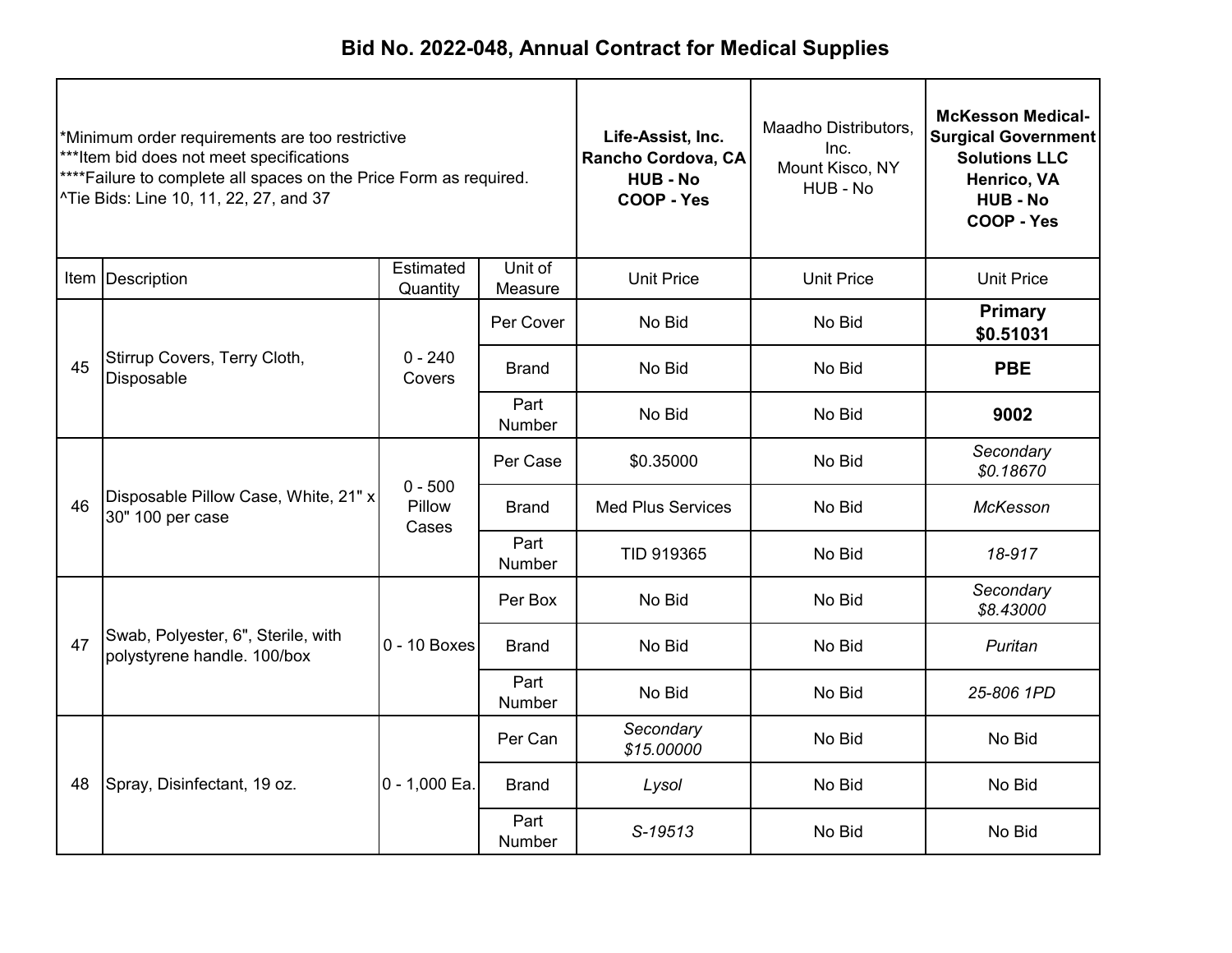# Bid No. 2022-048, Annual Contract for Medical Supplies

| *Minimum order requirements are too restrictive<br>***Item bid does not meet specifications<br>****Failure to complete all spaces on the Price Form as required.<br>^Tie Bids: Line 10, 11, 22, 27, and 37 | | | | **Life-Assist, Inc.<br>Rancho Cordova, CA<br>HUB - No<br>COOP - Yes** | Maadho Distributors, Inc.<br>Mount Kisco, NY<br>HUB - No | **McKesson Medical-Surgical Government Solutions LLC<br>Henrico, VA<br>HUB - No<br>COOP - Yes** |
|---|---|---|---|---|---|---|
| Item | Description | Estimated Quantity | Unit of Measure | Unit Price | Unit Price | Unit Price |
| 45 | Stirrup Covers, Terry Cloth, Disposable | 0 - 240 Covers | Per Cover | No Bid | No Bid | **Primary $0.51031** |
| | | | Brand | No Bid | No Bid | **PBE** |
| | | | Part Number | No Bid | No Bid | **9002** |
| 46 | Disposable Pillow Case, White, 21" x 30" 100 per case | 0 - 500 Pillow Cases | Per Case | $0.35000 | No Bid | *Secondary $0.18670* |
| | | | Brand | Med Plus Services | No Bid | *McKesson* |
| | | | Part Number | TID 919365 | No Bid | *18-917* |
| 47 | Swab, Polyester, 6", Sterile, with polystyrene handle. 100/box | 0 - 10 Boxes | Per Box | No Bid | No Bid | *Secondary $8.43000* |
| | | | Brand | No Bid | No Bid | *Puritan* |
| | | | Part Number | No Bid | No Bid | *25-806 1PD* |
| 48 | Spray, Disinfectant, 19 oz. | 0 - 1,000 Ea. | Per Can | *Secondary $15.00000* | No Bid | No Bid |
| | | | Brand | *Lysol* | No Bid | No Bid |
| | | | Part Number | *S-19513* | No Bid | No Bid |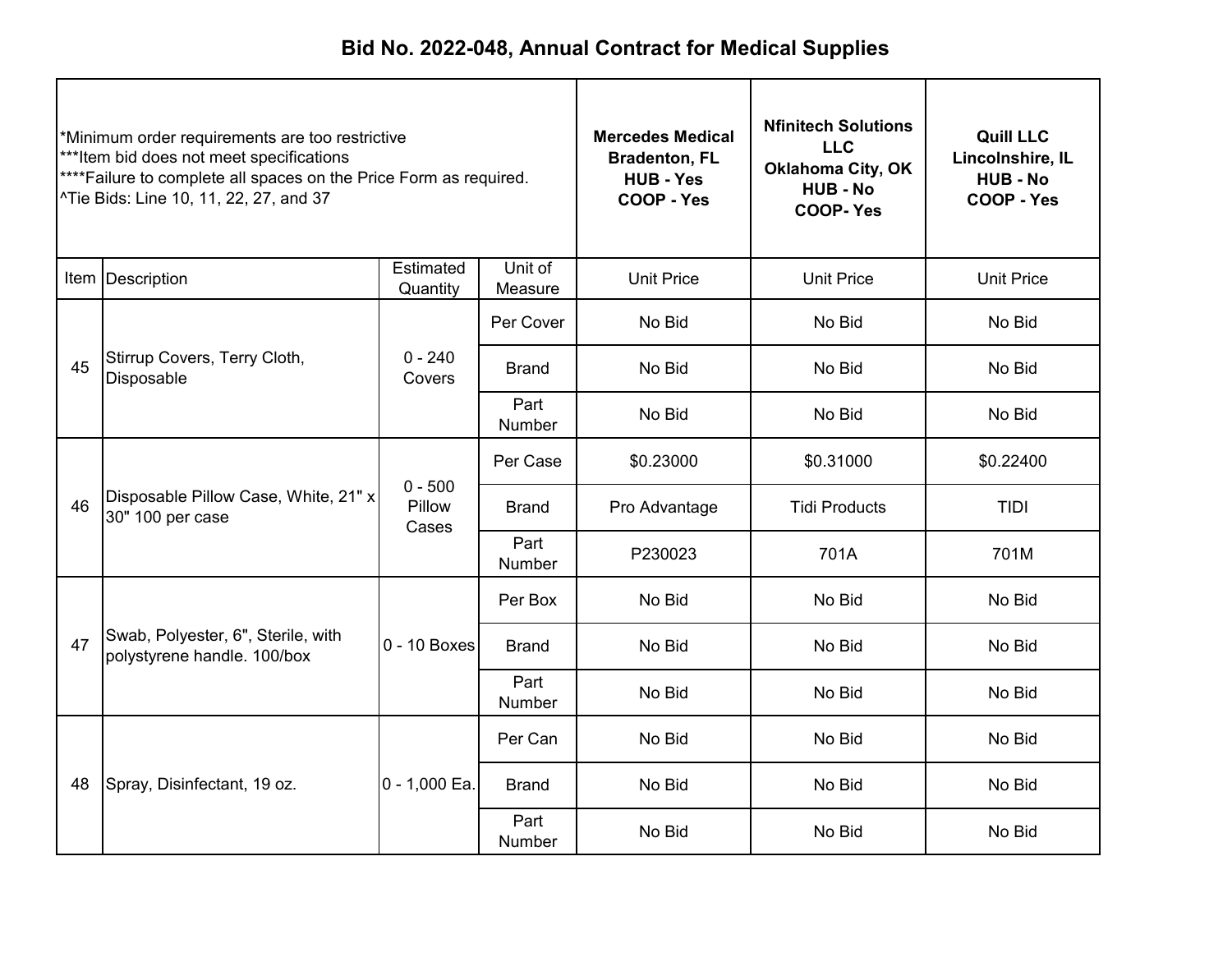# Bid No. 2022-048, Annual Contract for Medical Supplies

*Minimum order requirements are too restrictive
***Item bid does not meet specifications
****Failure to complete all spaces on the Price Form as required.
^Tie Bids: Line 10, 11, 22, 27, and 37

| Item | Description | Estimated Quantity | Unit of Measure | Mercedes Medical Bradenton, FL HUB - Yes COOP - Yes | Nfinitech Solutions LLC Oklahoma City, OK HUB - No COOP- Yes | Quill LLC Lincolnshire, IL HUB - No COOP - Yes |
|---|---|---|---|---|---|---|
| | | | | Unit Price | Unit Price | Unit Price |
| 45 | Stirrup Covers, Terry Cloth, Disposable | 0 - 240 Covers | Per Cover | No Bid | No Bid | No Bid |
| | | | Brand | No Bid | No Bid | No Bid |
| | | | Part Number | No Bid | No Bid | No Bid |
| 46 | Disposable Pillow Case, White, 21" x 30" 100 per case | 0 - 500 Pillow Cases | Per Case | $0.23000 | $0.31000 | $0.22400 |
| | | | Brand | Pro Advantage | Tidi Products | TIDI |
| | | | Part Number | P230023 | 701A | 701M |
| 47 | Swab, Polyester, 6", Sterile, with polystyrene handle. 100/box | 0 - 10 Boxes | Per Box | No Bid | No Bid | No Bid |
| | | | Brand | No Bid | No Bid | No Bid |
| | | | Part Number | No Bid | No Bid | No Bid |
| 48 | Spray, Disinfectant, 19 oz. | 0 - 1,000 Ea. | Per Can | No Bid | No Bid | No Bid |
| | | | Brand | No Bid | No Bid | No Bid |
| | | | Part Number | No Bid | No Bid | No Bid |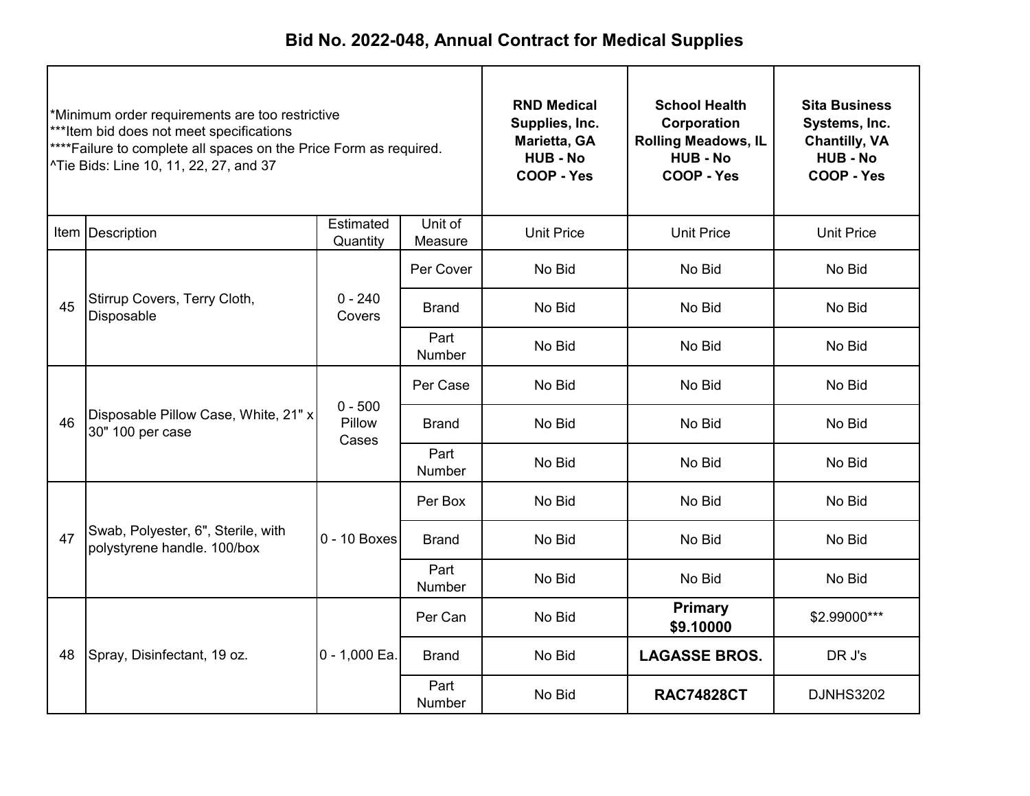# Bid No. 2022-048, Annual Contract for Medical Supplies

*Minimum order requirements are too restrictive
***Item bid does not meet specifications
****Failure to complete all spaces on the Price Form as required.
^Tie Bids: Line 10, 11, 22, 27, and 37

| Item | Description | Estimated Quantity | Unit of Measure | RND Medical Supplies, Inc. Marietta, GA HUB - No COOP - Yes | School Health Corporation Rolling Meadows, IL HUB - No COOP - Yes | Sita Business Systems, Inc. Chantilly, VA HUB - No COOP - Yes |
|---|---|---|---|---|---|---|
| | | | | Unit Price | Unit Price | Unit Price |
| 45 | Stirrup Covers, Terry Cloth, Disposable | 0 - 240 Covers | Per Cover | No Bid | No Bid | No Bid |
| | | | Brand | No Bid | No Bid | No Bid |
| | | | Part Number | No Bid | No Bid | No Bid |
| 46 | Disposable Pillow Case, White, 21" x 30" 100 per case | 0 - 500 Pillow Cases | Per Case | No Bid | No Bid | No Bid |
| | | | Brand | No Bid | No Bid | No Bid |
| | | | Part Number | No Bid | No Bid | No Bid |
| 47 | Swab, Polyester, 6", Sterile, with polystyrene handle. 100/box | 0 - 10 Boxes | Per Box | No Bid | No Bid | No Bid |
| | | | Brand | No Bid | No Bid | No Bid |
| | | | Part Number | No Bid | No Bid | No Bid |
| 48 | Spray, Disinfectant, 19 oz. | 0 - 1,000 Ea. | Per Can | No Bid | **Primary $9.10000** | $2.99000*** |
| | | | Brand | No Bid | **LAGASSE BROS.** | DR J's |
| | | | Part Number | No Bid | **RAC74828CT** | DJNHS3202 |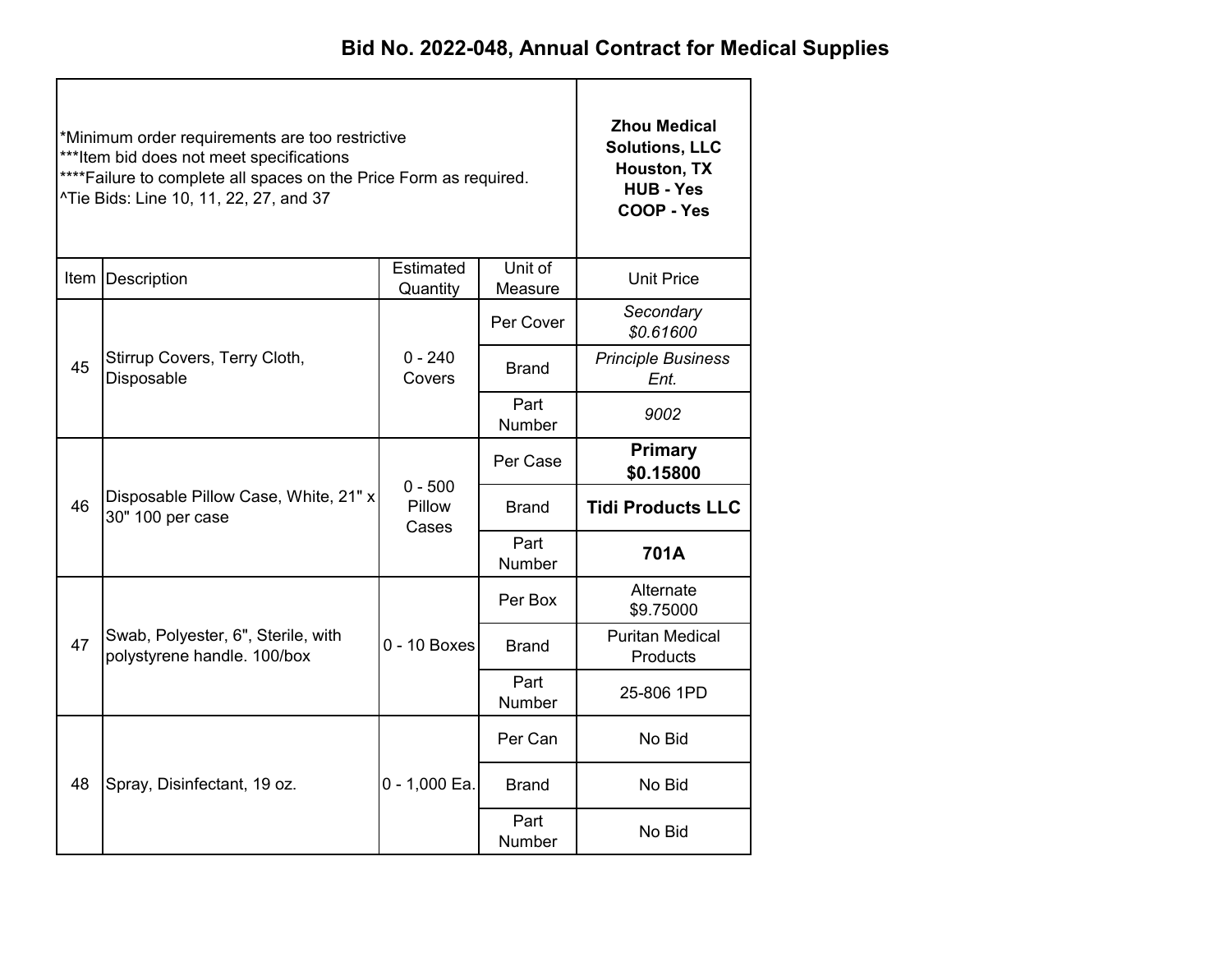# Bid No. 2022-048, Annual Contract for Medical Supplies

*Minimum order requirements are too restrictive
***Item bid does not meet specifications
****Failure to complete all spaces on the Price Form as required.
^Tie Bids: Line 10, 11, 22, 27, and 37

| Item | Description | Estimated Quantity | Unit of Measure | Zhou Medical Solutions, LLC Houston, TX HUB - Yes COOP - Yes |
|---|---|---|---|---|
| | | | | Unit Price |
| 45 | Stirrup Covers, Terry Cloth, Disposable | 0 - 240 Covers | Per Cover | *Secondary $0.61600* |
| | | | Brand | *Principle Business Ent.* |
| | | | Part Number | *9002* |
| 46 | Disposable Pillow Case, White, 21" x 30" 100 per case | 0 - 500 Pillow Cases | Per Case | **Primary $0.15800** |
| | | | Brand | **Tidi Products LLC** |
| | | | Part Number | **701A** |
| 47 | Swab, Polyester, 6", Sterile, with polystyrene handle. 100/box | 0 - 10 Boxes | Per Box | Alternate $9.75000 |
| | | | Brand | Puritan Medical Products |
| | | | Part Number | 25-806 1PD |
| 48 | Spray, Disinfectant, 19 oz. | 0 - 1,000 Ea. | Per Can | No Bid |
| | | | Brand | No Bid |
| | | | Part Number | No Bid |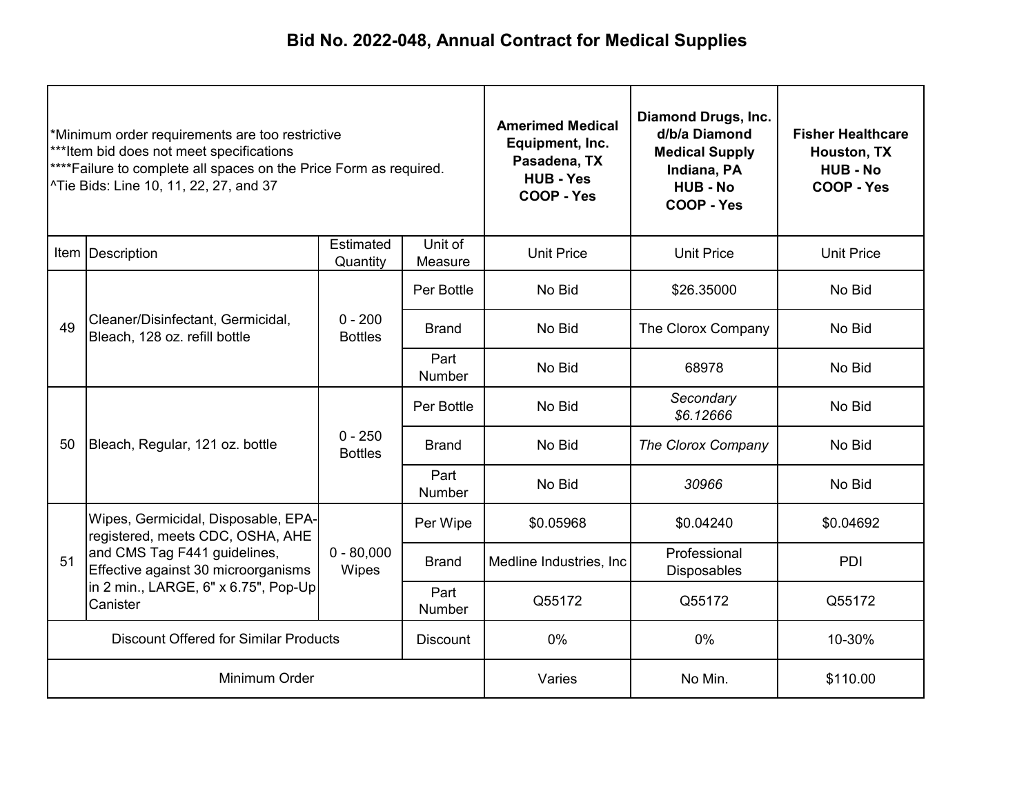# Bid No. 2022-048, Annual Contract for Medical Supplies

| *Minimum order requirements are too restrictive<br>***Item bid does not meet specifications<br>****Failure to complete all spaces on the Price Form as required.<br>^Tie Bids: Line 10, 11, 22, 27, and 37 | | | | **Amerimed Medical Equipment, Inc.<br>Pasadena, TX<br>HUB - Yes<br>COOP - Yes** | **Diamond Drugs, Inc. d/b/a Diamond Medical Supply<br>Indiana, PA<br>HUB - No<br>COOP - Yes** | **Fisher Healthcare<br>Houston, TX<br>HUB - No<br>COOP - Yes** |
|---|---|---|---|---|---|---|
| Item | Description | Estimated Quantity | Unit of Measure | Unit Price | Unit Price | Unit Price |
| 49 | Cleaner/Disinfectant, Germicidal, Bleach, 128 oz. refill bottle | 0 - 200 Bottles | Per Bottle | No Bid | $26.35000 | No Bid |
| | | | Brand | No Bid | The Clorox Company | No Bid |
| | | | Part Number | No Bid | 68978 | No Bid |
| 50 | Bleach, Regular, 121 oz. bottle | 0 - 250 Bottles | Per Bottle | No Bid | *Secondary $6.12666* | No Bid |
| | | | Brand | No Bid | *The Clorox Company* | No Bid |
| | | | Part Number | No Bid | *30966* | No Bid |
| 51 | Wipes, Germicidal, Disposable, EPA-registered, meets CDC, OSHA, AHE and CMS Tag F441 guidelines, Effective against 30 microorganisms in 2 min., LARGE, 6" x 6.75", Pop-Up Canister | 0 - 80,000 Wipes | Per Wipe | $0.05968 | $0.04240 | $0.04692 |
| | | | Brand | Medline Industries, Inc | Professional Disposables | PDI |
| | | | Part Number | Q55172 | Q55172 | Q55172 |
| Discount Offered for Similar Products | | | Discount | 0% | 0% | 10-30% |
| Minimum Order | | | | Varies | No Min. | $110.00 |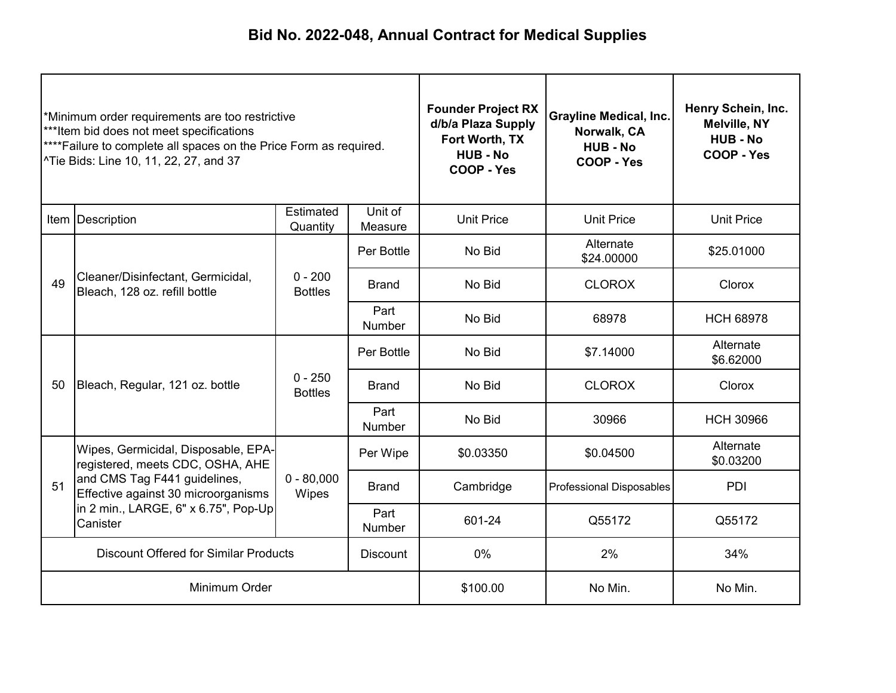# Bid No. 2022-048, Annual Contract for Medical Supplies

*Minimum order requirements are too restrictive
***Item bid does not meet specifications
****Failure to complete all spaces on the Price Form as required.
^Tie Bids: Line 10, 11, 22, 27, and 37

| Item | Description | Estimated Quantity | Unit of Measure | Founder Project RX d/b/a Plaza Supply Fort Worth, TX HUB - No COOP - Yes | Grayline Medical, Inc. Norwalk, CA HUB - No COOP - Yes | Henry Schein, Inc. Melville, NY HUB - No COOP - Yes |
|---|---|---|---|---|---|---|
| | | | | Unit Price | Unit Price | Unit Price |
| 49 | Cleaner/Disinfectant, Germicidal, Bleach, 128 oz. refill bottle | 0 - 200 Bottles | Per Bottle | No Bid | Alternate $24.00000 | $25.01000 |
| | | | Brand | No Bid | CLOROX | Clorox |
| | | | Part Number | No Bid | 68978 | HCH 68978 |
| 50 | Bleach, Regular, 121 oz. bottle | 0 - 250 Bottles | Per Bottle | No Bid | $7.14000 | Alternate $6.62000 |
| | | | Brand | No Bid | CLOROX | Clorox |
| | | | Part Number | No Bid | 30966 | HCH 30966 |
| 51 | Wipes, Germicidal, Disposable, EPA-registered, meets CDC, OSHA, AHE and CMS Tag F441 guidelines, Effective against 30 microorganisms in 2 min., LARGE, 6" x 6.75", Pop-Up Canister | 0 - 80,000 Wipes | Per Wipe | $0.03350 | $0.04500 | Alternate $0.03200 |
| | | | Brand | Cambridge | Professional Disposables | PDI |
| | | | Part Number | 601-24 | Q55172 | Q55172 |
| Discount Offered for Similar Products | | | Discount | 0% | 2% | 34% |
| Minimum Order | | | | $100.00 | No Min. | No Min. |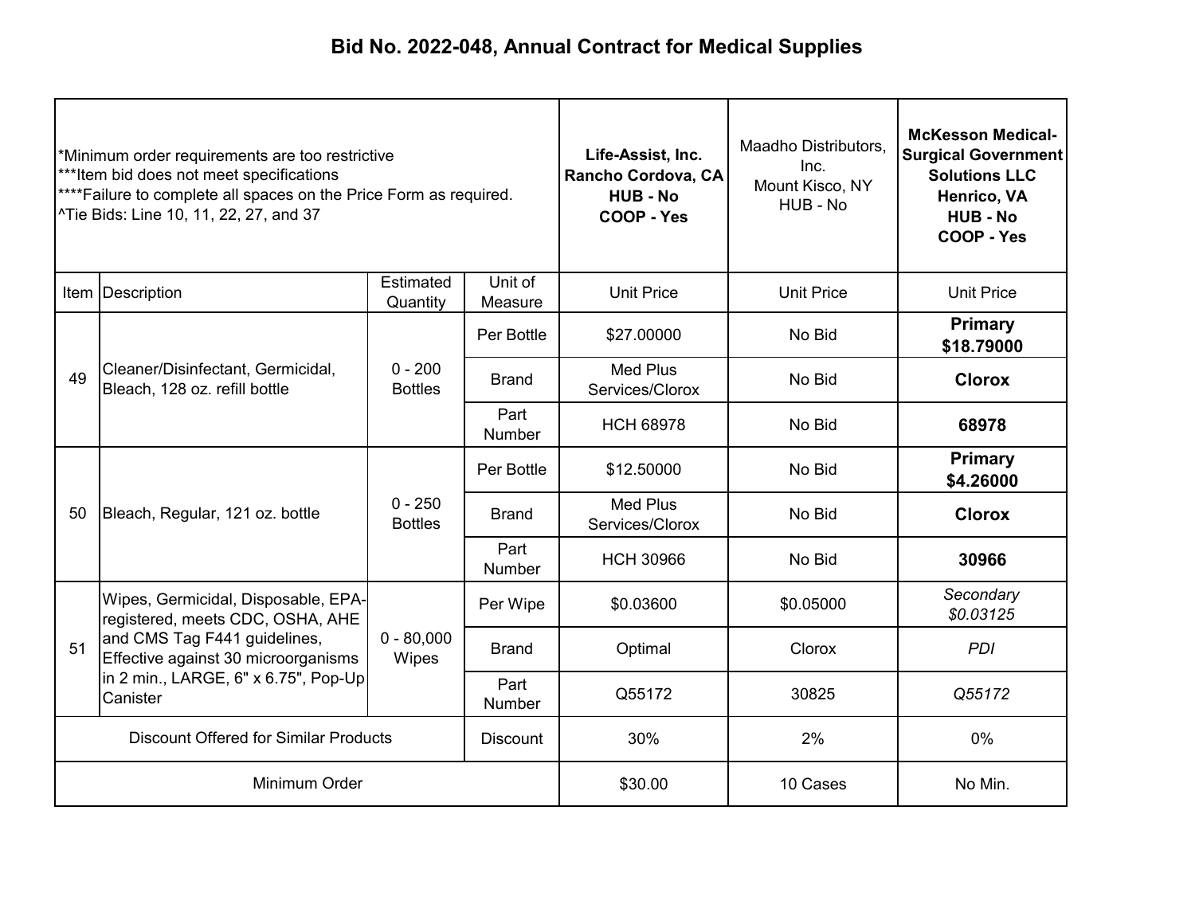# Bid No. 2022-048, Annual Contract for Medical Supplies

*Minimum order requirements are too restrictive
***Item bid does not meet specifications
****Failure to complete all spaces on the Price Form as required.
^Tie Bids: Line 10, 11, 22, 27, and 37

| Item | Description | Estimated Quantity | Unit of Measure | **Life-Assist, Inc. Rancho Cordova, CA HUB - No COOP - Yes** | Maadho Distributors, Inc. Mount Kisco, NY HUB - No | **McKesson Medical-Surgical Government Solutions LLC Henrico, VA HUB - No COOP - Yes** |
|---|---|---|---|---|---|---|
| | | | | Unit Price | Unit Price | Unit Price |
| 49 | Cleaner/Disinfectant, Germicidal, Bleach, 128 oz. refill bottle | 0 - 200 Bottles | Per Bottle | $27.00000 | No Bid | **Primary $18.79000** |
| | | | Brand | Med Plus Services/Clorox | No Bid | **Clorox** |
| | | | Part Number | HCH 68978 | No Bid | **68978** |
| 50 | Bleach, Regular, 121 oz. bottle | 0 - 250 Bottles | Per Bottle | $12.50000 | No Bid | **Primary $4.26000** |
| | | | Brand | Med Plus Services/Clorox | No Bid | **Clorox** |
| | | | Part Number | HCH 30966 | No Bid | **30966** |
| 51 | Wipes, Germicidal, Disposable, EPA-registered, meets CDC, OSHA, AHE and CMS Tag F441 guidelines, Effective against 30 microorganisms in 2 min., LARGE, 6" x 6.75", Pop-Up Canister | 0 - 80,000 Wipes | Per Wipe | $0.03600 | $0.05000 | *Secondary $0.03125* |
| | | | Brand | Optimal | Clorox | *PDI* |
| | | | Part Number | Q55172 | 30825 | *Q55172* |
| Discount Offered for Similar Products | | | Discount | 30% | 2% | 0% |
| Minimum Order | | | | $30.00 | 10 Cases | No Min. |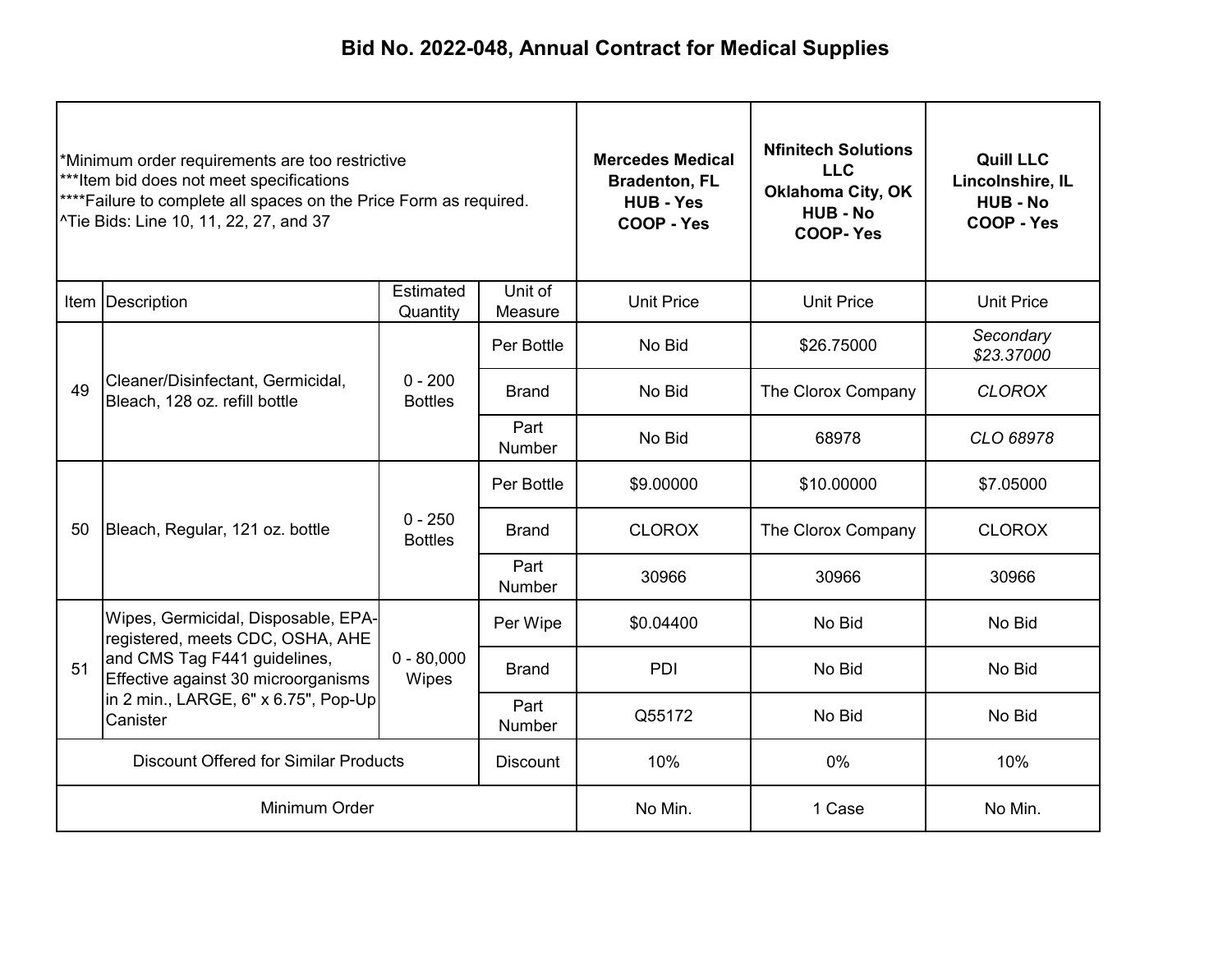# Bid No. 2022-048, Annual Contract for Medical Supplies

| *Minimum order requirements are too restrictive<br>***Item bid does not meet specifications<br>****Failure to complete all spaces on the Price Form as required.<br>^Tie Bids: Line 10, 11, 22, 27, and 37 | | | | **Mercedes Medical<br>Bradenton, FL<br>HUB - Yes<br>COOP - Yes** | **Nfinitech Solutions LLC<br>Oklahoma City, OK<br>HUB - No<br>COOP- Yes** | **Quill LLC<br>Lincolnshire, IL<br>HUB - No<br>COOP - Yes** |
|---|---|---|---|---|---|---|
| Item | Description | Estimated Quantity | Unit of Measure | Unit Price | Unit Price | Unit Price |
| 49 | Cleaner/Disinfectant, Germicidal, Bleach, 128 oz. refill bottle | 0 - 200 Bottles | Per Bottle | No Bid | $26.75000 | *Secondary $23.37000* |
| | | | Brand | No Bid | The Clorox Company | *CLOROX* |
| | | | Part Number | No Bid | 68978 | *CLO 68978* |
| 50 | Bleach, Regular, 121 oz. bottle | 0 - 250 Bottles | Per Bottle | $9.00000 | $10.00000 | $7.05000 |
| | | | Brand | CLOROX | The Clorox Company | CLOROX |
| | | | Part Number | 30966 | 30966 | 30966 |
| 51 | Wipes, Germicidal, Disposable, EPA-registered, meets CDC, OSHA, AHE and CMS Tag F441 guidelines, Effective against 30 microorganisms in 2 min., LARGE, 6" x 6.75", Pop-Up Canister | 0 - 80,000 Wipes | Per Wipe | $0.04400 | No Bid | No Bid |
| | | | Brand | PDI | No Bid | No Bid |
| | | | Part Number | Q55172 | No Bid | No Bid |
| Discount Offered for Similar Products | | | Discount | 10% | 0% | 10% |
| Minimum Order | | | | No Min. | 1 Case | No Min. |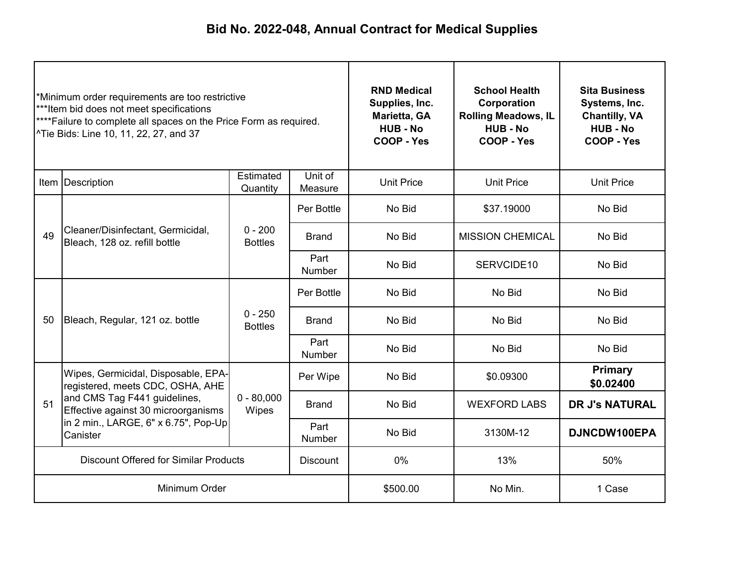# Bid No. 2022-048, Annual Contract for Medical Supplies

| *Minimum order requirements are too restrictive<br>***Item bid does not meet specifications<br>****Failure to complete all spaces on the Price Form as required.<br>^Tie Bids: Line 10, 11, 22, 27, and 37 | | | | **RND Medical Supplies, Inc.<br>Marietta, GA<br>HUB - No<br>COOP - Yes** | **School Health Corporation<br>Rolling Meadows, IL<br>HUB - No<br>COOP - Yes** | **Sita Business Systems, Inc.<br>Chantilly, VA<br>HUB - No<br>COOP - Yes** |
|---|---|---|---|---|---|---|
| Item | Description | Estimated Quantity | Unit of Measure | Unit Price | Unit Price | Unit Price |
| 49 | Cleaner/Disinfectant, Germicidal, Bleach, 128 oz. refill bottle | 0 - 200 Bottles | Per Bottle | No Bid | $37.19000 | No Bid |
| | | | Brand | No Bid | MISSION CHEMICAL | No Bid |
| | | | Part Number | No Bid | SERVCIDE10 | No Bid |
| 50 | Bleach, Regular, 121 oz. bottle | 0 - 250 Bottles | Per Bottle | No Bid | No Bid | No Bid |
| | | | Brand | No Bid | No Bid | No Bid |
| | | | Part Number | No Bid | No Bid | No Bid |
| 51 | Wipes, Germicidal, Disposable, EPA-registered, meets CDC, OSHA, AHE and CMS Tag F441 guidelines, Effective against 30 microorganisms in 2 min., LARGE, 6" x 6.75", Pop-Up Canister | 0 - 80,000 Wipes | Per Wipe | No Bid | $0.09300 | **Primary<br>$0.02400** |
| | | | Brand | No Bid | WEXFORD LABS | **DR J's NATURAL** |
| | | | Part Number | No Bid | 3130M-12 | **DJNCDW100EPA** |
| Discount Offered for Similar Products | | | Discount | 0% | 13% | 50% |
| Minimum Order | | | | $500.00 | No Min. | 1 Case |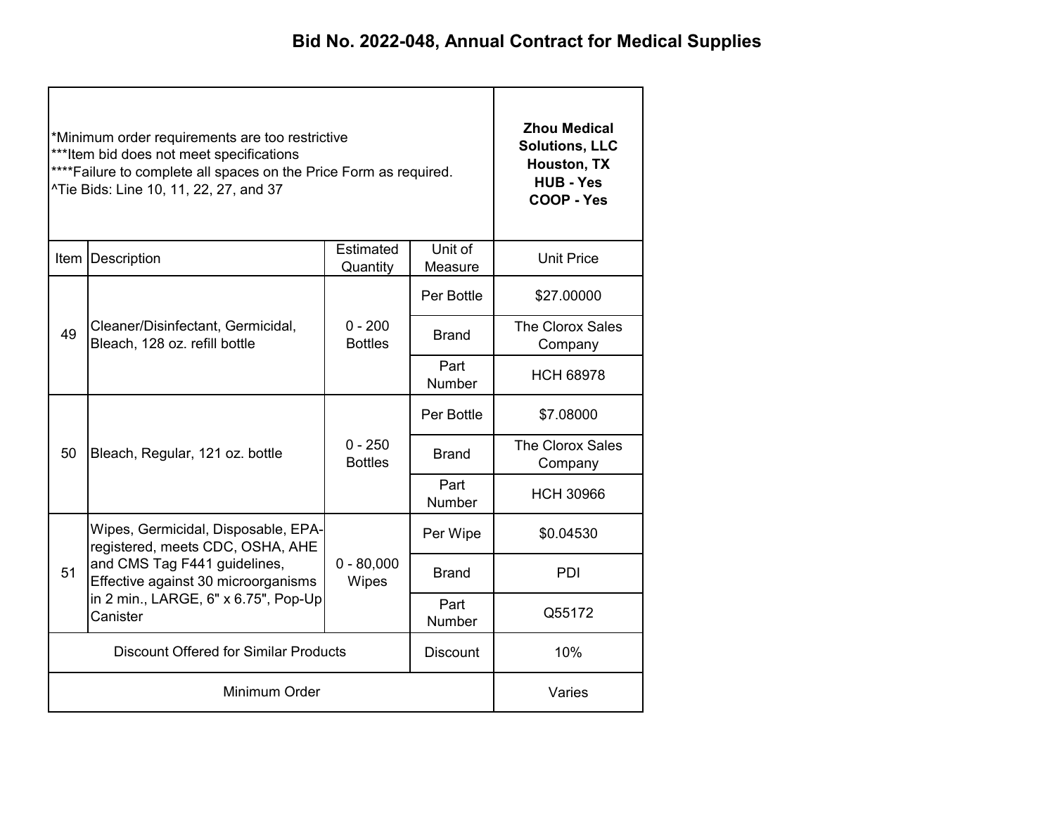# Bid No. 2022-048, Annual Contract for Medical Supplies

| *Minimum order requirements are too restrictive<br>***Item bid does not meet specifications<br>****Failure to complete all spaces on the Price Form as required.<br>^Tie Bids: Line 10, 11, 22, 27, and 37 | | | | **Zhou Medical Solutions, LLC<br>Houston, TX<br>HUB - Yes<br>COOP - Yes** |
|---|---|---|---|---|
| Item | Description | Estimated Quantity | Unit of Measure | Unit Price |
| 49 | Cleaner/Disinfectant, Germicidal, Bleach, 128 oz. refill bottle | 0 - 200 Bottles | Per Bottle | $27.00000 |
| | | | Brand | The Clorox Sales Company |
| | | | Part Number | HCH 68978 |
| 50 | Bleach, Regular, 121 oz. bottle | 0 - 250 Bottles | Per Bottle | $7.08000 |
| | | | Brand | The Clorox Sales Company |
| | | | Part Number | HCH 30966 |
| 51 | Wipes, Germicidal, Disposable, EPA-registered, meets CDC, OSHA, AHE and CMS Tag F441 guidelines, Effective against 30 microorganisms in 2 min., LARGE, 6" x 6.75", Pop-Up Canister | 0 - 80,000 Wipes | Per Wipe | $0.04530 |
| | | | Brand | PDI |
| | | | Part Number | Q55172 |
| Discount Offered for Similar Products | | | Discount | 10% |
| Minimum Order | | | | Varies |